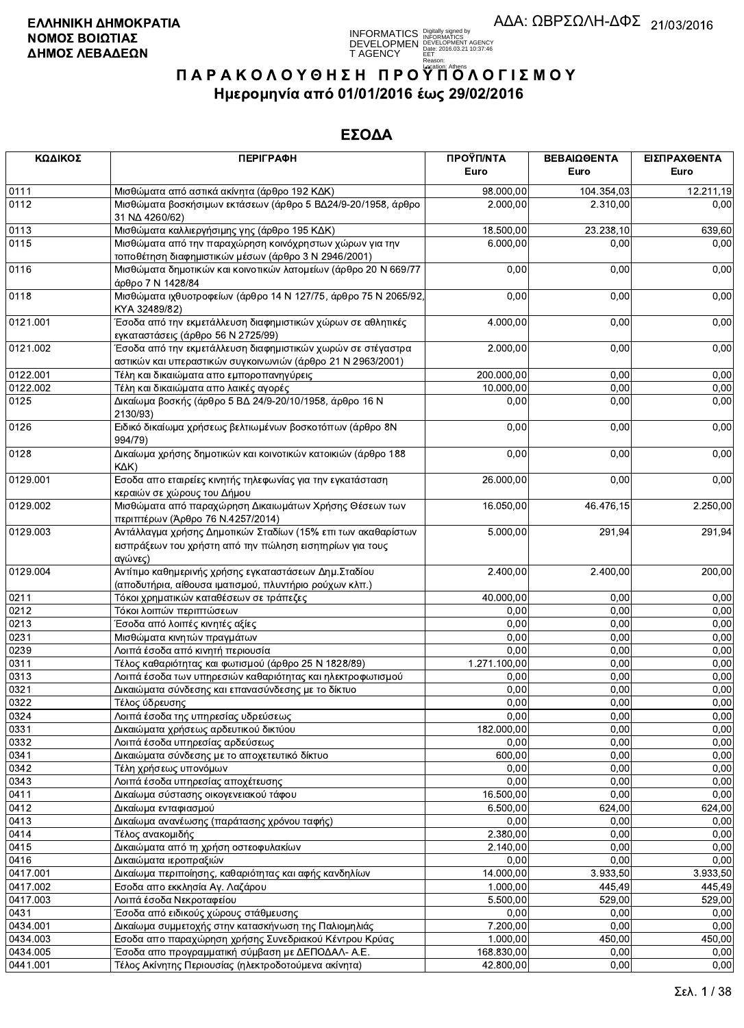**ΕΛΛΗΝΙΚΗ ΔΗΜΟΚΡΑΤΙΑ**
**ΝΟΜΟΣ ΒΟΙΩΤΙΑΣ**
**ΔΗΜΟΣ ΛΕΒΑΔΕΩΝ**

ΑΔΑ: ΩΒΡΣΩΛΗ-ΔΦΣ 21/03/2016

# ΠΑΡΑΚΟΛΟΥΘΗΣΗ ΠΡΟΫΠΟΛΟΓΙΣΜΟΥ

## Ημερομηνία από 01/01/2016 έως 29/02/2016

## ΕΣΟΔΑ

| ΚΩΔΙΚΟΣ | ΠΕΡΙΓΡΑΦΗ | ΠΡΟΫΠ/ΝΤΑ Euro | ΒΕΒΑΙΩΘΕΝΤΑ Euro | ΕΙΣΠΡΑΧΘΕΝΤΑ Euro |
|---|---|---|---|---|
| 0111 | Μισθώματα από αστικά ακίνητα (άρθρο 192 ΚΔΚ) | 98.000,00 | 104.354,03 | 12.211,19 |
| 0112 | Μισθώματα βοσκήσιμων εκτάσεων (άρθρο 5 ΒΔ24/9-20/1958, άρθρο 31 ΝΔ 4260/62) | 2.000,00 | 2.310,00 | 0,00 |
| 0113 | Μισθώματα καλλιεργήσιμης γης (άρθρο 195 ΚΔΚ) | 18.500,00 | 23.238,10 | 639,60 |
| 0115 | Μισθώματα από την παραχώρηση κοινόχρηστων χώρων για την τοποθέτηση διαφημιστικών μέσων (άρθρο 3 Ν 2946/2001) | 6.000,00 | 0,00 | 0,00 |
| 0116 | Μισθώματα δημοτικών και κοινοτικών λατομείων (άρθρο 20 Ν 669/77 άρθρο 7 Ν 1428/84 | 0,00 | 0,00 | 0,00 |
| 0118 | Μισθώματα ιχθυοτροφείων (άρθρο 14 Ν 127/75, άρθρο 75 Ν 2065/92, ΚΥΑ 32489/82) | 0,00 | 0,00 | 0,00 |
| 0121.001 | Έσοδα από την εκμετάλλευση διαφημιστικών χώρων σε αθλητικές εγκαταστάσεις (άρθρο 56 Ν 2725/99) | 4.000,00 | 0,00 | 0,00 |
| 0121.002 | Έσοδα από την εκμετάλλευση διαφημιστικών χωρών σε στέγαστρα αστικών και υπεραστικών συγκοινωνιών (άρθρο 21 Ν 2963/2001) | 2.000,00 | 0,00 | 0,00 |
| 0122.001 | Τέλη και δικαιώματα απο εμποροπανηγύρεις | 200.000,00 | 0,00 | 0,00 |
| 0122.002 | Τέλη και δικαιώματα απο λαικές αγορές | 10.000,00 | 0,00 | 0,00 |
| 0125 | Δικαίωμα βοσκής (άρθρο 5 ΒΔ 24/9-20/10/1958, άρθρο 16 Ν 2130/93) | 0,00 | 0,00 | 0,00 |
| 0126 | Ειδικό δικαίωμα χρήσεως βελτιωμένων βοσκοτόπων (άρθρο 8Ν 994/79) | 0,00 | 0,00 | 0,00 |
| 0128 | Δικαίωμα χρήσης δημοτικών και κοινοτικών κατοικιών (άρθρο 188 ΚΔΚ) | 0,00 | 0,00 | 0,00 |
| 0129.001 | Εσοδα απο εταιρείες κινητής τηλεφωνίας για την εγκατάσταση κεραιών σε χώρους του Δήμου | 26.000,00 | 0,00 | 0,00 |
| 0129.002 | Μισθώματα από παραχώρηση Δικαιωμάτων Χρήσης Θέσεων των περιπτέρων (Άρθρο 76 Ν.4257/2014) | 16.050,00 | 46.476,15 | 2.250,00 |
| 0129.003 | Αντάλλαγμα χρήσης Δημοτικών Σταδίων (15% επι των ακαθαρίστων εισπράξεων του χρήστη από την πώληση εισητηρίων για τους αγώνες) | 5.000,00 | 291,94 | 291,94 |
| 0129.004 | Αντίτιμο καθημερινής χρήσης εγκαταστάσεων Δημ.Σταδίου (αποδυτήρια, αίθουσα ιματισμού, πλυντήριο ρούχων κλπ.) | 2.400,00 | 2.400,00 | 200,00 |
| 0211 | Τόκοι χρηματικών καταθέσεων σε τράπεζες | 40.000,00 | 0,00 | 0,00 |
| 0212 | Τόκοι λοιπών περιπτώσεων | 0,00 | 0,00 | 0,00 |
| 0213 | Έσοδα από λοιπές κινητές αξίες | 0,00 | 0,00 | 0,00 |
| 0231 | Μισθώματα κινητών πραγμάτων | 0,00 | 0,00 | 0,00 |
| 0239 | Λοιπά έσοδα από κινητή περιουσία | 0,00 | 0,00 | 0,00 |
| 0311 | Τέλος καθαριότητας και φωτισμού (άρθρο 25 Ν 1828/89) | 1.271.100,00 | 0,00 | 0,00 |
| 0313 | Λοιπά έσοδα των υπηρεσιών καθαριότητας και ηλεκτροφωτισμού | 0,00 | 0,00 | 0,00 |
| 0321 | Δικαιώματα σύνδεσης και επανασύνδεσης με το δίκτυο | 0,00 | 0,00 | 0,00 |
| 0322 | Τέλος ύδρευσης | 0,00 | 0,00 | 0,00 |
| 0324 | Λοιπά έσοδα της υπηρεσίας υδρεύσεως | 0,00 | 0,00 | 0,00 |
| 0331 | Δικαιώματα χρήσεως αρδευτικού δικτύου | 182.000,00 | 0,00 | 0,00 |
| 0332 | Λοιπά έσοδα υπηρεσίας αρδεύσεως | 0,00 | 0,00 | 0,00 |
| 0341 | Δικαιώματα σύνδεσης με το αποχετευτικό δίκτυο | 600,00 | 0,00 | 0,00 |
| 0342 | Τέλη χρήσεως υπονόμων | 0,00 | 0,00 | 0,00 |
| 0343 | Λοιπά έσοδα υπηρεσίας αποχέτευσης | 0,00 | 0,00 | 0,00 |
| 0411 | Δικαίωμα σύστασης οικογενειακού τάφου | 16.500,00 | 0,00 | 0,00 |
| 0412 | Δικαίωμα ενταφιασμού | 6.500,00 | 624,00 | 624,00 |
| 0413 | Δικαίωμα ανανέωσης (παράτασης χρόνου ταφής) | 0,00 | 0,00 | 0,00 |
| 0414 | Τέλος ανακομιδής | 2.380,00 | 0,00 | 0,00 |
| 0415 | Δικαιώματα από τη χρήση οστεοφυλακίων | 2.140,00 | 0,00 | 0,00 |
| 0416 | Δικαιώματα ιεροπραξιών | 0,00 | 0,00 | 0,00 |
| 0417.001 | Δικαίωμα περιποίησης, καθαριότητας και αφής κανδηλίων | 14.000,00 | 3.933,50 | 3.933,50 |
| 0417.002 | Εσοδα απο εκκλησία Αγ. Λαζάρου | 1.000,00 | 445,49 | 445,49 |
| 0417.003 | Λοιπά έσοδα Νεκροταφείου | 5.500,00 | 529,00 | 529,00 |
| 0431 | Έσοδα από ειδικούς χώρους στάθμευσης | 0,00 | 0,00 | 0,00 |
| 0434.001 | Δικαίωμα συμμετοχής στην κατασκήνωση της Παλιομηλιάς | 7.200,00 | 0,00 | 0,00 |
| 0434.003 | Εσοδα απο παραχώρηση χρήσης Συνεδριακού Κέντρου Κρύας | 1.000,00 | 450,00 | 450,00 |
| 0434.005 | Έσοδα απο προγραμματική σύμβαση με ΔΕΠΟΔΑΛ- Α.Ε. | 168.830,00 | 0,00 | 0,00 |
| 0441.001 | Τέλος Ακίνητης Περιουσίας (ηλεκτροδοτούμενα ακίνητα) | 42.800,00 | 0,00 | 0,00 |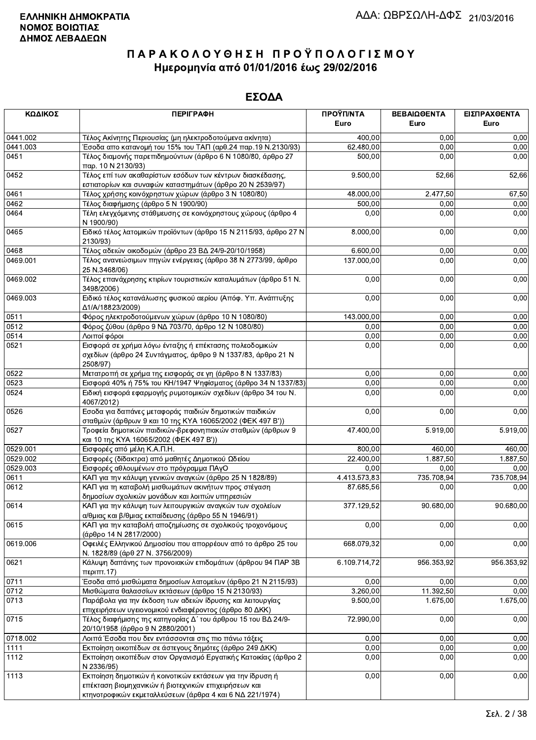**ΕΛΛΗΝΙΚΗ ΔΗΜΟΚΡΑΤΙΑ**
**ΝΟΜΟΣ ΒΟΙΩΤΙΑΣ**
**ΔΗΜΟΣ ΛΕΒΑΔΕΩΝ**

ΑΔΑ: ΩΒΡΣΩΛΗ-ΔΦΣ 21/03/2016

# ΠΑΡΑΚΟΛΟΥΘΗΣΗ ΠΡΟΫΠΟΛΟΓΙΣΜΟΥ
## Ημερομηνία από 01/01/2016 έως 29/02/2016

## ΕΣΟΔΑ

| ΚΩΔΙΚΟΣ | ΠΕΡΙΓΡΑΦΗ | ΠΡΟΫΠ/ΝΤΑ Euro | ΒΕΒΑΙΩΘΕΝΤΑ Euro | ΕΙΣΠΡΑΧΘΕΝΤΑ Euro |
|---|---|---|---|---|
| 0441.002 | Τέλος Ακίνητης Περιουσίας (μη ηλεκτροδοτούμενα ακίνητα) | 400,00 | 0,00 | 0,00 |
| 0441.003 | Έσοδα απο κατανομή του 15% του ΤΑΠ (αρθ.24 παρ.19 Ν.2130/93) | 62.480,00 | 0,00 | 0,00 |
| 0451 | Τέλος διαμονής παρεπιδημούντων (άρθρο 6 Ν 1080/80, άρθρο 27 παρ. 10 Ν 2130/93) | 500,00 | 0,00 | 0,00 |
| 0452 | Τέλος επί των ακαθαρίστων εσόδων των κέντρων διασκέδασης, εστιατορίων και συναφών καταστημάτων (άρθρο 20 Ν 2539/97) | 9.500,00 | 52,66 | 52,66 |
| 0461 | Τέλος χρήσης κοινόχρηστων χώρων (άρθρο 3 Ν 1080/80) | 48.000,00 | 2.477,50 | 67,50 |
| 0462 | Τέλος διαφήμισης (άρθρο 5 Ν 1900/90) | 500,00 | 0,00 | 0,00 |
| 0464 | Τέλη ελεγχόμενης στάθμευσης σε κοινόχρηστους χώρους (άρθρο 4 Ν 1900/90) | 0,00 | 0,00 | 0,00 |
| 0465 | Ειδικό τέλος λατομικών προϊόντων (άρθρο 15 Ν 2115/93, άρθρο 27 Ν 2130/93) | 8.000,00 | 0,00 | 0,00 |
| 0468 | Τέλος αδειών οικοδομών (άρθρο 23 ΒΔ 24/9-20/10/1958) | 6.600,00 | 0,00 | 0,00 |
| 0469.001 | Τέλος ανανεώσιμων πηγών ενέργειας (άρθρο 38 Ν 2773/99, άρθρο 25 Ν.3468/06) | 137.000,00 | 0,00 | 0,00 |
| 0469.002 | Τέλος επανάχρησης κτιρίων τουριστικών καταλυμάτων (άρθρο 51 Ν. 3498/2006) | 0,00 | 0,00 | 0,00 |
| 0469.003 | Ειδικό τέλος κατανάλωσης φυσικού αερίου (Απόφ. Υπ. Ανάπτυξης Δ1/Α/18823/2009) | 0,00 | 0,00 | 0,00 |
| 0511 | Φόρος ηλεκτροδοτούμενων χώρων (άρθρο 10 Ν 1080/80) | 143.000,00 | 0,00 | 0,00 |
| 0512 | Φόρος ζύθου (άρθρο 9 ΝΔ 703/70, άρθρο 12 Ν 1080/80) | 0,00 | 0,00 | 0,00 |
| 0514 | Λοιποί φόροι | 0,00 | 0,00 | 0,00 |
| 0521 | Εισφορά σε χρήμα λόγω ένταξης ή επέκτασης πολεοδομικών σχεδίων (άρθρο 24 Συντάγματος, άρθρο 9 Ν 1337/83, άρθρο 21 Ν 2508/97) | 0,00 | 0,00 | 0,00 |
| 0522 | Μετατροπή σε χρήμα της εισφοράς σε γη (άρθρο 8 Ν 1337/83) | 0,00 | 0,00 | 0,00 |
| 0523 | Εισφορά 40% ή 75% του ΚΗ/1947 Ψηφίσματος (άρθρο 34 Ν 1337/83) | 0,00 | 0,00 | 0,00 |
| 0524 | Ειδική εισφορά εφαρμογής ρυμοτομικών σχεδίων (άρθρο 34 του Ν. 4067/2012) | 0,00 | 0,00 | 0,00 |
| 0526 | Εσοδα για δαπάνες μεταφοράς παιδιών δημοτικών παιδικών σταθμών (άρθρων 9 και 10 της ΚΥΑ 16065/2002 (ΦΕΚ 497 Β')) | 0,00 | 0,00 | 0,00 |
| 0527 | Τροφεία δημοτικών παιδικών-βρεφονηπιακών σταθμών (άρθρων 9 και 10 της ΚΥΑ 16065/2002 (ΦΕΚ 497 Β')) | 47.400,00 | 5.919,00 | 5.919,00 |
| 0529.001 | Εισφορές από μέλη Κ.Α.Π.Η. | 800,00 | 460,00 | 460,00 |
| 0529.002 | Εισφορές (δίδακτρα) από μαθητές Δημοτικού Ωδείου | 22.400,00 | 1.887,50 | 1.887,50 |
| 0529.003 | Εισφορές αθλουμένων στο πρόγραμμα ΠΑγΟ | 0,00 | 0,00 | 0,00 |
| 0611 | ΚΑΠ για την κάλυψη γενικών αναγκών (άρθρο 25 Ν 1828/89) | 4.413.573,83 | 735.708,94 | 735.708,94 |
| 0612 | ΚΑΠ για τη καταβολή μισθωμάτων ακινήτων προς στέγαση δημοσίων σχολικών μονάδων και λοιπών υπηρεσιών | 87.685,56 | 0,00 | 0,00 |
| 0614 | ΚΑΠ για την κάλυψη των λειτουργικών αναγκών των σχολείων α/θμιας και β/θμιας εκπαίδευσης (άρθρο 55 Ν 1946/91) | 377.129,52 | 90.680,00 | 90.680,00 |
| 0615 | ΚΑΠ για την καταβολή αποζημίωσης σε σχολικούς τροχονόμους (άρθρο 14 Ν 2817/2000) | 0,00 | 0,00 | 0,00 |
| 0619.006 | Οφειλές Ελληνικού Δημοσίου που απορρέουν από το άρθρο 25 του Ν. 1828/89 (άρθ 27 Ν. 3756/2009) | 668.079,32 | 0,00 | 0,00 |
| 0621 | Κάλυψη δαπάνης των προνοιακών επιδομάτων (άρθρου 94 ΠΑΡ 3Β περιπτ.17) | 6.109.714,72 | 956.353,92 | 956.353,92 |
| 0711 | Έσοδα από μισθώματα δημοσίων λατομείων (άρθρο 21 Ν 2115/93) | 0,00 | 0,00 | 0,00 |
| 0712 | Μισθώματα θαλασσίων εκτάσεων (άρθρο 15 Ν 2130/93) | 3.260,00 | 11.392,50 | 0,00 |
| 0713 | Παράβολα για την έκδοση των αδειών ίδρυσης και λειτουργίας επιχειρήσεων υγειονομικού ενδιαφέροντος (άρθρο 80 ΔΚΚ) | 9.500,00 | 1.675,00 | 1.675,00 |
| 0715 | Τέλος διαφήμισης της κατηγορίας Δ΄ του άρθρου 15 του ΒΔ 24/9-20/10/1958 (άρθρο 9 Ν 2880/2001) | 72.990,00 | 0,00 | 0,00 |
| 0718.002 | Λοιπά Έσοδα που δεν εντάσσονται στις πιο πάνω τάξεις | 0,00 | 0,00 | 0,00 |
| 1111 | Εκποίηση οικοπέδων σε άστεγους δημότες (άρθρο 249 ΔΚΚ) | 0,00 | 0,00 | 0,00 |
| 1112 | Εκποίηση οικοπέδων στον Οργανισμό Εργατικής Κατοικίας (άρθρο 2 Ν 2336/95) | 0,00 | 0,00 | 0,00 |
| 1113 | Εκποίηση δημοτικών ή κοινοτικών εκτάσεων για την ίδρυση ή επέκταση βιομηχανικών ή βιοτεχνικών επιχειρήσεων και κτηνοτροφικών εκμεταλλεύσεων (άρθρα 4 και 6 ΝΔ 221/1974) | 0,00 | 0,00 | 0,00 |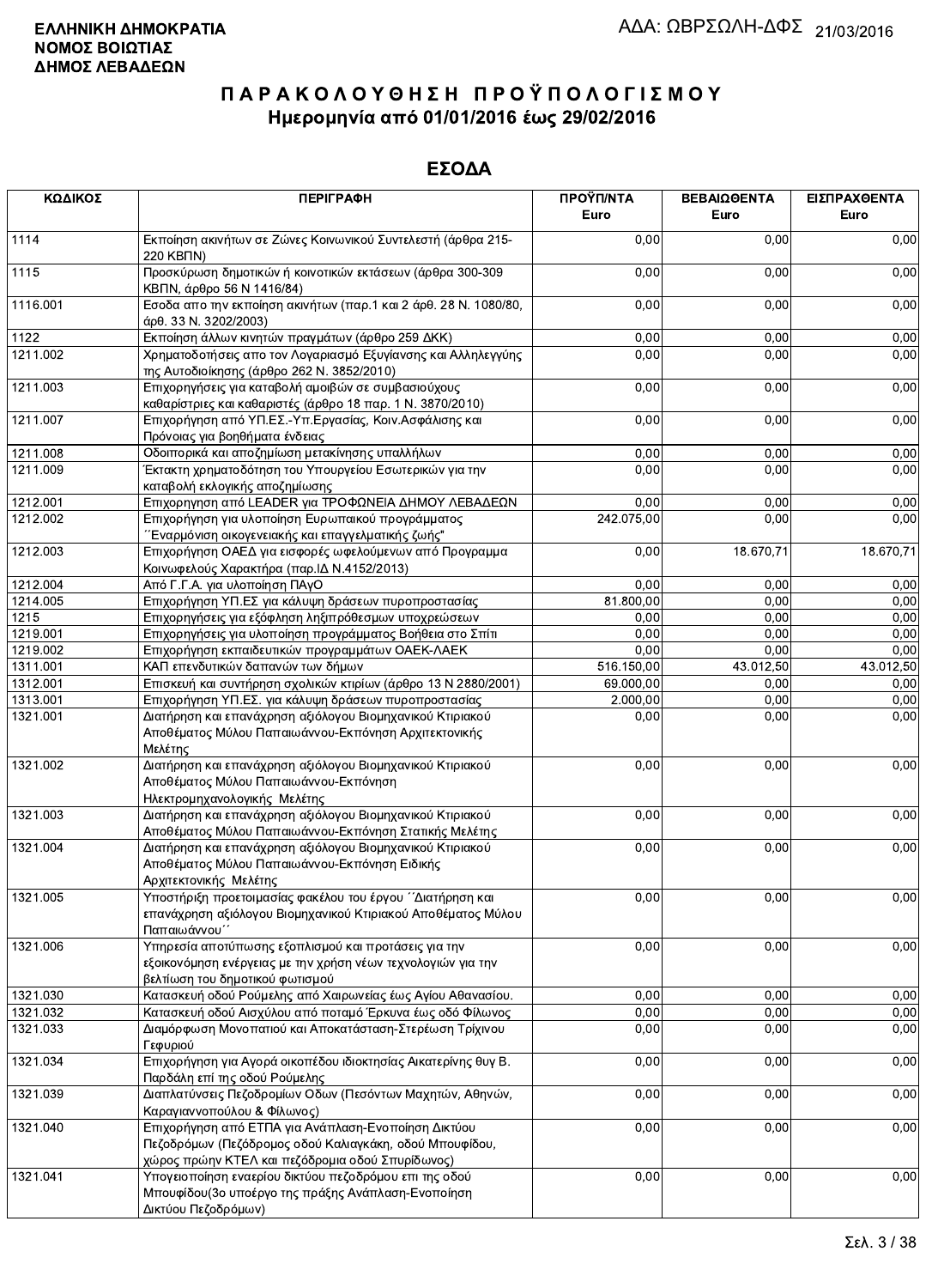**ΕΛΛΗΝΙΚΗ ΔΗΜΟΚΡΑΤΙΑ**
**ΝΟΜΟΣ ΒΟΙΩΤΙΑΣ**
**ΔΗΜΟΣ ΛΕΒΑΔΕΩΝ**

ΑΔΑ: ΩΒΡΣΩΛΗ-ΔΦΣ 21/03/2016

# Π Α Ρ Α Κ Ο Λ Ο Υ Θ Η Σ Η  Π Ρ Ο Ϋ Π Ο Λ Ο Γ Ι Σ Μ Ο Υ

## Ημερομηνία από 01/01/2016 έως 29/02/2016

## ΕΣΟΔΑ

| ΚΩΔΙΚΟΣ | ΠΕΡΙΓΡΑΦΗ | ΠΡΟΫΠ/ΝΤΑ Euro | ΒΕΒΑΙΩΘΕΝΤΑ Euro | ΕΙΣΠΡΑΧΘΕΝΤΑ Euro |
|---|---|---|---|---|
| 1114 | Εκποίηση ακινήτων σε Ζώνες Κοινωνικού Συντελεστή (άρθρα 215-220 ΚΒΠΝ) | 0,00 | 0,00 | 0,00 |
| 1115 | Προσκύρωση δημοτικών ή κοινοτικών εκτάσεων (άρθρα 300-309 ΚΒΠΝ, άρθρο 56 Ν 1416/84) | 0,00 | 0,00 | 0,00 |
| 1116.001 | Εσοδα απο την εκποίηση ακινήτων (παρ.1 και 2 άρθ. 28 Ν. 1080/80, άρθ. 33 Ν. 3202/2003) | 0,00 | 0,00 | 0,00 |
| 1122 | Εκποίηση άλλων κινητών πραγμάτων (άρθρο 259 ΔΚΚ) | 0,00 | 0,00 | 0,00 |
| 1211.002 | Χρηματοδοτήσεις απο τον Λογαριασμό Εξυγίανσης και Αλληλεγγύης της Αυτοδιοίκησης (άρθρο 262 Ν. 3852/2010) | 0,00 | 0,00 | 0,00 |
| 1211.003 | Επιχορηγήσεις για καταβολή αμοιβών σε συμβασιούχους καθαρίστριες και καθαριστές (άρθρο 18 παρ. 1 Ν. 3870/2010) | 0,00 | 0,00 | 0,00 |
| 1211.007 | Επιχορήγηση από ΥΠ.ΕΣ.-Υπ.Εργασίας, Κοιν.Ασφάλισης και Πρόνοιας για βοηθήματα ένδειας | 0,00 | 0,00 | 0,00 |
| 1211.008 | Οδοιπορικά και αποζημίωση μετακίνησης υπαλλήλων | 0,00 | 0,00 | 0,00 |
| 1211.009 | Έκτακτη χρηματοδότηση του Υπουργείου Εσωτερικών για την καταβολή εκλογικής αποζημίωσης | 0,00 | 0,00 | 0,00 |
| 1212.001 | Επιχορηγηση από LEADER για ΤΡΟΦΩΝΕΙΑ ΔΗΜΟΥ ΛΕΒΑΔΕΩΝ | 0,00 | 0,00 | 0,00 |
| 1212.002 | Επιχορήγηση για υλοποίηση Ευρωπαικού προγράμματος ΄΄Εναρμόνιση οικογενειακής και επαγγελματικής ζωής" | 242.075,00 | 0,00 | 0,00 |
| 1212.003 | Επιχορήγηση ΟΑΕΔ για εισφορές ωφελούμενων από Προγραμμα Κοινωφελούς Χαρακτήρα (παρ.ΙΔ Ν.4152/2013) | 0,00 | 18.670,71 | 18.670,71 |
| 1212.004 | Από Γ.Γ.Α. για υλοποίηση ΠΑγΟ | 0,00 | 0,00 | 0,00 |
| 1214.005 | Επιχορήγηση ΥΠ.ΕΣ για κάλυψη δράσεων πυροπροστασίας | 81.800,00 | 0,00 | 0,00 |
| 1215 | Επιχορηγήσεις για εξόφληση ληξιπρόθεσμων υποχρεώσεων | 0,00 | 0,00 | 0,00 |
| 1219.001 | Επιχορηγήσεις για υλοποίηση προγράμματος Βοήθεια στο Σπίτι | 0,00 | 0,00 | 0,00 |
| 1219.002 | Επιχορήγηση εκπαιδευτικών προγραμμάτων ΟΑΕΚ-ΛΑΕΚ | 0,00 | 0,00 | 0,00 |
| 1311.001 | ΚΑΠ επενδυτικών δαπανών των δήμων | 516.150,00 | 43.012,50 | 43.012,50 |
| 1312.001 | Επισκευή και συντήρηση σχολικών κτιρίων (άρθρο 13 Ν 2880/2001) | 69.000,00 | 0,00 | 0,00 |
| 1313.001 | Επιχορήγηση ΥΠ.ΕΣ. για κάλυψη δράσεων πυροπροστασίας | 2.000,00 | 0,00 | 0,00 |
| 1321.001 | Διατήρηση και επανάχρηση αξιόλογου Βιομηχανικού Κτιριακού Αποθέματος Μύλου Παπαιωάννου-Εκπόνηση Αρχιτεκτονικής Μελέτης | 0,00 | 0,00 | 0,00 |
| 1321.002 | Διατήρηση και επανάχρηση αξιόλογου Βιομηχανικού Κτιριακού Αποθέματος Μύλου Παπαιωάννου-Εκπόνηση Ηλεκτρομηχανολογικής Μελέτης | 0,00 | 0,00 | 0,00 |
| 1321.003 | Διατήρηση και επανάχρηση αξιόλογου Βιομηχανικού Κτιριακού Αποθέματος Μύλου Παπαιωάννου-Εκπόνηση Στατικής Μελέτης | 0,00 | 0,00 | 0,00 |
| 1321.004 | Διατήρηση και επανάχρηση αξιόλογου Βιομηχανικού Κτιριακού Αποθέματος Μύλου Παπαιωάννου-Εκπόνηση Ειδικής Αρχιτεκτονικής Μελέτης | 0,00 | 0,00 | 0,00 |
| 1321.005 | Υποστήριξη προετοιμασίας φακέλου του έργου ΄΄Διατήρηση και επανάχρηση αξιόλογου Βιομηχανικού Κτιριακού Αποθέματος Μύλου Παπαιωάννου΄΄ | 0,00 | 0,00 | 0,00 |
| 1321.006 | Υπηρεσία αποτύπωσης εξοπλισμού και προτάσεις για την εξοικονόμηση ενέργειας με την χρήση νέων τεχνολογιών για την βελτίωση του δημοτικού φωτισμού | 0,00 | 0,00 | 0,00 |
| 1321.030 | Κατασκευή οδού Ρούμελης από Χαιρωνείας έως Αγίου Αθανασίου. | 0,00 | 0,00 | 0,00 |
| 1321.032 | Κατασκευή οδού Αισχύλου από ποταμό Έρκυνα έως οδό Φίλωνος | 0,00 | 0,00 | 0,00 |
| 1321.033 | Διαμόρφωση Μονοπατιού και Αποκατάσταση-Στερέωση Τρίχινου Γεφυριού | 0,00 | 0,00 | 0,00 |
| 1321.034 | Επιχορήγηση για Αγορά οικοπέδου ιδιοκτησίας Αικατερίνης θυγ Β. Παρδάλη επί της οδού Ρούμελης | 0,00 | 0,00 | 0,00 |
| 1321.039 | Διαπλατύνσεις Πεζοδρομίων Οδων (Πεσόντων Μαχητών, Αθηνών, Καραγιαννοπούλου & Φίλωνος) | 0,00 | 0,00 | 0,00 |
| 1321.040 | Επιχορήγηση από ΕΤΠΑ για Ανάπλαση-Ενοποίηση Δικτύου Πεζοδρόμων (Πεζόδρομος οδού Καλιαγκάκη, οδού Μπουφίδου, χώρος πρώην ΚΤΕΛ και πεζόδρομια οδού Σπυρίδωνος) | 0,00 | 0,00 | 0,00 |
| 1321.041 | Υπογειοποίηση εναερίου δικτύου πεζοδρόμου επι της οδού Μπουφίδου(3ο υποέργο της πράξης Ανάπλαση-Ενοποίηση Δικτύου Πεζοδρόμων) | 0,00 | 0,00 | 0,00 |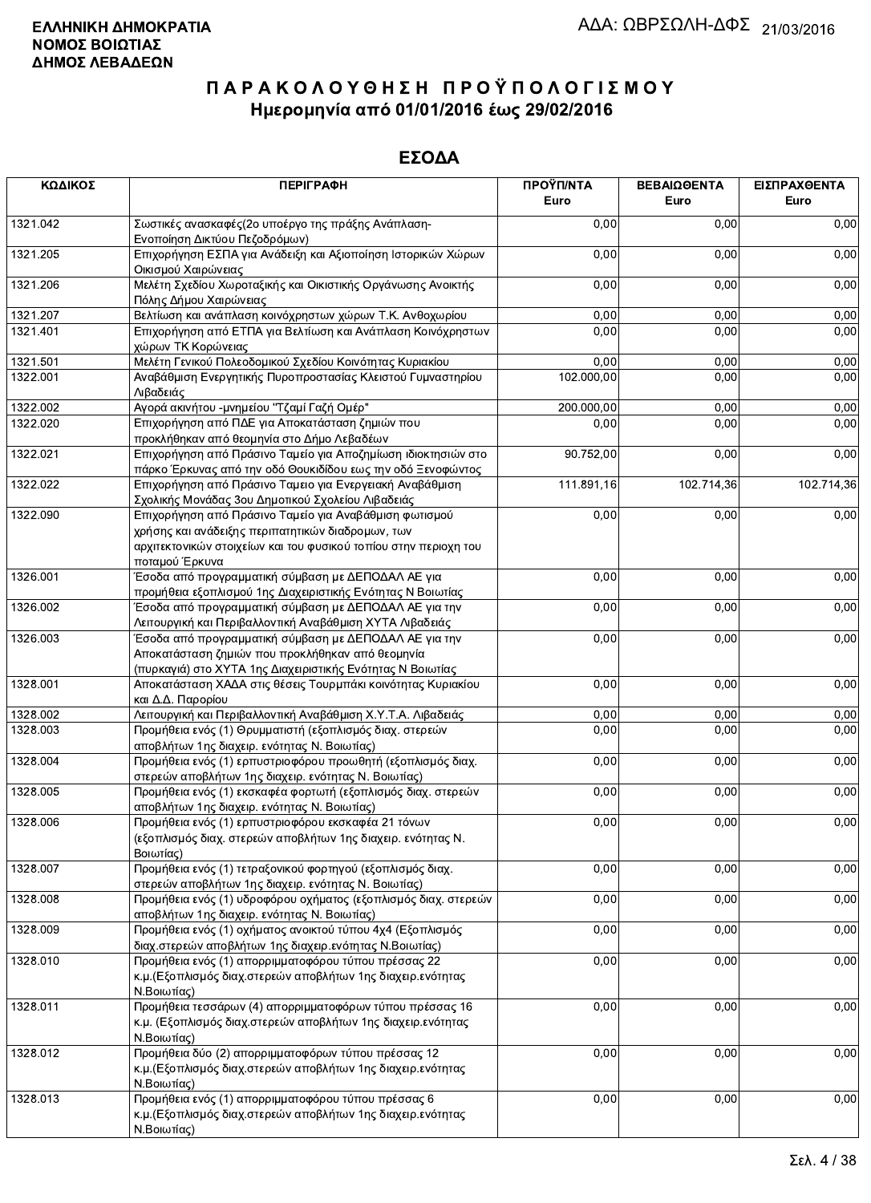**ΕΛΛΗΝΙΚΗ ΔΗΜΟΚΡΑΤΙΑ**
**ΝΟΜΟΣ ΒΟΙΩΤΙΑΣ**
**ΔΗΜΟΣ ΛΕΒΑΔΕΩΝ**

ΑΔΑ: ΩΒΡΣΩΛΗ-ΔΦΣ 21/03/2016

# ΠΑΡΑΚΟΛΟΥΘΗΣΗ ΠΡΟΫΠΟΛΟΓΙΣΜΟΥ
## Ημερομηνία από 01/01/2016 έως 29/02/2016

## ΕΣΟΔΑ

| ΚΩΔΙΚΟΣ | ΠΕΡΙΓΡΑΦΗ | ΠΡΟΫΠ/ΝΤΑ Euro | ΒΕΒΑΙΩΘΕΝΤΑ Euro | ΕΙΣΠΡΑΧΘΕΝΤΑ Euro |
|---|---|---|---|---|
| 1321.042 | Σωστικές ανασκαφές(2ο υποέργο της πράξης Ανάπλαση-Ενοποίηση Δικτύου Πεζοδρόμων) | 0,00 | 0,00 | 0,00 |
| 1321.205 | Επιχορήγηση ΕΣΠΑ για Ανάδειξη και Αξιοποίηση Ιστορικών Χώρων Οικισμού Χαιρώνειας | 0,00 | 0,00 | 0,00 |
| 1321.206 | Μελέτη Σχεδίου Χωροταξικής και Οικιστικής Οργάνωσης Ανοικτής Πόλης Δήμου Χαιρώνειας | 0,00 | 0,00 | 0,00 |
| 1321.207 | Βελτίωση και ανάπλαση κοινόχρηστων χώρων Τ.Κ. Ανθοχωρίου | 0,00 | 0,00 | 0,00 |
| 1321.401 | Επιχορήγηση από ΕΤΠΑ για Βελτίωση και Ανάπλαση Κοινόχρηστων χώρων ΤΚ Κορώνειας | 0,00 | 0,00 | 0,00 |
| 1321.501 | Μελέτη Γενικού Πολεοδομικού Σχεδίου Κοινότητας Κυριακίου | 0,00 | 0,00 | 0,00 |
| 1322.001 | Αναβάθμιση Ενεργητικής Πυροπροστασίας Κλειστού Γυμναστηρίου Λιβαδειάς | 102.000,00 | 0,00 | 0,00 |
| 1322.002 | Αγορά ακινήτου -μνημείου "Τζαμί Γαζή Ομέρ" | 200.000,00 | 0,00 | 0,00 |
| 1322.020 | Επιχορήγηση από ΠΔΕ για Αποκατάσταση ζημιών που προκλήθηκαν από θεομηνία στο Δήμο Λεβαδέων | 0,00 | 0,00 | 0,00 |
| 1322.021 | Επιχορήγηση από Πράσινο Ταμείο για Αποζημίωση ιδιοκτησιών στο πάρκο Έρκυνας από την οδό Θουκιδίδου εως την οδό Ξενοφώντος | 90.752,00 | 0,00 | 0,00 |
| 1322.022 | Επιχορήγηση από Πράσινο Ταμειο για Ενεργειακή Αναβάθμιση Σχολικής Μονάδας 3ου Δημοτικού Σχολείου Λιβαδειάς | 111.891,16 | 102.714,36 | 102.714,36 |
| 1322.090 | Επιχορήγηση από Πράσινο Ταμείο για Αναβάθμιση φωτισμού χρήσης και ανάδειξης περιπατητικών διαδρομών, των αρχιτεκτονικών στοιχείων και του φυσικού τοπίου στην περιοχη του ποταμού Έρκυνα | 0,00 | 0,00 | 0,00 |
| 1326.001 | Έσοδα από προγραμματική σύμβαση με ΔΕΠΟΔΑΛ ΑΕ για προμήθεια εξοπλισμού 1ης Διαχειριστικής Ενότητας Ν Βοιωτίας | 0,00 | 0,00 | 0,00 |
| 1326.002 | Έσοδα από προγραμματική σύμβαση με ΔΕΠΟΔΑΛ ΑΕ για την Λειτουργική και Περιβαλλοντική Αναβάθμιση ΧΥΤΑ Λιβαδειάς | 0,00 | 0,00 | 0,00 |
| 1326.003 | Έσοδα από προγραμματική σύμβαση με ΔΕΠΟΔΑΛ ΑΕ για την Αποκατάσταση ζημιών που προκλήθηκαν από θεομηνία (πυρκαγιά) στο ΧΥΤΑ 1ης Διαχειριστικής Ενότητας Ν Βοιωτίας | 0,00 | 0,00 | 0,00 |
| 1328.001 | Αποκατάσταση ΧΑΔΑ στις θέσεις Τουρμπάκι κοινότητας Κυριακίου και Δ.Δ. Παρορίου | 0,00 | 0,00 | 0,00 |
| 1328.002 | Λειτουργική και Περιβαλλοντική Αναβάθμιση Χ.Υ.Τ.Α. Λιβαδειάς | 0,00 | 0,00 | 0,00 |
| 1328.003 | Προμήθεια ενός (1) Θρυμματιστή (εξοπλισμός διαχ. στερεών αποβλήτων 1ης διαχειρ. ενότητας Ν. Βοιωτίας) | 0,00 | 0,00 | 0,00 |
| 1328.004 | Προμήθεια ενός (1) ερπυστριοφόρου προωθητή (εξοπλισμός διαχ. στερεών αποβλήτων 1ης διαχειρ. ενότητας Ν. Βοιωτίας) | 0,00 | 0,00 | 0,00 |
| 1328.005 | Προμήθεια ενός (1) εκσκαφέα φορτωτή (εξοπλισμός διαχ. στερεών αποβλήτων 1ης διαχειρ. ενότητας Ν. Βοιωτίας) | 0,00 | 0,00 | 0,00 |
| 1328.006 | Προμήθεια ενός (1) ερπυστριοφόρου εκσκαφέα 21 τόνων (εξοπλισμός διαχ. στερεών αποβλήτων 1ης διαχειρ. ενότητας Ν. Βοιωτίας) | 0,00 | 0,00 | 0,00 |
| 1328.007 | Προμήθεια ενός (1) τετραξονικού φορτηγού (εξοπλισμός διαχ. στερεών αποβλήτων 1ης διαχειρ. ενότητας Ν. Βοιωτίας) | 0,00 | 0,00 | 0,00 |
| 1328.008 | Προμήθεια ενός (1) υδροφόρου οχήματος (εξοπλισμός διαχ. στερεών αποβλήτων 1ης διαχειρ. ενότητας Ν. Βοιωτίας) | 0,00 | 0,00 | 0,00 |
| 1328.009 | Προμήθεια ενός (1) οχήματος ανοικτού τύπου 4x4 (Εξοπλισμός διαχ.στερεών αποβλήτων 1ης διαχειρ.ενότητας Ν.Βοιωτίας) | 0,00 | 0,00 | 0,00 |
| 1328.010 | Προμήθεια ενός (1) απορριμματοφόρου τύπου πρέσσας 22 κ.μ.(Εξοπλισμός διαχ.στερεών αποβλήτων 1ης διαχειρ.ενότητας Ν.Βοιωτίας) | 0,00 | 0,00 | 0,00 |
| 1328.011 | Προμήθεια τεσσάρων (4) απορριμματοφόρων τύπου πρέσσας 16 κ.μ. (Εξοπλισμός διαχ.στερεών αποβλήτων 1ης διαχειρ.ενότητας Ν.Βοιωτίας) | 0,00 | 0,00 | 0,00 |
| 1328.012 | Προμήθεια δύο (2) απορριμματοφόρων τύπου πρέσσας 12 κ.μ.(Εξοπλισμός διαχ.στερεών αποβλήτων 1ης διαχειρ.ενότητας Ν.Βοιωτίας) | 0,00 | 0,00 | 0,00 |
| 1328.013 | Προμήθεια ενός (1) απορριμματοφόρου τύπου πρέσσας 6 κ.μ.(Εξοπλισμός διαχ.στερεών αποβλήτων 1ης διαχειρ.ενότητας Ν.Βοιωτίας) | 0,00 | 0,00 | 0,00 |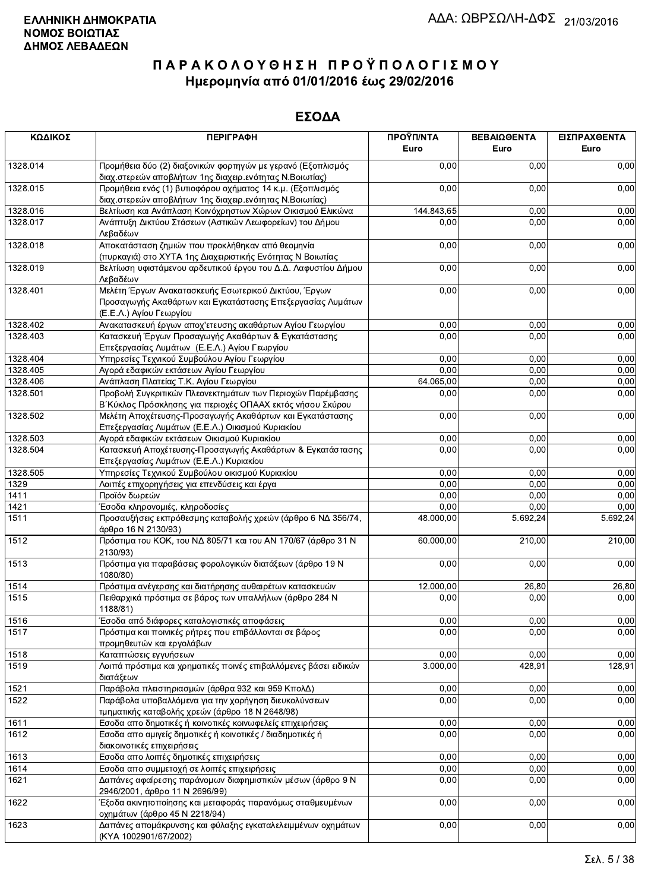**ΕΛΛΗΝΙΚΗ ΔΗΜΟΚΡΑΤΙΑ**
**ΝΟΜΟΣ ΒΟΙΩΤΙΑΣ**
**ΔΗΜΟΣ ΛΕΒΑΔΕΩΝ**

ΑΔΑ: ΩΒΡΣΩΛΗ-ΔΦΣ 21/03/2016

# ΠΑΡΑΚΟΛΟΥΘΗΣΗ ΠΡΟΫΠΟΛΟΓΙΣΜΟΥ
## Ημερομηνία από 01/01/2016 έως 29/02/2016

## ΕΣΟΔΑ

| ΚΩΔΙΚΟΣ | ΠΕΡΙΓΡΑΦΗ | ΠΡΟΫΠ/ΝΤΑ Euro | ΒΕΒΑΙΩΘΕΝΤΑ Euro | ΕΙΣΠΡΑΧΘΕΝΤΑ Euro |
|---|---|---|---|---|
| 1328.014 | Προμήθεια δύο (2) διαξονικών φορτηγών με γερανό (Εξοπλισμός διαχ.στερεών αποβλήτων 1ης διαχειρ.ενότητας Ν.Βοιωτίας) | 0,00 | 0,00 | 0,00 |
| 1328.015 | Προμήθεια ενός (1) βυποφόρου οχήματος 14 κ.μ. (Εξοπλισμός διαχ.στερεών αποβλήτων 1ης διαχειρ.ενότητας Ν.Βοιωτίας) | 0,00 | 0,00 | 0,00 |
| 1328.016 | Βελτίωση και Ανάπλαση Κοινόχρηστων Χώρων Οικισμού Ελικώνα | 144.843,65 | 0,00 | 0,00 |
| 1328.017 | Ανάπτυξη Δικτύου Στάσεων (Αστικών Λεωφορείων) του Δήμου Λεβαδέων | 0,00 | 0,00 | 0,00 |
| 1328.018 | Αποκατάσταση ζημιών που προκλήθηκαν από θεομηνία (πυρκαγιά) στο ΧΥΤΑ 1ης Διαχειριστικής Ενότητας Ν Βοιωτίας | 0,00 | 0,00 | 0,00 |
| 1328.019 | Βελτίωση υφιστάμενου αρδευτικού έργου του Δ.Δ. Λαφυστίου Δήμου Λεβαδέων | 0,00 | 0,00 | 0,00 |
| 1328.401 | Μελέτη Έργων Ανακατασκευής Εσωτερικού Δικτύου, Έργων Προσαγωγής Ακαθάρτων και Εγκατάστασης Επεξεργασίας Λυμάτων (Ε.Ε.Λ.) Αγίου Γεωργίου | 0,00 | 0,00 | 0,00 |
| 1328.402 | Ανακατασκευή έργων αποχ'ετευσης ακαθάρτων Αγίου Γεωργίου | 0,00 | 0,00 | 0,00 |
| 1328.403 | Κατασκευή Έργων Προσαγωγής Ακαθάρτων & Εγκατάστασης Επεξεργασίας Λυμάτων (Ε.Ε.Λ.) Αγίου Γεωργίου | 0,00 | 0,00 | 0,00 |
| 1328.404 | Υπηρεσίες Τεχνικού Συμβούλου Αγίου Γεωργίου | 0,00 | 0,00 | 0,00 |
| 1328.405 | Αγορά εδαφικών εκτάσεων Αγίου Γεωργίου | 0,00 | 0,00 | 0,00 |
| 1328.406 | Ανάπλαση Πλατείας Τ.Κ. Αγίου Γεωργίου | 64.065,00 | 0,00 | 0,00 |
| 1328.501 | Προβολή Συγκριτικών Πλεονεκτημάτων των Περιοχών Παρέμβασης Β΄Κύκλος Πρόσκλησης για περιοχές ΟΠΑΑΧ εκτός νήσου Σκύρου | 0,00 | 0,00 | 0,00 |
| 1328.502 | Μελέτη Αποχέτευσης-Προσαγωγής Ακαθάρτων και Εγκατάστασης Επεξεργασίας Λυμάτων (Ε.Ε.Λ.) Οικισμού Κυριακίου | 0,00 | 0,00 | 0,00 |
| 1328.503 | Αγορά εδαφικών εκτάσεων Οικισμού Κυριακίου | 0,00 | 0,00 | 0,00 |
| 1328.504 | Κατασκευή Αποχέτευσης-Προσαγωγής Ακαθάρτων & Εγκατάστασης Επεξεργασίας Λυμάτων (Ε.Ε.Λ.) Κυριακίου | 0,00 | 0,00 | 0,00 |
| 1328.505 | Υπηρεσίες Τεχνικού Συμβούλου οικισμού Κυριακίου | 0,00 | 0,00 | 0,00 |
| 1329 | Λοιπές επιχορηγήσεις για επενδύσεις και έργα | 0,00 | 0,00 | 0,00 |
| 1411 | Προϊόν δωρεών | 0,00 | 0,00 | 0,00 |
| 1421 | Έσοδα κληρονομιές, κληροδοσίες | 0,00 | 0,00 | 0,00 |
| 1511 | Προσαυξήσεις εκπρόθεσμης καταβολής χρεών (άρθρο 6 ΝΔ 356/74, άρθρο 16 Ν 2130/93) | 48.000,00 | 5.692,24 | 5.692,24 |
| 1512 | Πρόστιμα του ΚΟΚ, του ΝΔ 805/71 και του ΑΝ 170/67 (άρθρο 31 Ν 2130/93) | 60.000,00 | 210,00 | 210,00 |
| 1513 | Πρόστιμα για παραβάσεις φορολογικών διατάξεων (άρθρο 19 Ν 1080/80) | 0,00 | 0,00 | 0,00 |
| 1514 | Πρόστιμα ανέγερσης και διατήρησης αυθαιρέτων κατασκευών | 12.000,00 | 26,80 | 26,80 |
| 1515 | Πειθαρχικά πρόστιμα σε βάρος των υπαλλήλων (άρθρο 284 Ν 1188/81) | 0,00 | 0,00 | 0,00 |
| 1516 | Έσοδα από διάφορες καταλογιστικές αποφάσεις | 0,00 | 0,00 | 0,00 |
| 1517 | Πρόστιμα και ποινικές ρήτρες που επιβάλλονται σε βάρος προμηθευτών και εργολάβων | 0,00 | 0,00 | 0,00 |
| 1518 | Καταπτώσεις εγγυήσεων | 0,00 | 0,00 | 0,00 |
| 1519 | Λοιπά πρόστιμα και χρηματικές ποινές επιβαλλόμενες βάσει ειδικών διατάξεων | 3.000,00 | 428,91 | 128,91 |
| 1521 | Παράβολα πλειστηριασμών (άρθρα 932 και 959 ΚπολΔ) | 0,00 | 0,00 | 0,00 |
| 1522 | Παράβολα υποβαλλόμενα για την χορήγηση διευκολύνσεων τμηματικής καταβολής χρεών (άρθρο 18 Ν 2648/98) | 0,00 | 0,00 | 0,00 |
| 1611 | Εσοδα απο δημοτικές ή κοινοτικές κοινωφελείς επιχειρήσεις | 0,00 | 0,00 | 0,00 |
| 1612 | Εσοδα απο αμιγείς δημοτικές ή κοινοτικές / διαδημοτικές ή διακοινοτικές επιχειρήσεις | 0,00 | 0,00 | 0,00 |
| 1613 | Εσοδα απο λοιπές δημοτικές επιχειρήσεις | 0,00 | 0,00 | 0,00 |
| 1614 | Εσοδα απο συμμετοχή σε λοιπές επιχειρήσεις | 0,00 | 0,00 | 0,00 |
| 1621 | Δαπάνες αφαίρεσης παράνομων διαφημιστικών μέσων (άρθρο 9 Ν 2946/2001, άρθρο 11 Ν 2696/99) | 0,00 | 0,00 | 0,00 |
| 1622 | Έξοδα ακινητοποίησης και μεταφοράς παρανόμως σταθμευμένων οχημάτων (άρθρο 45 Ν 2218/94) | 0,00 | 0,00 | 0,00 |
| 1623 | Δαπάνες απομάκρυνσης και φύλαξης εγκαταλελειμμένων οχημάτων (ΚΥΑ 1002901/67/2002) | 0,00 | 0,00 | 0,00 |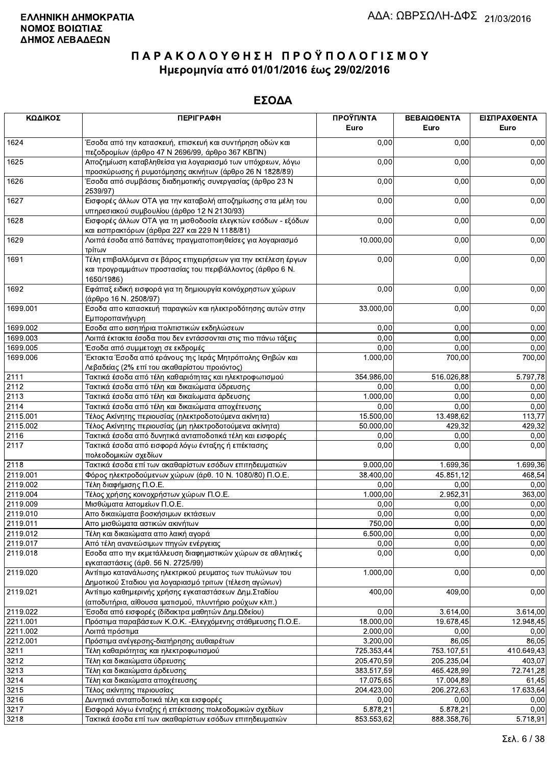ΕΛΛΗΝΙΚΗ ΔΗΜΟΚΡΑΤΙΑ
ΝΟΜΟΣ ΒΟΙΩΤΙΑΣ
ΔΗΜΟΣ ΛΕΒΑΔΕΩΝ

ΑΔΑ: ΩΒΡΣΩΛΗ-ΔΦΣ 21/03/2016

# ΠΑΡΑΚΟΛΟΥΘΗΣΗ ΠΡΟΫΠΟΛΟΓΙΣΜΟΥ
## Ημερομηνία από 01/01/2016 έως 29/02/2016

## ΕΣΟΔΑ

| ΚΩΔΙΚΟΣ | ΠΕΡΙΓΡΑΦΗ | ΠΡΟΫΠ/ΝΤΑ Euro | ΒΕΒΑΙΩΘΕΝΤΑ Euro | ΕΙΣΠΡΑΧΘΕΝΤΑ Euro |
|---|---|---|---|---|
| 1624 | Έσοδα από την κατασκευή, επισκευή και συντήρηση οδών και πεζοδρομίων (άρθρο 47 Ν 2696/99, άρθρο 367 ΚΒΠΝ) | 0,00 | 0,00 | 0,00 |
| 1625 | Αποζημίωση καταβληθείσα για λογαριασμό των υπόχρεων, λόγω προσκύρωσης ή ρυμοτόμησης ακινήτων (άρθρο 26 Ν 1828/89) | 0,00 | 0,00 | 0,00 |
| 1626 | Έσοδα από συμβάσεις διαδημοτικής συνεργασίας (άρθρο 23 Ν 2539/97) | 0,00 | 0,00 | 0,00 |
| 1627 | Εισφορές άλλων ΟΤΑ για την καταβολή αποζημίωσης στα μέλη του υπηρεσιακού συμβουλίου (άρθρο 12 Ν 2130/93) | 0,00 | 0,00 | 0,00 |
| 1628 | Εισφορές άλλων ΟΤΑ για τη μισθοδοσία ελεγκτών εσόδων - εξόδων και εισπρακτόρων (άρθρα 227 και 229 Ν 1188/81) | 0,00 | 0,00 | 0,00 |
| 1629 | Λοιπά έσοδα από δαπάνες πραγματοποιηθείσες για λογαριασμό τρίτων | 10.000,00 | 0,00 | 0,00 |
| 1691 | Τέλη επιβαλλόμενα σε βάρος επιχειρήσεων για την εκτέλεση έργων και προγραμμάτων προστασίας του περιβάλλοντος (άρθρο 6 Ν. 1650/1986) | 0,00 | 0,00 | 0,00 |
| 1692 | Εφάπαξ ειδική εισφορά για τη δημιουργία κοινόχρηστων χώρων (άρθρο 16 Ν. 2508/97) | 0,00 | 0,00 | 0,00 |
| 1699.001 | Εσοδα απο κατασκευη παραγκών και ηλεκτροδότησης αυτών στην Εμποροπανήγυρη | 33.000,00 | 0,00 | 0,00 |
| 1699.002 | Εσοδα απο εισητήρια πολιτιστικών εκδηλώσεων | 0,00 | 0,00 | 0,00 |
| 1699.003 | Λοιπά έκτακτα έσοδα που δεν εντάσσονται στις πιο πάνω τάξεις | 0,00 | 0,00 | 0,00 |
| 1699.005 | Έσοδα από συμμετοχη σε εκδρομές | 0,00 | 0,00 | 0,00 |
| 1699.006 | Έκτακτα Έσοδα από εράνους της Ιεράς Μητρόπολης Θηβών και Λεβαδείας (2% επί του ακαθαρίστου προιόντος) | 1.000,00 | 700,00 | 700,00 |
| 2111 | Τακτικά έσοδα από τέλη καθαριότητας και ηλεκτροφωτισμού | 354.986,00 | 516.026,88 | 5.797,78 |
| 2112 | Τακτικά έσοδα από τέλη και δικαιώματα ύδρευσης | 0,00 | 0,00 | 0,00 |
| 2113 | Τακτικά έσοδα από τέλη και δικαιώματα άρδευσης | 1.000,00 | 0,00 | 0,00 |
| 2114 | Τακτικά έσοδα από τέλη και δικαιώματα αποχέτευσης | 0,00 | 0,00 | 0,00 |
| 2115.001 | Τέλος Ακίνητης περιουσίας (ηλεκτροδοτούμενα ακίνητα) | 15.500,00 | 13.498,62 | 113,77 |
| 2115.002 | Τέλος Ακίνητης περιουσίας (μη ηλεκτροδοτούμενα ακίνητα) | 50.000,00 | 429,32 | 429,32 |
| 2116 | Τακτικά έσοδα από δυνητικά ανταποδοτικά τέλη και εισφορές | 0,00 | 0,00 | 0,00 |
| 2117 | Τακτικά έσοδα από εισφορά λόγω ένταξης ή επέκτασης πολεοδομικών σχεδίων | 0,00 | 0,00 | 0,00 |
| 2118 | Τακτικά έσοδα επί των ακαθαρίστων εσόδων επιτηδευματιών | 9.000,00 | 1.699,36 | 1.699,36 |
| 2119.001 | Φόρος ηλεκτροδούμενων χώρων (άρθ. 10 Ν. 1080/80) Π.Ο.Ε. | 38.400,00 | 45.851,12 | 468,54 |
| 2119.002 | Τέλη διαφήμισης Π.Ο.Ε. | 0,00 | 0,00 | 0,00 |
| 2119.004 | Τέλος χρήσης κοινοχρήστων χώρων Π.Ο.Ε. | 1.000,00 | 2.952,31 | 363,00 |
| 2119.009 | Μισθώματα λατομείων Π.Ο.Ε. | 0,00 | 0,00 | 0,00 |
| 2119.010 | Απο δικαιώματα βοσκήσιμων εκτάσεων | 0,00 | 0,00 | 0,00 |
| 2119.011 | Απο μισθώματα αστικών ακινήτων | 750,00 | 0,00 | 0,00 |
| 2119.012 | Τέλη και δικαιώματα απο λαική αγορά | 6.500,00 | 0,00 | 0,00 |
| 2119.017 | Από τέλη ανανεώσιμων πηγών ενέργειας | 0,00 | 0,00 | 0,00 |
| 2119.018 | Εσοδα απο την εκμετάλλευση διαφημιστικών χώρων σε αθλητικές εγκαταστάσεις (άρθ. 56 Ν. 2725/99) | 0,00 | 0,00 | 0,00 |
| 2119.020 | Αντίτιμο κατανάλωσης ηλεκτρικού ρευματος των πυλώνων του Δημοτικού Σταδιου για λογαριασμό τριτων (τέλεση αγώνων) | 1.000,00 | 0,00 | 0,00 |
| 2119.021 | Αντίτιμο καθημερινής χρήσης εγκαταστάσεων Δημ.Σταδίου (αποδυτήρια, αίθουσα ιματισμού, πλυντήριο ρούχων κλπ.) | 400,00 | 409,00 | 0,00 |
| 2119.022 | Έσοδα από εισφορές (δίδακτρα μαθητών Δημ.Ωδείου) | 0,00 | 3.614,00 | 3.614,00 |
| 2211.001 | Πρόστιμα παραβάσεων Κ.Ο.Κ. -Ελεγχόμενης στάθμευσης Π.Ο.Ε. | 18.000,00 | 19.678,45 | 12.948,45 |
| 2211.002 | Λοιπά πρόστιμα | 2.000,00 | 0,00 | 0,00 |
| 2212.001 | Πρόστιμα ανέγερσης-διατήρησης αυθαιρέτων | 3.200,00 | 86,05 | 86,05 |
| 3211 | Τέλη καθαριότητας και ηλεκτροφωτισμού | 725.353,44 | 753.107,51 | 410.649,43 |
| 3212 | Τέλη και δικαιώματα ύδρευσης | 205.470,59 | 205.235,04 | 403,07 |
| 3213 | Τέλη και δικαιώματα άρδευσης | 383.517,59 | 465.428,99 | 72.741,28 |
| 3214 | Τέλη και δικαιώματα αποχέτευσης | 17.075,65 | 17.004,89 | 61,45 |
| 3215 | Τέλος ακίνητης περιουσίας | 204.423,00 | 206.272,63 | 17.633,64 |
| 3216 | Δυνητικά ανταποδοτικά τέλη και εισφορές | 0,00 | 0,00 | 0,00 |
| 3217 | Εισφορά λόγω ένταξης ή επέκτασης πολεοδομικών σχεδίων | 5.878,21 | 5.878,21 | 0,00 |
| 3218 | Τακτικά έσοδα επί των ακαθαρίστων εσόδων επιτηδευματιών | 853.553,62 | 888.358,76 | 5.718,91 |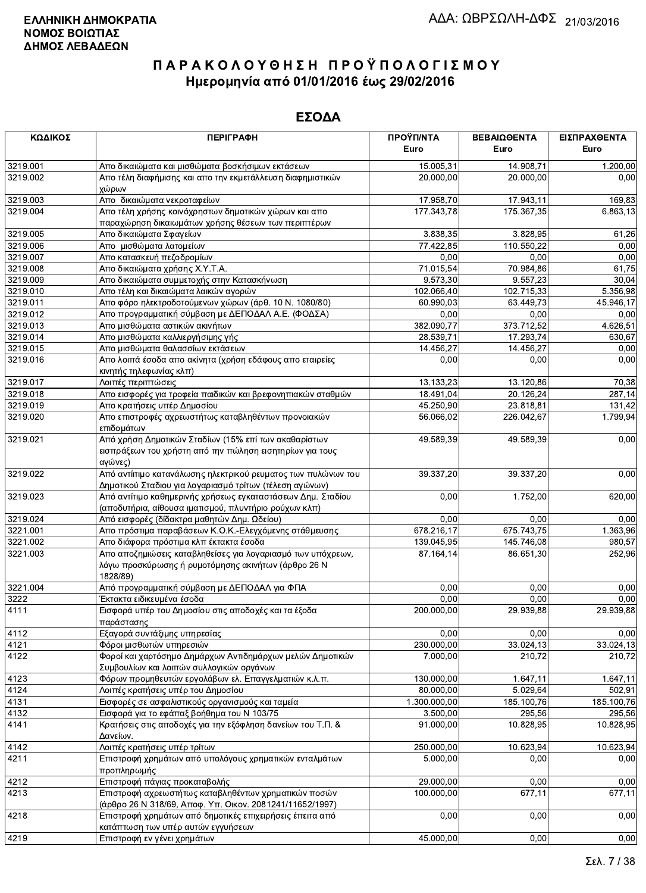**ΕΛΛΗΝΙΚΗ ΔΗΜΟΚΡΑΤΙΑ**
**ΝΟΜΟΣ ΒΟΙΩΤΙΑΣ**
**ΔΗΜΟΣ ΛΕΒΑΔΕΩΝ**

ΑΔΑ: ΩΒΡΣΩΛΗ-ΔΦΣ 21/03/2016

# ΠΑΡΑΚΟΛΟΥΘΗΣΗ ΠΡΟΫΠΟΛΟΓΙΣΜΟΥ
## Ημερομηνία από 01/01/2016 έως 29/02/2016

## ΕΣΟΔΑ

| ΚΩΔΙΚΟΣ | ΠΕΡΙΓΡΑΦΗ | ΠΡΟΫΠ/ΝΤΑ Euro | ΒΕΒΑΙΩΘΕΝΤΑ Euro | ΕΙΣΠΡΑΧΘΕΝΤΑ Euro |
|---|---|---|---|---|
| 3219.001 | Απο δικαιώματα και μισθώματα βοσκήσιμων εκτάσεων | 15.005,31 | 14.908,71 | 1.200,00 |
| 3219.002 | Απο τέλη διαφήμισης και απο την εκμετάλλευση διαφημιστικών χώρων | 20.000,00 | 20.000,00 | 0,00 |
| 3219.003 | Απο δικαιώματα νεκροταφείων | 17.958,70 | 17.943,11 | 169,83 |
| 3219.004 | Απο τέλη χρήσης κοινόχρηστων δημοτικών χώρων και απο παραχώρηση δικαιωμάτων χρήσης θέσεων των περιπτέρων | 177.343,78 | 175.367,35 | 6.863,13 |
| 3219.005 | Απο δικαιώματα Σφαγείων | 3.838,35 | 3.828,95 | 61,26 |
| 3219.006 | Απο μισθώματα λατομείων | 77.422,85 | 110.550,22 | 0,00 |
| 3219.007 | Απο κατασκευή πεζοδρομίων | 0,00 | 0,00 | 0,00 |
| 3219.008 | Απο δικαιώματα χρήσης Χ.Υ.Τ.Α. | 71.015,54 | 70.984,86 | 61,75 |
| 3219.009 | Απο δικαιώματα συμμετοχής στην Κατασκήνωση | 9.573,30 | 9.557,23 | 30,04 |
| 3219.010 | Απο τέλη και δικαιώματα λαικών αγορών | 102.066,40 | 102.715,33 | 5.356,98 |
| 3219.011 | Απο φόρο ηλεκτροδοτούμενων χώρων (άρθ. 10 Ν. 1080/80) | 60.990,03 | 63.449,73 | 45.946,17 |
| 3219.012 | Απο προγραμματική σύμβαση με ΔΕΠΟΔΑΛ Α.Ε. (ΦΟΔΣΑ) | 0,00 | 0,00 | 0,00 |
| 3219.013 | Απο μισθώματα αστικών ακινήτων | 382.090,77 | 373.712,52 | 4.626,51 |
| 3219.014 | Απο μισθώματα καλλιεργήσιμης γής | 28.539,71 | 17.293,74 | 630,67 |
| 3219.015 | Απο μισθώματα θαλασσίων εκτάσεων | 14.456,27 | 14.456,27 | 0,00 |
| 3219.016 | Απο λοιπά έσοδα απο ακίνητα (χρήση εδάφους απο εταιρείες κινητής τηλεφωνίας κλπ) | 0,00 | 0,00 | 0,00 |
| 3219.017 | Λοιπές περιπτώσεις | 13.133,23 | 13.120,86 | 70,38 |
| 3219.018 | Απο εισφορές για τροφεία παιδικών και βρεφονηπιακών σταθμών | 18.491,04 | 20.126,24 | 287,14 |
| 3219.019 | Απο κρατήσεις υπέρ Δημοσίου | 45.250,90 | 23.818,81 | 131,42 |
| 3219.020 | Απο επιστροφές αχρεωστήτως καταβληθέντων προνοιακών επιδομάτων | 56.066,02 | 226.042,67 | 1.799,94 |
| 3219.021 | Από χρήση Δημοτικών Σταδίων (15% επί των ακαθαρίστων εισπράξεων του χρήστη από την πώληση εισητηρίων για τους αγώνες) | 49.589,39 | 49.589,39 | 0,00 |
| 3219.022 | Από αντίτιμο κατανάλωσης ηλεκτρικού ρευματος των πυλώνων του Δημοτικού Σταδιου για λογαριασμό τρίτων (τέλεση αγώνων) | 39.337,20 | 39.337,20 | 0,00 |
| 3219.023 | Από αντίτιμο καθημερινής χρήσεως εγκαταστάσεων Δημ. Σταδίου (αποδυτήρια, αίθουσα ιματισμού, πλυντήριο ρούχων κλπ) | 0,00 | 1.752,00 | 620,00 |
| 3219.024 | Από εισφορές (δίδακτρα μαθητών Δημ. Ωδείου) | 0,00 | 0,00 | 0,00 |
| 3221.001 | Απο πρόστιμα παραβάσεων Κ.Ο.Κ.-Ελεγχόμενης στάθμευσης | 678.216,17 | 675.743,75 | 1.363,96 |
| 3221.002 | Απο διάφορα πρόστιμα κλπ έκτακτα έσοδα | 139.045,95 | 145.746,08 | 980,57 |
| 3221.003 | Απο αποζημιώσεις καταβληθείσες για λογαριασμό των υπόχρεων, λόγω προσκύρωσης ή ρυμοτόμησης ακινήτων (άρθρο 26 Ν 1828/89) | 87.164,14 | 86.651,30 | 252,96 |
| 3221.004 | Από προγραμματική σύμβαση με ΔΕΠΟΔΑΛ για ΦΠΑ | 0,00 | 0,00 | 0,00 |
| 3222 | Έκτακτα ειδικευμένα έσοδα | 0,00 | 0,00 | 0,00 |
| 4111 | Εισφορά υπέρ του Δημοσίου στις αποδοχές και τα έξοδα παράστασης | 200.000,00 | 29.939,88 | 29.939,88 |
| 4112 | Εξαγορά συντάξιμης υπηρεσίας | 0,00 | 0,00 | 0,00 |
| 4121 | Φόροι μισθωτών υπηρεσιών | 230.000,00 | 33.024,13 | 33.024,13 |
| 4122 | Φοροί και χαρτόσημο Δημάρχων Αντιδημάρχων μελών Δημοτικών Συμβουλίων και λοιπών συλλογικών οργάνων | 7.000,00 | 210,72 | 210,72 |
| 4123 | Φόρων προμηθευτών εργολάβων ελ. Επαγγελματιών κ.λ.π. | 130.000,00 | 1.647,11 | 1.647,11 |
| 4124 | Λοιπές κρατήσεις υπέρ του Δημοσίου | 80.000,00 | 5.029,64 | 502,91 |
| 4131 | Εισφορές σε ασφαλιστικούς οργανισμούς και ταμεία | 1.300.000,00 | 185.100,76 | 185.100,76 |
| 4132 | Εισφορά για το εφάπαξ βοήθημα του Ν 103/75 | 3.500,00 | 295,56 | 295,56 |
| 4141 | Κρατήσεις στις αποδοχές για την εξόφληση δανείων του Τ.Π. & Δανείων. | 91.000,00 | 10.828,95 | 10.828,95 |
| 4142 | Λοιπές κρατήσεις υπέρ τρίτων | 250.000,00 | 10.623,94 | 10.623,94 |
| 4211 | Επιστροφή χρημάτων από υπολόγους χρηματικών ενταλμάτων προπληρωμής | 5.000,00 | 0,00 | 0,00 |
| 4212 | Επιστροφή πάγιας προκαταβολής | 29.000,00 | 0,00 | 0,00 |
| 4213 | Επιστροφή αχρεωστήτως καταβληθέντων χρηματικών ποσών (άρθρο 26 Ν 318/69, Αποφ. Υπ. Οικον. 2081241/11652/1997) | 100.000,00 | 677,11 | 677,11 |
| 4218 | Επιστροφή χρημάτων από δημοτικές επιχειρήσεις έπειτα από κατάπτωση των υπέρ αυτών εγγυήσεων | 0,00 | 0,00 | 0,00 |
| 4219 | Επιστροφή εν γένει χρημάτων | 45.000,00 | 0,00 | 0,00 |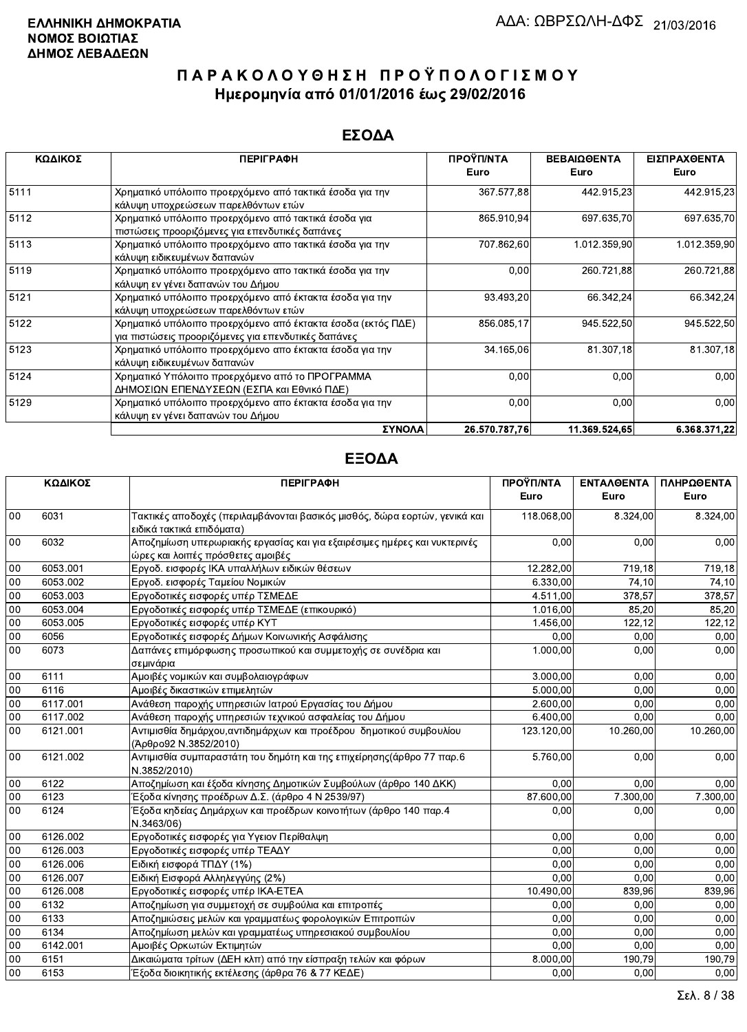**ΕΛΛΗΝΙΚΗ ΔΗΜΟΚΡΑΤΙΑ**
**ΝΟΜΟΣ ΒΟΙΩΤΙΑΣ**
**ΔΗΜΟΣ ΛΕΒΑΔΕΩΝ**

ΑΔΑ: ΩΒΡΣΩΛΗ-ΔΦΣ 21/03/2016

# ΠΑΡΑΚΟΛΟΥΘΗΣΗ ΠΡΟΫΠΟΛΟΓΙΣΜΟΥ
## Ημερομηνία από 01/01/2016 έως 29/02/2016

## ΕΣΟΔΑ

| ΚΩΔΙΚΟΣ | ΠΕΡΙΓΡΑΦΗ | ΠΡΟΫΠ/ΝΤΑ Euro | ΒΕΒΑΙΩΘΕΝΤΑ Euro | ΕΙΣΠΡΑΧΘΕΝΤΑ Euro |
|---|---|---|---|---|
| 5111 | Χρηματικό υπόλοιπο προερχόμενο από τακτικά έσοδα για την κάλυψη υποχρεώσεων παρελθόντων ετών | 367.577,88 | 442.915,23 | 442.915,23 |
| 5112 | Χρηματικό υπόλοιπο προερχόμενο από τακτικά έσοδα για πιστώσεις προοριζόμενες για επενδυτικές δαπάνες | 865.910,94 | 697.635,70 | 697.635,70 |
| 5113 | Χρηματικό υπόλοιπο προερχόμενο απο τακτικά έσοδα για την κάλυψη ειδικευμένων δαπανών | 707.862,60 | 1.012.359,90 | 1.012.359,90 |
| 5119 | Χρηματικό υπόλοιπο προερχόμενο απο τακτικά έσοδα για την κάλυψη εν γένει δαπανών του Δήμου | 0,00 | 260.721,88 | 260.721,88 |
| 5121 | Χρηματικό υπόλοιπο προερχόμενο από έκτακτα έσοδα για την κάλυψη υποχρεώσεων παρελθόντων ετών | 93.493,20 | 66.342,24 | 66.342,24 |
| 5122 | Χρηματικό υπόλοιπο προερχόμενο από έκτακτα έσοδα (εκτός ΠΔΕ) για πιστώσεις προοριζόμενες για επενδυτικές δαπάνες | 856.085,17 | 945.522,50 | 945.522,50 |
| 5123 | Χρηματικό υπόλοιπο προερχόμενο απο έκτακτα έσοδα για την κάλυψη ειδικευμένων δαπανών | 34.165,06 | 81.307,18 | 81.307,18 |
| 5124 | Χρηματικό Υπόλοιπο προερχόμενο από το ΠΡΟΓΡΑΜΜΑ ΔΗΜΟΣΙΩΝ ΕΠΕΝΔΥΣΕΩΝ (ΕΣΠΑ και Εθνικό ΠΔΕ) | 0,00 | 0,00 | 0,00 |
| 5129 | Χρηματικό υπόλοιπο προερχόμενο απο έκτακτα έσοδα για την κάλυψη εν γένει δαπανών του Δήμου | 0,00 | 0,00 | 0,00 |
| | **ΣΥΝΟΛΑ** | **26.570.787,76** | **11.369.524,65** | **6.368.371,22** |

## ΕΞΟΔΑ

| ΚΩΔΙΚΟΣ | | ΠΕΡΙΓΡΑΦΗ | ΠΡΟΫΠ/ΝΤΑ Euro | ΕΝΤΑΛΘΕΝΤΑ Euro | ΠΛΗΡΩΘΕΝΤΑ Euro |
|---|---|---|---|---|---|
| 00 | 6031 | Τακτικές αποδοχές (περιλαμβάνονται βασικός μισθός, δώρα εορτών, γενικά και ειδικά τακτικά επιδόματα) | 118.068,00 | 8.324,00 | 8.324,00 |
| 00 | 6032 | Αποζημίωση υπερωριακής εργασίας και για εξαιρέσιμες ημέρες και νυκτερινές ώρες και λοιπές πρόσθετες αμοιβές | 0,00 | 0,00 | 0,00 |
| 00 | 6053.001 | Εργοδ. εισφορές ΙΚΑ υπαλλήλων ειδικών θέσεων | 12.282,00 | 719,18 | 719,18 |
| 00 | 6053.002 | Εργοδ. εισφορές Ταμείου Νομικών | 6.330,00 | 74,10 | 74,10 |
| 00 | 6053.003 | Εργοδοτικές εισφορές υπέρ ΤΣΜΕΔΕ | 4.511,00 | 378,57 | 378,57 |
| 00 | 6053.004 | Εργοδοτικές εισφορές υπέρ ΤΣΜΕΔΕ (επικουρικό) | 1.016,00 | 85,20 | 85,20 |
| 00 | 6053.005 | Εργοδοτικές εισφορές υπέρ ΚΥΤ | 1.456,00 | 122,12 | 122,12 |
| 00 | 6056 | Εργοδοτικές εισφορές Δήμων Κοινωνικής Ασφάλισης | 0,00 | 0,00 | 0,00 |
| 00 | 6073 | Δαπάνες επιμόρφωσης προσωπικού και συμμετοχής σε συνέδρια και σεμινάρια | 1.000,00 | 0,00 | 0,00 |
| 00 | 6111 | Αμοιβές νομικών και συμβολαιογράφων | 3.000,00 | 0,00 | 0,00 |
| 00 | 6116 | Αμοιβές δικαστικών επιμελητών | 5.000,00 | 0,00 | 0,00 |
| 00 | 6117.001 | Ανάθεση παροχής υπηρεσιών Ιατρού Εργασίας του Δήμου | 2.600,00 | 0,00 | 0,00 |
| 00 | 6117.002 | Ανάθεση παροχής υπηρεσιών τεχνικού ασφαλείας του Δήμου | 6.400,00 | 0,00 | 0,00 |
| 00 | 6121.001 | Αντιμισθία δημάρχου,αντιδημάρχων και προέδρου δημοτικού συμβουλίου (Άρθρο92 Ν.3852/2010) | 123.120,00 | 10.260,00 | 10.260,00 |
| 00 | 6121.002 | Αντιμισθία συμπαραστάτη του δημότη και της επιχείρησης(άρθρο 77 παρ.6 Ν.3852/2010) | 5.760,00 | 0,00 | 0,00 |
| 00 | 6122 | Αποζημίωση και έξοδα κίνησης Δημοτικών Συμβούλων (άρθρο 140 ΔΚΚ) | 0,00 | 0,00 | 0,00 |
| 00 | 6123 | Έξοδα κίνησης προέδρων Δ.Σ. (άρθρο 4 Ν 2539/97) | 87.600,00 | 7.300,00 | 7.300,00 |
| 00 | 6124 | Έξοδα κηδείας Δημάρχων και προέδρων κοινοτήτων (άρθρο 140 παρ.4 Ν.3463/06) | 0,00 | 0,00 | 0,00 |
| 00 | 6126.002 | Εργοδοτικές εισφορές για Υγειον Περίθαλψη | 0,00 | 0,00 | 0,00 |
| 00 | 6126.003 | Εργοδοτικές εισφορές υπέρ ΤΕΑΔΥ | 0,00 | 0,00 | 0,00 |
| 00 | 6126.006 | Ειδική εισφορά ΤΠΔΥ (1%) | 0,00 | 0,00 | 0,00 |
| 00 | 6126.007 | Ειδική Εισφορά Αλληλεγγύης (2%) | 0,00 | 0,00 | 0,00 |
| 00 | 6126.008 | Εργοδοτικές εισφορές υπέρ ΙΚΑ-ΕΤΕΑ | 10.490,00 | 839,96 | 839,96 |
| 00 | 6132 | Αποζημίωση για συμμετοχή σε συμβούλια και επιτροπές | 0,00 | 0,00 | 0,00 |
| 00 | 6133 | Αποζημιώσεις μελών και γραμματέως φορολογικών Επιτροπών | 0,00 | 0,00 | 0,00 |
| 00 | 6134 | Αποζημίωση μελών και γραμματέως υπηρεσιακού συμβουλίου | 0,00 | 0,00 | 0,00 |
| 00 | 6142.001 | Αμοιβές Ορκωτών Εκτιμητών | 0,00 | 0,00 | 0,00 |
| 00 | 6151 | Δικαιώματα τρίτων (ΔΕΗ κλπ) από την είσπραξη τελών και φόρων | 8.000,00 | 190,79 | 190,79 |
| 00 | 6153 | Έξοδα διοικητικής εκτέλεσης (άρθρα 76 & 77 ΚΕΔΕ) | 0,00 | 0,00 | 0,00 |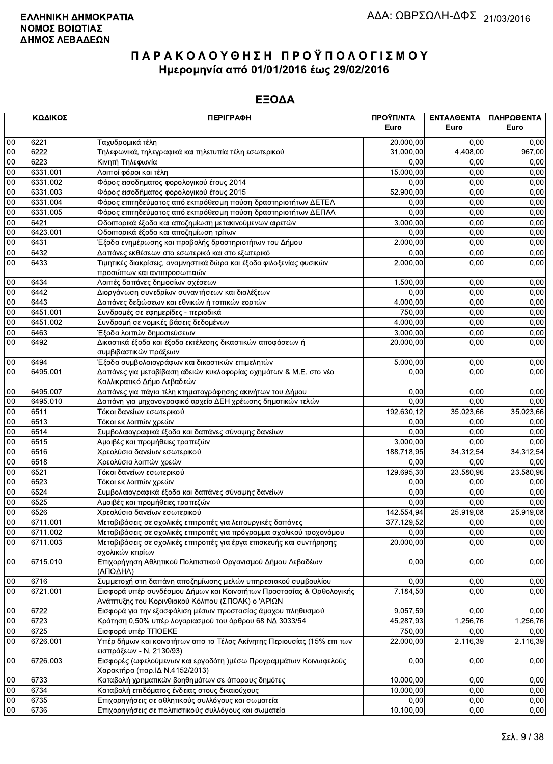**ΕΛΛΗΝΙΚΗ ΔΗΜΟΚΡΑΤΙΑ**
**ΝΟΜΟΣ ΒΟΙΩΤΙΑΣ**
**ΔΗΜΟΣ ΛΕΒΑΔΕΩΝ**

ΑΔΑ: ΩΒΡΣΩΛΗ-ΔΦΣ 21/03/2016

# ΠΑΡΑΚΟΛΟΥΘΗΣΗ ΠΡΟΫΠΟΛΟΓΙΣΜΟΥ

## Ημερομηνία από 01/01/2016 έως 29/02/2016

## ΕΞΟΔΑ

| ΚΩΔΙΚΟΣ | | ΠΕΡΙΓΡΑΦΗ | ΠΡΟΫΠ/ΝΤΑ Euro | ΕΝΤΑΛΘΕΝΤΑ Euro | ΠΛΗΡΩΘΕΝΤΑ Euro |
|---|---|---|---|---|---|
| 00 | 6221 | Ταχυδρομικά τέλη | 20.000,00 | 0,00 | 0,00 |
| 00 | 6222 | Τηλεφωνικά, τηλεγραφικά και τηλετυπία τέλη εσωτερικού | 31.000,00 | 4.408,00 | 967,00 |
| 00 | 6223 | Κινητή Τηλεφωνία | 0,00 | 0,00 | 0,00 |
| 00 | 6331.001 | Λοιποί φόροι και τέλη | 15.000,00 | 0,00 | 0,00 |
| 00 | 6331.002 | Φόρος εισοδηματος φορολογικού έτους 2014 | 0,00 | 0,00 | 0,00 |
| 00 | 6331.003 | Φόρος εισοδήματος φορολογικού έτους 2015 | 52.900,00 | 0,00 | 0,00 |
| 00 | 6331.004 | Φόρος επιτηδεύματος από εκπρόθεσμη παύση δραστηριοτήτων ΔΕΤΕΛ | 0,00 | 0,00 | 0,00 |
| 00 | 6331.005 | Φόρος επιτηδεύματος από εκπρόθεσμη παύση δραστηριοτήτων ΔΕΠΑΛ | 0,00 | 0,00 | 0,00 |
| 00 | 6421 | Οδοιπορικά έξοδα και αποζημίωση μετακινούμενων αιρετών | 3.000,00 | 0,00 | 0,00 |
| 00 | 6423.001 | Οδοιπορικά έξοδα και αποζημίωση τρίτων | 0,00 | 0,00 | 0,00 |
| 00 | 6431 | Έξοδα ενημέρωσης και προβολής δραστηριοτήτων του Δήμου | 2.000,00 | 0,00 | 0,00 |
| 00 | 6432 | Δαπάνες εκθέσεων στο εσωτερικό και στο εξωτερικό | 0,00 | 0,00 | 0,00 |
| 00 | 6433 | Τιμητικές διακρίσεις, αναμνηστικά δώρα και έξοδα φιλοξενίας φυσικών προσώπων και αντιπροσωπειών | 2.000,00 | 0,00 | 0,00 |
| 00 | 6434 | Λοιπές δαπάνες δημοσίων σχέσεων | 1.500,00 | 0,00 | 0,00 |
| 00 | 6442 | Διοργάνωση συνεδρίων συναντήσεων και διαλέξεων | 0,00 | 0,00 | 0,00 |
| 00 | 6443 | Δαπάνες δεξιώσεων και εθνικών ή τοπικών εορτών | 4.000,00 | 0,00 | 0,00 |
| 00 | 6451.001 | Συνδρομές σε εφημερίδες - περιοδικά | 750,00 | 0,00 | 0,00 |
| 00 | 6451.002 | Συνδρομή σε νομικές βάσεις δεδομένων | 4.000,00 | 0,00 | 0,00 |
| 00 | 6463 | Έξοδα λοιπών δημοσιεύσεων | 3.000,00 | 0,00 | 0,00 |
| 00 | 6492 | Δικαστικά έξοδα και έξοδα εκτέλεσης δικαστικών αποφάσεων ή συμβιβαστικών πράξεων | 20.000,00 | 0,00 | 0,00 |
| 00 | 6494 | Έξοδα συμβολαιογράφων και δικαστικών επιμελητών | 5.000,00 | 0,00 | 0,00 |
| 00 | 6495.001 | Δαπάνες για μεταβίβαση αδειών κυκλοφορίας οχημάτων & Μ.Ε. στο νέο Καλλικρατικό Δήμο Λεβαδεών | 0,00 | 0,00 | 0,00 |
| 00 | 6495.007 | Δαπάνες για πάγια τέλη κτηματογράφησης ακινήτων του Δήμου | 0,00 | 0,00 | 0,00 |
| 00 | 6495.010 | Δαπάνη για μηχανογραφικό αρχείο ΔΕΗ χρέωσης δημοτικών τελών | 0,00 | 0,00 | 0,00 |
| 00 | 6511 | Τόκοι δανείων εσωτερικού | 192.630,12 | 35.023,66 | 35.023,66 |
| 00 | 6513 | Τόκοι εκ λοιπών χρεών | 0,00 | 0,00 | 0,00 |
| 00 | 6514 | Συμβολαιογραφικά έξοδα και δαπάνες σύναψης δανείων | 0,00 | 0,00 | 0,00 |
| 00 | 6515 | Αμοιβές και προμήθειες τραπεζών | 3.000,00 | 0,00 | 0,00 |
| 00 | 6516 | Χρεολύσια δανείων εσωτερικού | 188.718,95 | 34.312,54 | 34.312,54 |
| 00 | 6518 | Χρεολύσια λοιπών χρεών | 0,00 | 0,00 | 0,00 |
| 00 | 6521 | Τόκοι δανείων εσωτερικού | 129.695,30 | 23.580,96 | 23.580,96 |
| 00 | 6523 | Τόκοι εκ λοιπών χρεών | 0,00 | 0,00 | 0,00 |
| 00 | 6524 | Συμβολαιογραφικά έξοδα και δαπάνες σύναψης δανείων | 0,00 | 0,00 | 0,00 |
| 00 | 6525 | Αμοιβές και προμήθειες τραπεζών | 0,00 | 0,00 | 0,00 |
| 00 | 6526 | Χρεολύσια δανείων εσωτερικού | 142.554,94 | 25.919,08 | 25.919,08 |
| 00 | 6711.001 | Μεταβιβάσεις σε σχολικές επιτροπές για λειτουργικές δαπάνες | 377.129,52 | 0,00 | 0,00 |
| 00 | 6711.002 | Μεταβιβάσεις σε σχολικές επιτροπές για πρόγραμμα σχολικού τροχονόμου | 0,00 | 0,00 | 0,00 |
| 00 | 6711.003 | Μεταβιβάσεις σε σχολικές επιτροπές για έργα επισκευής και συντήρησης σχολικών κτιρίων | 20.000,00 | 0,00 | 0,00 |
| 00 | 6715.010 | Επιχορήγηση Αθλητικού Πολιτιστικού Οργανισμού Δήμου Λεβαδέων (ΑΠΟΔΗΛ) | 0,00 | 0,00 | 0,00 |
| 00 | 6716 | Συμμετοχή στη δαπάνη αποζημίωσης μελών υπηρεσιακού συμβουλίου | 0,00 | 0,00 | 0,00 |
| 00 | 6721.001 | Εισφορά υπέρ συνδέσμου Δήμων και Κοινοτήτων Προστασίας & Ορθολογικής Ανάπτυξης του Κορινθιακού Κόλπου (ΣΠΟΑΚ) ο 'ΑΡΙΩΝ | 7.184,50 | 0,00 | 0,00 |
| 00 | 6722 | Εισφορά για την εξασφάλιση μέσων προστασίας άμαχου πληθυσμού | 9.057,59 | 0,00 | 0,00 |
| 00 | 6723 | Κράτηση 0,50% υπέρ λογαριασμού του άρθρου 68 ΝΔ 3033/54 | 45.287,93 | 1.256,76 | 1.256,76 |
| 00 | 6725 | Εισφορά υπέρ ΤΠΟΕΚΕ | 750,00 | 0,00 | 0,00 |
| 00 | 6726.001 | Υπέρ δήμων και κοινοτήτων απο το Τέλος Ακίνητης Περιουσίας (15% επι των εισπράξεων - Ν. 2130/93) | 22.000,00 | 2.116,39 | 2.116,39 |
| 00 | 6726.003 | Εισφορές (ωφελούμενων και εργοδότη )μέσω Προγραμμάτων Κοινωφελούς Χαρακτήρα (παρ.ΙΔ Ν.4152/2013) | 0,00 | 0,00 | 0,00 |
| 00 | 6733 | Καταβολή χρηματικών βοηθημάτων σε άπορους δημότες | 10.000,00 | 0,00 | 0,00 |
| 00 | 6734 | Καταβολή επιδόματος ένδειας στους δικαιούχους | 10.000,00 | 0,00 | 0,00 |
| 00 | 6735 | Επιχορηγήσεις σε αθλητικούς συλλόγους και σωματεία | 0,00 | 0,00 | 0,00 |
| 00 | 6736 | Επιχορηγήσεις σε πολιτιστικούς συλλόγους και σωματεία | 10.100,00 | 0,00 | 0,00 |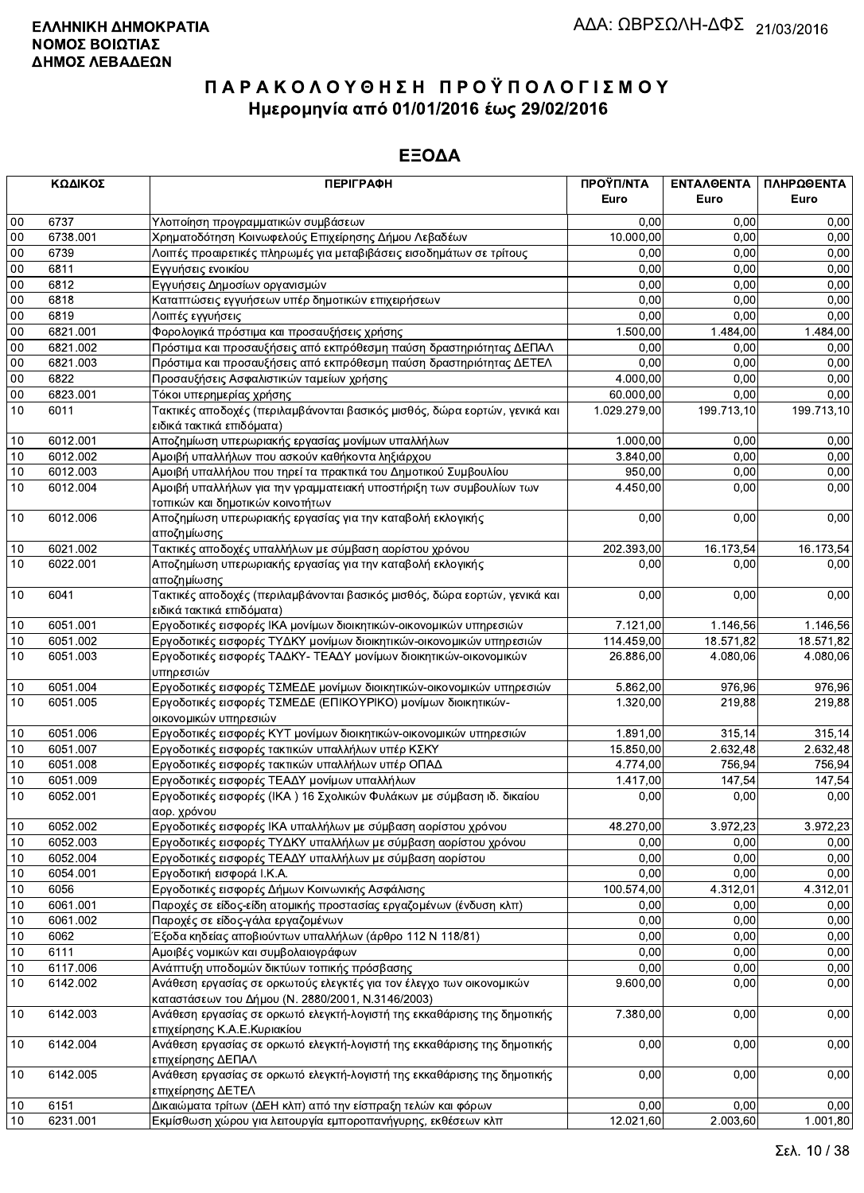**ΕΛΛΗΝΙΚΗ ΔΗΜΟΚΡΑΤΙΑ**
**ΝΟΜΟΣ ΒΟΙΩΤΙΑΣ**
**ΔΗΜΟΣ ΛΕΒΑΔΕΩΝ**

ΑΔΑ: ΩΒΡΣΩΛΗ-ΔΦΣ 21/03/2016

# ΠΑΡΑΚΟΛΟΥΘΗΣΗ ΠΡΟΫΠΟΛΟΓΙΣΜΟΥ
## Ημερομηνία από 01/01/2016 έως 29/02/2016

## ΕΞΟΔΑ

| ΚΩΔΙΚΟΣ | | ΠΕΡΙΓΡΑΦΗ | ΠΡΟΫΠ/ΝΤΑ Euro | ΕΝΤΑΛΘΕΝΤΑ Euro | ΠΛΗΡΩΘΕΝΤΑ Euro |
|---|---|---|---|---|---|
| 00 | 6737 | Υλοποίηση προγραμματικών συμβάσεων | 0,00 | 0,00 | 0,00 |
| 00 | 6738.001 | Χρηματοδότηση Κοινωφελούς Επιχείρησης Δήμου Λεβαδέων | 10.000,00 | 0,00 | 0,00 |
| 00 | 6739 | Λοιπές προαιρετικές πληρωμές για μεταβιβάσεις εισοδημάτων σε τρίτους | 0,00 | 0,00 | 0,00 |
| 00 | 6811 | Εγγυήσεις ενοικίου | 0,00 | 0,00 | 0,00 |
| 00 | 6812 | Εγγυήσεις Δημοσίων οργανισμών | 0,00 | 0,00 | 0,00 |
| 00 | 6818 | Καταπτώσεις εγγυήσεων υπέρ δημοτικών επιχειρήσεων | 0,00 | 0,00 | 0,00 |
| 00 | 6819 | Λοιπές εγγυήσεις | 0,00 | 0,00 | 0,00 |
| 00 | 6821.001 | Φορολογικά πρόστιμα και προσαυξήσεις χρήσης | 1.500,00 | 1.484,00 | 1.484,00 |
| 00 | 6821.002 | Πρόστιμα και προσαυξήσεις από εκπρόθεσμη παύση δραστηριότητας ΔΕΠΑΛ | 0,00 | 0,00 | 0,00 |
| 00 | 6821.003 | Πρόστιμα και προσαυξήσεις από εκπρόθεσμη παύση δραστηριότητας ΔΕΤΕΛ | 0,00 | 0,00 | 0,00 |
| 00 | 6822 | Προσαυξήσεις Ασφαλιστικών ταμείων χρήσης | 4.000,00 | 0,00 | 0,00 |
| 00 | 6823.001 | Τόκοι υπερημερίας χρήσης | 60.000,00 | 0,00 | 0,00 |
| 10 | 6011 | Τακτικές αποδοχές (περιλαμβάνονται βασικός μισθός, δώρα εορτών, γενικά και ειδικά τακτικά επιδόματα) | 1.029.279,00 | 199.713,10 | 199.713,10 |
| 10 | 6012.001 | Αποζημίωση υπερωριακής εργασίας μονίμων υπαλλήλων | 1.000,00 | 0,00 | 0,00 |
| 10 | 6012.002 | Αμοιβή υπαλλήλων που ασκούν καθήκοντα ληξιάρχου | 3.840,00 | 0,00 | 0,00 |
| 10 | 6012.003 | Αμοιβή υπαλλήλου που τηρεί τα πρακτικά του Δημοτικού Συμβουλίου | 950,00 | 0,00 | 0,00 |
| 10 | 6012.004 | Αμοιβή υπαλλήλων για την γραμματειακή υποστήριξη των συμβουλίων των τοπικών και δημοτικών κοινοτήτων | 4.450,00 | 0,00 | 0,00 |
| 10 | 6012.006 | Αποζημίωση υπερωριακής εργασίας για την καταβολή εκλογικής αποζημίωσης | 0,00 | 0,00 | 0,00 |
| 10 | 6021.002 | Τακτικές αποδοχές υπαλλήλων με σύμβαση αορίστου χρόνου | 202.393,00 | 16.173,54 | 16.173,54 |
| 10 | 6022.001 | Αποζημίωση υπερωριακής εργασίας για την καταβολή εκλογικής αποζημίωσης | 0,00 | 0,00 | 0,00 |
| 10 | 6041 | Τακτικές αποδοχές (περιλαμβάνονται βασικός μισθός, δώρα εορτών, γενικά και ειδικά τακτικά επιδόματα) | 0,00 | 0,00 | 0,00 |
| 10 | 6051.001 | Εργοδοτικές εισφορές ΙΚΑ μονίμων διοικητικών-οικονομικών υπηρεσιών | 7.121,00 | 1.146,56 | 1.146,56 |
| 10 | 6051.002 | Εργοδοτικές εισφορές ΤΥΔΚΥ μονίμων διοικητικών-οικονομικών υπηρεσιών | 114.459,00 | 18.571,82 | 18.571,82 |
| 10 | 6051.003 | Εργοδοτικές εισφορές ΤΑΔΚΥ- ΤΕΑΔΥ μονίμων διοικητικών-οικονομικών υπηρεσιών | 26.886,00 | 4.080,06 | 4.080,06 |
| 10 | 6051.004 | Εργοδοτικές εισφορές ΤΣΜΕΔΕ μονίμων διοικητικών-οικονομικών υπηρεσιών | 5.862,00 | 976,96 | 976,96 |
| 10 | 6051.005 | Εργοδοτικές εισφορές ΤΣΜΕΔΕ (ΕΠΙΚΟΥΡΙΚΟ) μονίμων διοικητικών-οικονομικών υπηρεσιών | 1.320,00 | 219,88 | 219,88 |
| 10 | 6051.006 | Εργοδοτικές εισφορές ΚΥΤ μονίμων διοικητικών-οικονομικών υπηρεσιών | 1.891,00 | 315,14 | 315,14 |
| 10 | 6051.007 | Εργοδοτικές εισφορές τακτικών υπαλλήλων υπέρ ΚΣΚΥ | 15.850,00 | 2.632,48 | 2.632,48 |
| 10 | 6051.008 | Εργοδοτικές εισφορές τακτικών υπαλλήλων υπέρ ΟΠΑΔ | 4.774,00 | 756,94 | 756,94 |
| 10 | 6051.009 | Εργοδοτικές εισφορές ΤΕΑΔΥ μονίμων υπαλλήλων | 1.417,00 | 147,54 | 147,54 |
| 10 | 6052.001 | Εργοδοτικές εισφορές (ΙΚΑ ) 16 Σχολικών Φυλάκων με σύμβαση ιδ. δικαίου αορ. χρόνου | 0,00 | 0,00 | 0,00 |
| 10 | 6052.002 | Εργοδοτικές εισφορές ΙΚΑ υπαλλήλων με σύμβαση αορίστου χρόνου | 48.270,00 | 3.972,23 | 3.972,23 |
| 10 | 6052.003 | Εργοδοτικές εισφορές ΤΥΔΚΥ υπαλλήλων με σύμβαση αορίστου χρόνου | 0,00 | 0,00 | 0,00 |
| 10 | 6052.004 | Εργοδοτικές εισφορές ΤΕΑΔΥ υπαλλήλων με σύμβαση αορίστου | 0,00 | 0,00 | 0,00 |
| 10 | 6054.001 | Εργοδοτική εισφορά Ι.Κ.Α. | 0,00 | 0,00 | 0,00 |
| 10 | 6056 | Εργοδοτικές εισφορές Δήμων Κοινωνικής Ασφάλισης | 100.574,00 | 4.312,01 | 4.312,01 |
| 10 | 6061.001 | Παροχές σε είδος-είδη ατομικής προστασίας εργαζομένων (ένδυση κλπ) | 0,00 | 0,00 | 0,00 |
| 10 | 6061.002 | Παροχές σε είδος-γάλα εργαζομένων | 0,00 | 0,00 | 0,00 |
| 10 | 6062 | Έξοδα κηδείας αποβιούντων υπαλλήλων (άρθρο 112 Ν 118/81) | 0,00 | 0,00 | 0,00 |
| 10 | 6111 | Αμοιβές νομικών και συμβολαιογράφων | 0,00 | 0,00 | 0,00 |
| 10 | 6117.006 | Ανάπτυξη υποδομών δικτύων τοπικής πρόσβασης | 0,00 | 0,00 | 0,00 |
| 10 | 6142.002 | Ανάθεση εργασίας σε ορκωτούς ελεγκτές για τον έλεγχο των οικονομικών καταστάσεων του Δήμου (Ν. 2880/2001, Ν.3146/2003) | 9.600,00 | 0,00 | 0,00 |
| 10 | 6142.003 | Ανάθεση εργασίας σε ορκωτό ελεγκτή-λογιστή της εκκαθάρισης της δημοτικής επιχείρησης Κ.Α.Ε.Κυριακίου | 7.380,00 | 0,00 | 0,00 |
| 10 | 6142.004 | Ανάθεση εργασίας σε ορκωτό ελεγκτή-λογιστή της εκκαθάρισης της δημοτικής επιχείρησης ΔΕΠΑΛ | 0,00 | 0,00 | 0,00 |
| 10 | 6142.005 | Ανάθεση εργασίας σε ορκωτό ελεγκτή-λογιστή της εκκαθάρισης της δημοτικής επιχείρησης ΔΕΤΕΛ | 0,00 | 0,00 | 0,00 |
| 10 | 6151 | Δικαιώματα τρίτων (ΔΕΗ κλπ) από την είσπραξη τελών και φόρων | 0,00 | 0,00 | 0,00 |
| 10 | 6231.001 | Εκμίσθωση χώρου για λειτουργία εμποροπανήγυρης, εκθέσεων κλπ | 12.021,60 | 2.003,60 | 1.001,80 |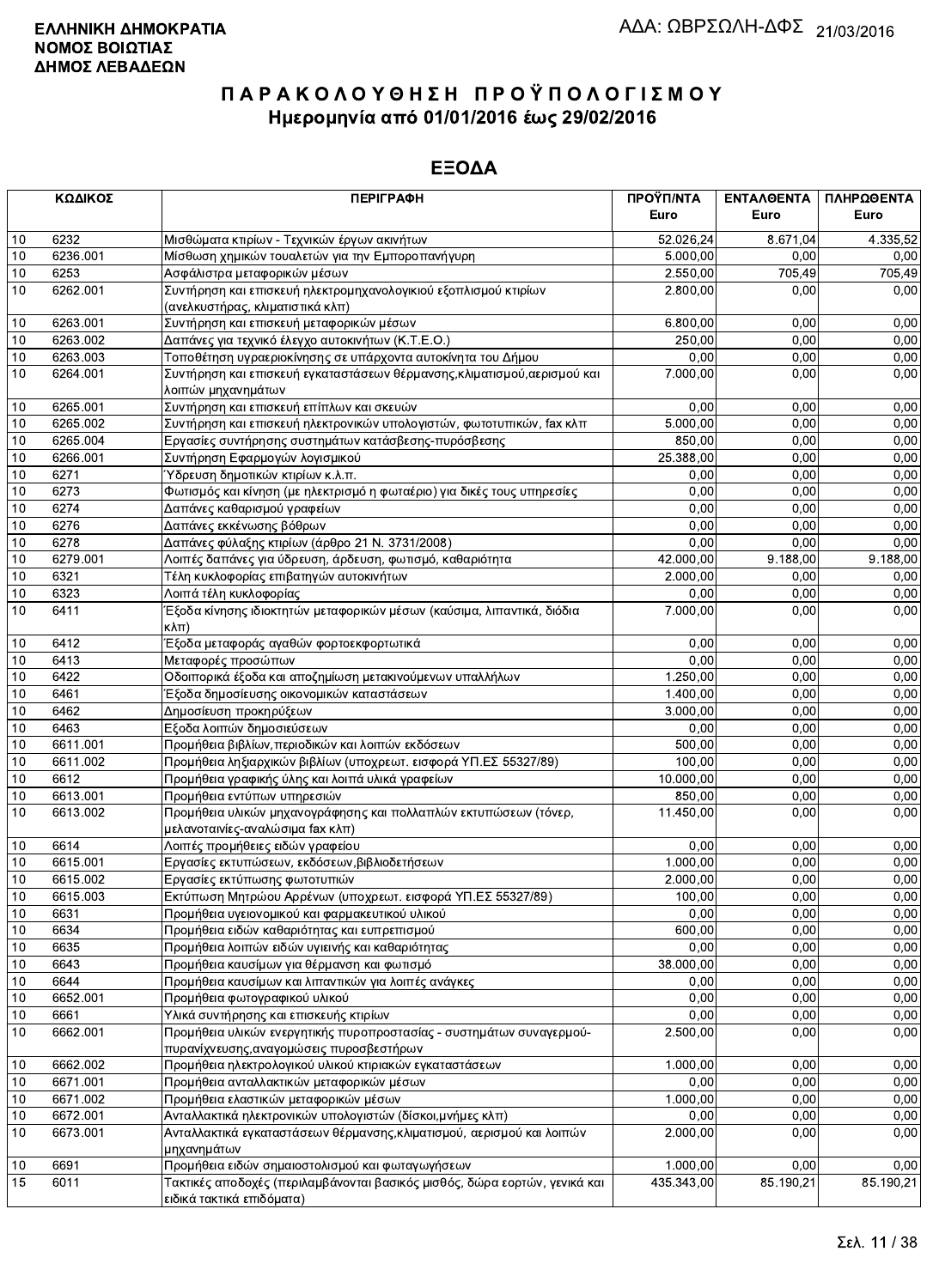**ΕΛΛΗΝΙΚΗ ΔΗΜΟΚΡΑΤΙΑ**
**ΝΟΜΟΣ ΒΟΙΩΤΙΑΣ**
**ΔΗΜΟΣ ΛΕΒΑΔΕΩΝ**

ΑΔΑ: ΩΒΡΣΩΛΗ-ΔΦΣ 21/03/2016

# ΠΑΡΑΚΟΛΟΥΘΗΣΗ ΠΡΟΫΠΟΛΟΓΙΣΜΟΥ
## Ημερομηνία από 01/01/2016 έως 29/02/2016

## ΕΞΟΔΑ

| ΚΩΔΙΚΟΣ | | ΠΕΡΙΓΡΑΦΗ | ΠΡΟΫΠ/ΝΤΑ Euro | ΕΝΤΑΛΘΕΝΤΑ Euro | ΠΛΗΡΩΘΕΝΤΑ Euro |
|---|---|---|---|---|---|
| 10 | 6232 | Μισθώματα κτιρίων - Τεχνικών έργων ακινήτων | 52.026,24 | 8.671,04 | 4.335,52 |
| 10 | 6236.001 | Μίσθωση χημικών τουαλετών για την Εμποροπανήγυρη | 5.000,00 | 0,00 | 0,00 |
| 10 | 6253 | Ασφάλιστρα μεταφορικών μέσων | 2.550,00 | 705,49 | 705,49 |
| 10 | 6262.001 | Συντήρηση και επισκευή ηλεκτρομηχανολογικού εξοπλισμού κτιρίων (ανελκυστήρας, κλιματιστικά κλπ) | 2.800,00 | 0,00 | 0,00 |
| 10 | 6263.001 | Συντήρηση και επισκευή μεταφορικών μέσων | 6.800,00 | 0,00 | 0,00 |
| 10 | 6263.002 | Δαπάνες για τεχνικό έλεγχο αυτοκινήτων (Κ.Τ.Ε.Ο.) | 250,00 | 0,00 | 0,00 |
| 10 | 6263.003 | Τοποθέτηση υγραεριοκίνησης σε υπάρχοντα αυτοκίνητα του Δήμου | 0,00 | 0,00 | 0,00 |
| 10 | 6264.001 | Συντήρηση και επισκευή εγκαταστάσεων θέρμανσης,κλιματισμού,αερισμού και λοιπών μηχανημάτων | 7.000,00 | 0,00 | 0,00 |
| 10 | 6265.001 | Συντήρηση και επισκευή επίπλων και σκευών | 0,00 | 0,00 | 0,00 |
| 10 | 6265.002 | Συντήρηση και επισκευή ηλεκτρονικών υπολογιστών, φωτοτυπικών, fax κλπ | 5.000,00 | 0,00 | 0,00 |
| 10 | 6265.004 | Εργασίες συντήρησης συστημάτων κατάσβεσης-πυρόσβεσης | 850,00 | 0,00 | 0,00 |
| 10 | 6266.001 | Συντήρηση Εφαρμογών λογισμικού | 25.388,00 | 0,00 | 0,00 |
| 10 | 6271 | Ύδρευση δημοτικών κτιρίων κ.λ.π. | 0,00 | 0,00 | 0,00 |
| 10 | 6273 | Φωτισμός και κίνηση (με ηλεκτρισμό η φωταέριο) για δικές τους υπηρεσίες | 0,00 | 0,00 | 0,00 |
| 10 | 6274 | Δαπάνες καθαρισμού γραφείων | 0,00 | 0,00 | 0,00 |
| 10 | 6276 | Δαπάνες εκκένωσης βόθρων | 0,00 | 0,00 | 0,00 |
| 10 | 6278 | Δαπάνες φύλαξης κτιρίων (άρθρο 21 Ν. 3731/2008) | 0,00 | 0,00 | 0,00 |
| 10 | 6279.001 | Λοιπές δαπάνες για ύδρευση, άρδευση, φωτισμό, καθαριότητα | 42.000,00 | 9.188,00 | 9.188,00 |
| 10 | 6321 | Τέλη κυκλοφορίας επιβατηγών αυτοκινήτων | 2.000,00 | 0,00 | 0,00 |
| 10 | 6323 | Λοιπά τέλη κυκλοφορίας | 0,00 | 0,00 | 0,00 |
| 10 | 6411 | Έξοδα κίνησης ιδιοκτητών μεταφορικών μέσων (καύσιμα, λιπαντικά, διόδια κλπ) | 7.000,00 | 0,00 | 0,00 |
| 10 | 6412 | Έξοδα μεταφοράς αγαθών φορτοεκφορτωτικά | 0,00 | 0,00 | 0,00 |
| 10 | 6413 | Μεταφορές προσώπων | 0,00 | 0,00 | 0,00 |
| 10 | 6422 | Οδοιπορικά έξοδα και αποζημίωση μετακινούμενων υπαλλήλων | 1.250,00 | 0,00 | 0,00 |
| 10 | 6461 | Έξοδα δημοσίευσης οικονομικών καταστάσεων | 1.400,00 | 0,00 | 0,00 |
| 10 | 6462 | Δημοσίευση προκηρύξεων | 3.000,00 | 0,00 | 0,00 |
| 10 | 6463 | Εξοδα λοιπών δημοσιεύσεων | 0,00 | 0,00 | 0,00 |
| 10 | 6611.001 | Προμήθεια βιβλίων,περιοδικών και λοιπών εκδόσεων | 500,00 | 0,00 | 0,00 |
| 10 | 6611.002 | Προμήθεια ληξιαρχικών βιβλίων (υποχρεωτ. εισφορά ΥΠ.ΕΣ 55327/89) | 100,00 | 0,00 | 0,00 |
| 10 | 6612 | Προμήθεια γραφικής ύλης και λοιπά υλικά γραφείων | 10.000,00 | 0,00 | 0,00 |
| 10 | 6613.001 | Προμήθεια εντύπων υπηρεσιών | 850,00 | 0,00 | 0,00 |
| 10 | 6613.002 | Προμήθεια υλικών μηχανογράφησης και πολλαπλών εκτυπώσεων (τόνερ, μελανοταινίες-αναλώσιμα fax κλπ) | 11.450,00 | 0,00 | 0,00 |
| 10 | 6614 | Λοιπές προμήθειες ειδών γραφείου | 0,00 | 0,00 | 0,00 |
| 10 | 6615.001 | Εργασίες εκτυπώσεων, εκδόσεων,βιβλιοδετήσεων | 1.000,00 | 0,00 | 0,00 |
| 10 | 6615.002 | Εργασίες εκτύπωσης φωτοτυπιών | 2.000,00 | 0,00 | 0,00 |
| 10 | 6615.003 | Εκτύπωση Μητρώου Αρρένων (υποχρεωτ. εισφορά ΥΠ.ΕΣ 55327/89) | 100,00 | 0,00 | 0,00 |
| 10 | 6631 | Προμήθεια υγειονομικού και φαρμακευτικού υλικού | 0,00 | 0,00 | 0,00 |
| 10 | 6634 | Προμήθεια ειδών καθαριότητας και ευπρεπισμού | 600,00 | 0,00 | 0,00 |
| 10 | 6635 | Προμήθεια λοιπών ειδών υγιεινής και καθαριότητας | 0,00 | 0,00 | 0,00 |
| 10 | 6643 | Προμήθεια καυσίμων για θέρμανση και φωτισμό | 38.000,00 | 0,00 | 0,00 |
| 10 | 6644 | Προμήθεια καυσίμων και λιπαντικών για λοιπές ανάγκες | 0,00 | 0,00 | 0,00 |
| 10 | 6652.001 | Προμήθεια φωτογραφικού υλικού | 0,00 | 0,00 | 0,00 |
| 10 | 6661 | Υλικά συντήρησης και επισκευής κτιρίων | 0,00 | 0,00 | 0,00 |
| 10 | 6662.001 | Προμήθεια υλικών ενεργητικής πυροπροστασίας - συστημάτων συναγερμού-πυρανίχνευσης,αναγομώσεις πυροσβεστήρων | 2.500,00 | 0,00 | 0,00 |
| 10 | 6662.002 | Προμήθεια ηλεκτρολογικού υλικού κτιριακών εγκαταστάσεων | 1.000,00 | 0,00 | 0,00 |
| 10 | 6671.001 | Προμήθεια ανταλλακτικών μεταφορικών μέσων | 0,00 | 0,00 | 0,00 |
| 10 | 6671.002 | Προμήθεια ελαστικών μεταφορικών μέσων | 1.000,00 | 0,00 | 0,00 |
| 10 | 6672.001 | Ανταλλακτικά ηλεκτρονικών υπολογιστών (δίσκοι,μνήμες κλπ) | 0,00 | 0,00 | 0,00 |
| 10 | 6673.001 | Ανταλλακτικά εγκαταστάσεων θέρμανσης,κλιματισμού, αερισμού και λοιπών μηχανημάτων | 2.000,00 | 0,00 | 0,00 |
| 10 | 6691 | Προμήθεια ειδών σημαιοστολισμού και φωταγωγήσεων | 1.000,00 | 0,00 | 0,00 |
| 15 | 6011 | Τακτικές αποδοχές (περιλαμβάνονται βασικός μισθός, δώρα εορτών, γενικά και ειδικά τακτικά επιδόματα) | 435.343,00 | 85.190,21 | 85.190,21 |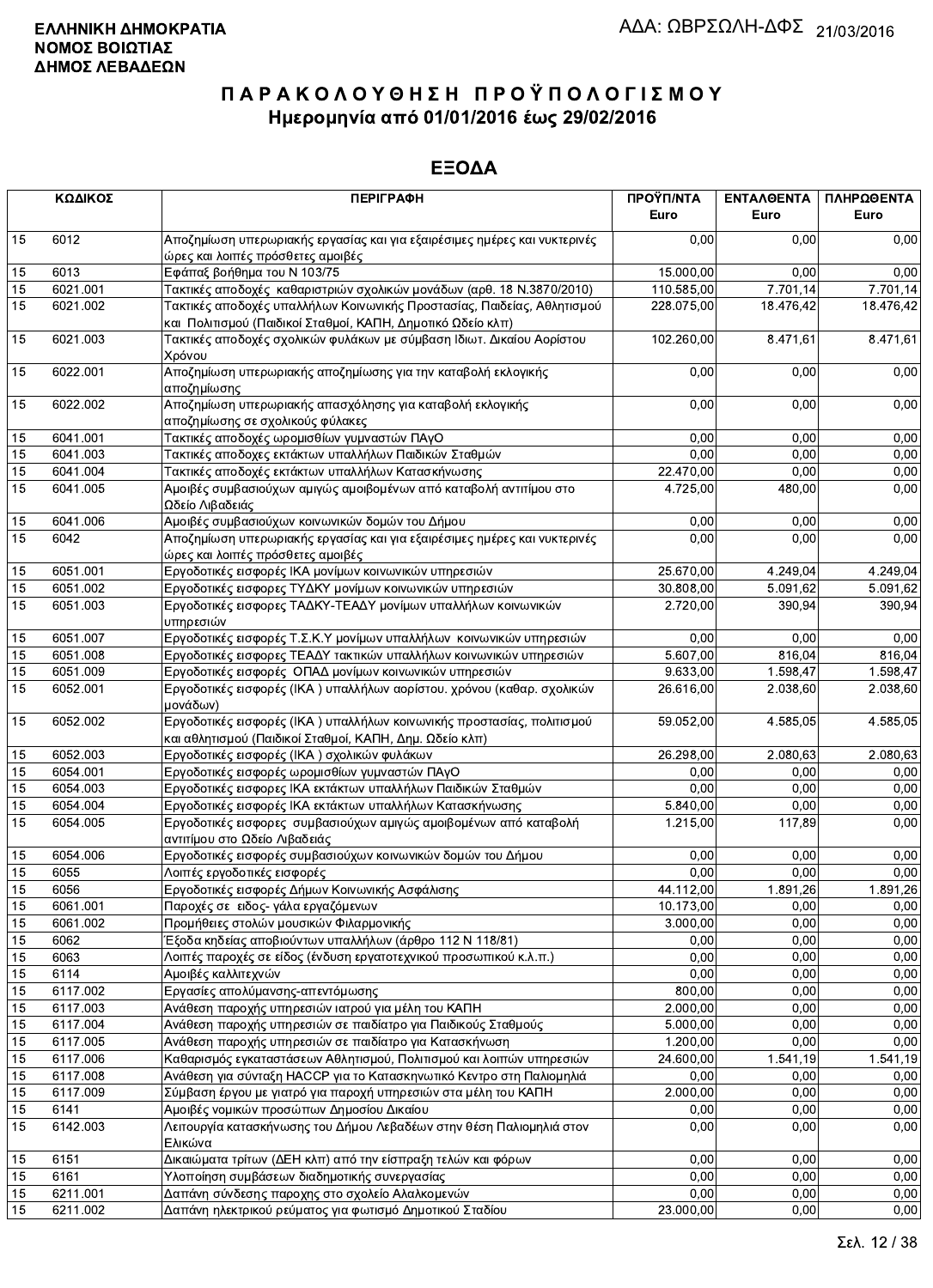**ΕΛΛΗΝΙΚΗ ΔΗΜΟΚΡΑΤΙΑ**
**ΝΟΜΟΣ ΒΟΙΩΤΙΑΣ**
**ΔΗΜΟΣ ΛΕΒΑΔΕΩΝ**

ΑΔΑ: ΩΒΡΣΩΛΗ-ΔΦΣ 21/03/2016

# ΠΑΡΑΚΟΛΟΥΘΗΣΗ ΠΡΟΫΠΟΛΟΓΙΣΜΟΥ
## Ημερομηνία από 01/01/2016 έως 29/02/2016

## ΕΞΟΔΑ

| ΚΩΔΙΚΟΣ | | ΠΕΡΙΓΡΑΦΗ | ΠΡΟΫΠ/ΝΤΑ Euro | ΕΝΤΑΛΘΕΝΤΑ Euro | ΠΛΗΡΩΘΕΝΤΑ Euro |
|---|---|---|---|---|---|
| 15 | 6012 | Αποζημίωση υπερωριακής εργασίας και για εξαιρέσιμες ημέρες και νυκτερινές ώρες και λοιπές πρόσθετες αμοιβές | 0,00 | 0,00 | 0,00 |
| 15 | 6013 | Εφάπαξ βοήθημα του Ν 103/75 | 15.000,00 | 0,00 | 0,00 |
| 15 | 6021.001 | Τακτικές αποδοχές καθαριστριών σχολικών μονάδων (αρθ. 18 Ν.3870/2010) | 110.585,00 | 7.701,14 | 7.701,14 |
| 15 | 6021.002 | Τακτικές αποδοχές υπαλλήλων Κοινωνικής Προστασίας, Παιδείας, Αθλητισμού και Πολιτισμού (Παιδικοί Σταθμοί, ΚΑΠΗ, Δημοτικό Ωδείο κλπ) | 228.075,00 | 18.476,42 | 18.476,42 |
| 15 | 6021.003 | Τακτικές αποδοχές σχολικών φυλάκων με σύμβαση Ιδιωτ. Δικαίου Αορίστου Χρόνου | 102.260,00 | 8.471,61 | 8.471,61 |
| 15 | 6022.001 | Αποζημίωση υπερωριακής αποζημίωσης για την καταβολή εκλογικής αποζημίωσης | 0,00 | 0,00 | 0,00 |
| 15 | 6022.002 | Αποζημίωση υπερωριακής απασχόλησης για καταβολή εκλογικής αποζημίωσης σε σχολικούς φύλακες | 0,00 | 0,00 | 0,00 |
| 15 | 6041.001 | Τακτικές αποδοχές ωρομισθίων γυμναστών ΠΑγΟ | 0,00 | 0,00 | 0,00 |
| 15 | 6041.003 | Τακτικές αποδοχες εκτάκτων υπαλλήλων Παιδικών Σταθμών | 0,00 | 0,00 | 0,00 |
| 15 | 6041.004 | Τακτικές αποδοχές εκτάκτων υπαλλήλων Κατασκήνωσης | 22.470,00 | 0,00 | 0,00 |
| 15 | 6041.005 | Αμοιβές συμβασιούχων αμιγώς αμοιβομένων από καταβολή αντιτίμου στο Ωδείο Λιβαδειάς | 4.725,00 | 480,00 | 0,00 |
| 15 | 6041.006 | Αμοιβές συμβασιούχων κοινωνικών δομών του Δήμου | 0,00 | 0,00 | 0,00 |
| 15 | 6042 | Αποζημίωση υπερωριακής εργασίας και για εξαιρέσιμες ημέρες και νυκτερινές ώρες και λοιπές πρόσθετες αμοιβές | 0,00 | 0,00 | 0,00 |
| 15 | 6051.001 | Εργοδοτικές εισφορές ΙΚΑ μονίμων κοινωνικών υπηρεσιών | 25.670,00 | 4.249,04 | 4.249,04 |
| 15 | 6051.002 | Εργοδοτικές εισφορες ΤΥΔΚΥ μονίμων κοινωνικών υπηρεσιών | 30.808,00 | 5.091,62 | 5.091,62 |
| 15 | 6051.003 | Εργοδοτικές εισφορες ΤΑΔΚΥ-ΤΕΑΔΥ μονίμων υπαλλήλων κοινωνικών υπηρεσιών | 2.720,00 | 390,94 | 390,94 |
| 15 | 6051.007 | Εργοδοτικές εισφορές Τ.Σ.Κ.Υ μονίμων υπαλλήλων κοινωνικών υπηρεσιών | 0,00 | 0,00 | 0,00 |
| 15 | 6051.008 | Εργοδοτικές εισφορές ΤΕΑΔΥ τακτικών υπαλλήλων κοινωνικών υπηρεσιών | 5.607,00 | 816,04 | 816,04 |
| 15 | 6051.009 | Εργοδοτικές εισφορές ΟΠΑΔ μονίμων κοινωνικών υπηρεσιών | 9.633,00 | 1.598,47 | 1.598,47 |
| 15 | 6052.001 | Εργοδοτικές εισφορές (ΙΚΑ ) υπαλλήλων αορίστου. χρόνου (καθαρ. σχολικών μονάδων) | 26.616,00 | 2.038,60 | 2.038,60 |
| 15 | 6052.002 | Εργοδοτικές εισφορές (ΙΚΑ ) υπαλλήλων κοινωνικής προστασίας, πολιτισμού και αθλητισμού (Παιδικοί Σταθμοί, ΚΑΠΗ, Δημ. Ωδείο κλπ) | 59.052,00 | 4.585,05 | 4.585,05 |
| 15 | 6052.003 | Εργοδοτικές εισφορές (ΙΚΑ ) σχολικών φυλάκων | 26.298,00 | 2.080,63 | 2.080,63 |
| 15 | 6054.001 | Εργοδοτικές εισφορές ωρομισθίων γυμναστών ΠΑγΟ | 0,00 | 0,00 | 0,00 |
| 15 | 6054.003 | Εργοδοτικές εισφορες ΙΚΑ εκτάκτων υπαλλήλων Παιδικών Σταθμών | 0,00 | 0,00 | 0,00 |
| 15 | 6054.004 | Εργοδοτικές εισφορές ΙΚΑ εκτάκτων υπαλλήλων Κατασκήνωσης | 5.840,00 | 0,00 | 0,00 |
| 15 | 6054.005 | Εργοδοτικές εισφορες συμβασιούχων αμιγώς αμοιβομένων από καταβολή αντιτίμου στο Ωδείο Λιβαδειάς | 1.215,00 | 117,89 | 0,00 |
| 15 | 6054.006 | Εργοδοτικές εισφορές συμβασιούχων κοινωνικών δομών του Δήμου | 0,00 | 0,00 | 0,00 |
| 15 | 6055 | Λοιπές εργοδοτικές εισφορές | 0,00 | 0,00 | 0,00 |
| 15 | 6056 | Εργοδοτικές εισφορές Δήμων Κοινωνικής Ασφάλισης | 44.112,00 | 1.891,26 | 1.891,26 |
| 15 | 6061.001 | Παροχές σε ειδος- γάλα εργαζόμενων | 10.173,00 | 0,00 | 0,00 |
| 15 | 6061.002 | Προμήθειες στολών μουσικών Φιλαρμονικής | 3.000,00 | 0,00 | 0,00 |
| 15 | 6062 | Έξοδα κηδείας αποβιούντων υπαλλήλων (άρθρο 112 Ν 118/81) | 0,00 | 0,00 | 0,00 |
| 15 | 6063 | Λοιπές παροχές σε είδος (ένδυση εργατοτεχνικού προσωπικού κ.λ.π.) | 0,00 | 0,00 | 0,00 |
| 15 | 6114 | Αμοιβές καλλιτεχνών | 0,00 | 0,00 | 0,00 |
| 15 | 6117.002 | Εργασίες απολύμανσης-απεντόμωσης | 800,00 | 0,00 | 0,00 |
| 15 | 6117.003 | Ανάθεση παροχής υπηρεσιών ιατρού για μέλη του ΚΑΠΗ | 2.000,00 | 0,00 | 0,00 |
| 15 | 6117.004 | Ανάθεση παροχής υπηρεσιών σε παιδίατρο για Παιδικούς Σταθμούς | 5.000,00 | 0,00 | 0,00 |
| 15 | 6117.005 | Ανάθεση παροχής υπηρεσιών σε παιδίατρο για Κατασκήνωση | 1.200,00 | 0,00 | 0,00 |
| 15 | 6117.006 | Καθαρισμός εγκαταστάσεων Αθλητισμού, Πολιτισμού και λοιπών υπηρεσιών | 24.600,00 | 1.541,19 | 1.541,19 |
| 15 | 6117.008 | Ανάθεση για σύνταξη HACCP για το Κατασκηνωτικό Κεντρο στη Παλιομηλιά | 0,00 | 0,00 | 0,00 |
| 15 | 6117.009 | Σύμβαση έργου με γιατρό για παροχή υπηρεσιών στα μέλη του ΚΑΠΗ | 2.000,00 | 0,00 | 0,00 |
| 15 | 6141 | Αμοιβές νομικών προσώπων Δημοσίου Δικαίου | 0,00 | 0,00 | 0,00 |
| 15 | 6142.003 | Λειτουργία κατασκήνωσης του Δήμου Λεβαδέων στην θέση Παλιομηλιά στον Ελικώνα | 0,00 | 0,00 | 0,00 |
| 15 | 6151 | Δικαιώματα τρίτων (ΔΕΗ κλπ) από την είσπραξη τελών και φόρων | 0,00 | 0,00 | 0,00 |
| 15 | 6161 | Υλοποίηση συμβάσεων διαδημοτικής συνεργασίας | 0,00 | 0,00 | 0,00 |
| 15 | 6211.001 | Δαπάνη σύνδεσης παροχης στο σχολείο Αλαλκομενών | 0,00 | 0,00 | 0,00 |
| 15 | 6211.002 | Δαπάνη ηλεκτρικού ρεύματος για φωτισμό Δημοτικού Σταδίου | 23.000,00 | 0,00 | 0,00 |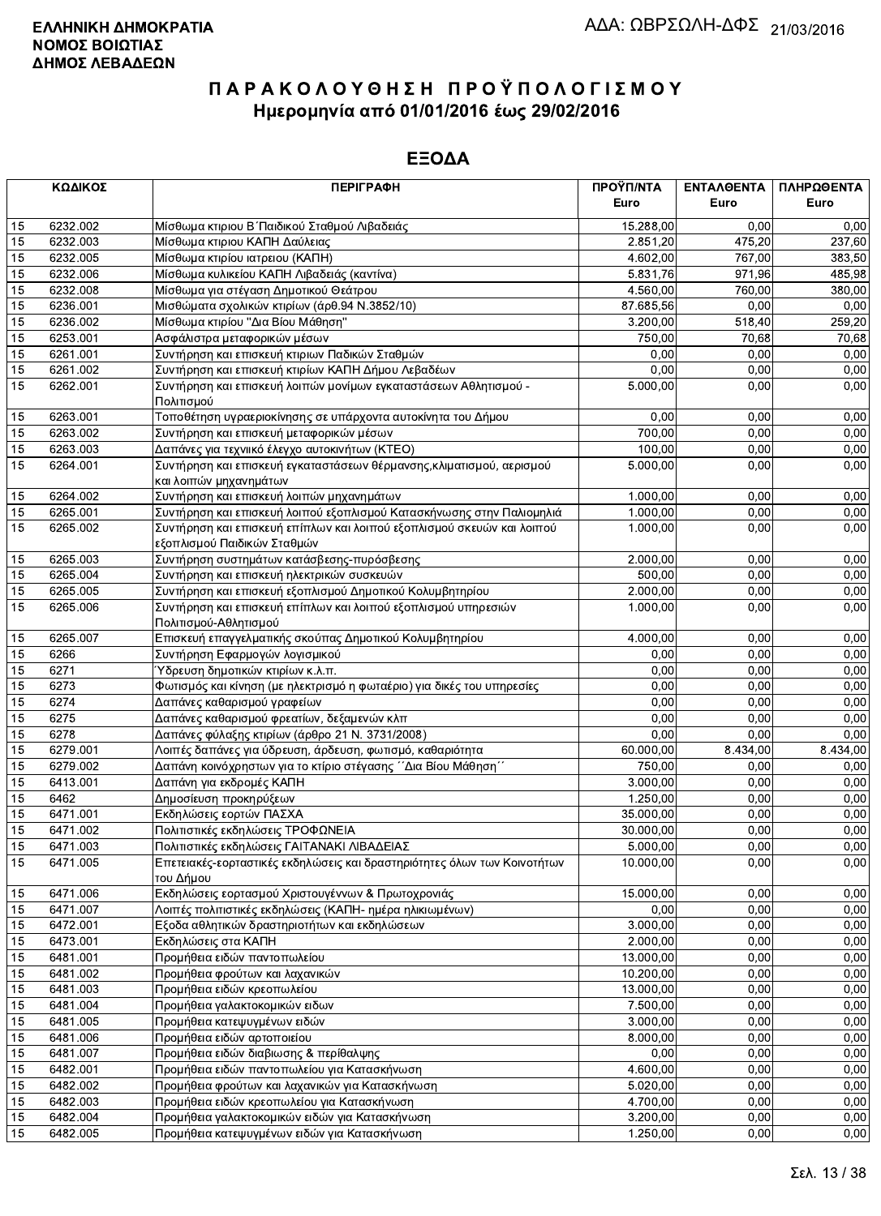**ΕΛΛΗΝΙΚΗ ΔΗΜΟΚΡΑΤΙΑ**
**ΝΟΜΟΣ ΒΟΙΩΤΙΑΣ**
**ΔΗΜΟΣ ΛΕΒΑΔΕΩΝ**

ΑΔΑ: ΩΒΡΣΩΛΗ-ΔΦΣ 21/03/2016

# ΠΑΡΑΚΟΛΟΥΘΗΣΗ ΠΡΟΫΠΟΛΟΓΙΣΜΟΥ
## Ημερομηνία από 01/01/2016 έως 29/02/2016

## ΕΞΟΔΑ

| ΚΩΔΙΚΟΣ | | ΠΕΡΙΓΡΑΦΗ | ΠΡΟΫΠ/ΝΤΑ Euro | ΕΝΤΑΛΘΕΝΤΑ Euro | ΠΛΗΡΩΘΕΝΤΑ Euro |
|---|---|---|---|---|---|
| 15 | 6232.002 | Μίσθωμα κτιριου Β΄Παιδικού Σταθμού Λιβαδειάς | 15.288,00 | 0,00 | 0,00 |
| 15 | 6232.003 | Μίσθωμα κτιριου ΚΑΠΗ Δαύλειας | 2.851,20 | 475,20 | 237,60 |
| 15 | 6232.005 | Μίσθωμα κτιρίου ιατρειου (ΚΑΠΗ) | 4.602,00 | 767,00 | 383,50 |
| 15 | 6232.006 | Μίσθωμα κυλικείου ΚΑΠΗ Λιβαδειάς (καντίνα) | 5.831,76 | 971,96 | 485,98 |
| 15 | 6232.008 | Μίσθωμα για στέγαση Δημοτικού Θεάτρου | 4.560,00 | 760,00 | 380,00 |
| 15 | 6236.001 | Μισθώματα σχολικών κτιρίων (άρθ.94 Ν.3852/10) | 87.685,56 | 0,00 | 0,00 |
| 15 | 6236.002 | Μίσθωμα κτιρίου "Δια Βίου Μάθηση" | 3.200,00 | 518,40 | 259,20 |
| 15 | 6253.001 | Ασφάλιστρα μεταφορικών μέσων | 750,00 | 70,68 | 70,68 |
| 15 | 6261.001 | Συντήρηση και επισκευή κτιριων Παδικών Σταθμών | 0,00 | 0,00 | 0,00 |
| 15 | 6261.002 | Συντήρηση και επισκευή κτιρίων ΚΑΠΗ Δήμου Λεβαδέων | 0,00 | 0,00 | 0,00 |
| 15 | 6262.001 | Συντήρηση και επισκευή λοιπών μονίμων εγκαταστάσεων Αθλητισμού - Πολιτισμού | 5.000,00 | 0,00 | 0,00 |
| 15 | 6263.001 | Τοποθέτηση υγραεριοκίνησης σε υπάρχοντα αυτοκίνητα του Δήμου | 0,00 | 0,00 | 0,00 |
| 15 | 6263.002 | Συντήρηση και επισκευή μεταφορικών μέσων | 700,00 | 0,00 | 0,00 |
| 15 | 6263.003 | Δαπάνες για τεχνιικό έλεγχο αυτοκινήτων (ΚΤΕΟ) | 100,00 | 0,00 | 0,00 |
| 15 | 6264.001 | Συντήρηση και επισκευή εγκαταστάσεων θέρμανσης,κλιματισμού, αερισμού και λοιπών μηχανημάτων | 5.000,00 | 0,00 | 0,00 |
| 15 | 6264.002 | Συντήρηση και επισκευή λοιπών μηχανημάτων | 1.000,00 | 0,00 | 0,00 |
| 15 | 6265.001 | Συντήρηση και επισκευή λοιπού εξοπλισμού Κατασκήνωσης στην Παλιομηλιά | 1.000,00 | 0,00 | 0,00 |
| 15 | 6265.002 | Συντήρηση και επισκευή επίπλων και λοιπού εξοπλισμού σκευών και λοιπού εξοπλισμού Παιδικών Σταθμών | 1.000,00 | 0,00 | 0,00 |
| 15 | 6265.003 | Συντήρηση συστημάτων κατάσβεσης-πυρόσβεσης | 2.000,00 | 0,00 | 0,00 |
| 15 | 6265.004 | Συντήρηση και επισκευή ηλεκτρικών συσκευών | 500,00 | 0,00 | 0,00 |
| 15 | 6265.005 | Συντήρηση και επισκευή εξοπλισμού Δημοτικού Κολυμβητηρίου | 2.000,00 | 0,00 | 0,00 |
| 15 | 6265.006 | Συντήρηση και επισκευή επίπλων και λοιπού εξοπλισμού υπηρεσιών Πολιτισμού-Αθλητισμού | 1.000,00 | 0,00 | 0,00 |
| 15 | 6265.007 | Επισκευή επαγγελματικής σκούπας Δημοτικού Κολυμβητηρίου | 4.000,00 | 0,00 | 0,00 |
| 15 | 6266 | Συντήρηση Εφαρμογών λογισμικού | 0,00 | 0,00 | 0,00 |
| 15 | 6271 | Ύδρευση δημοτικών κτιρίων κ.λ.π. | 0,00 | 0,00 | 0,00 |
| 15 | 6273 | Φωτισμός και κίνηση (με ηλεκτρισμό η φωταέριο) για δικές του υπηρεσίες | 0,00 | 0,00 | 0,00 |
| 15 | 6274 | Δαπάνες καθαρισμού γραφείων | 0,00 | 0,00 | 0,00 |
| 15 | 6275 | Δαπάνες καθαρισμού φρεατίων, δεξαμενών κλπ | 0,00 | 0,00 | 0,00 |
| 15 | 6278 | Δαπάνες φύλαξης κτιρίων (άρθρο 21 Ν. 3731/2008) | 0,00 | 0,00 | 0,00 |
| 15 | 6279.001 | Λοιπές δαπάνες για ύδρευση, άρδευση, φωτισμό, καθαριότητα | 60.000,00 | 8.434,00 | 8.434,00 |
| 15 | 6279.002 | Δαπάνη κοινόχρηστων για το κτίριο στέγασης ΄΄Δια Βίου Μάθηση΄΄ | 750,00 | 0,00 | 0,00 |
| 15 | 6413.001 | Δαπάνη για εκδρομές ΚΑΠΗ | 3.000,00 | 0,00 | 0,00 |
| 15 | 6462 | Δημοσίευση προκηρύξεων | 1.250,00 | 0,00 | 0,00 |
| 15 | 6471.001 | Εκδηλώσεις εορτών ΠΑΣΧΑ | 35.000,00 | 0,00 | 0,00 |
| 15 | 6471.002 | Πολιτιστικές εκδηλώσεις ΤΡΟΦΩΝΕΙΑ | 30.000,00 | 0,00 | 0,00 |
| 15 | 6471.003 | Πολιτιστικές εκδηλώσεις ΓΑΙΤΑΝΑΚΙ ΛΙΒΑΔΕΙΑΣ | 5.000,00 | 0,00 | 0,00 |
| 15 | 6471.005 | Επετειακές-εορταστικές εκδηλώσεις και δραστηριότητες όλων των Κοινοτήτων του Δήμου | 10.000,00 | 0,00 | 0,00 |
| 15 | 6471.006 | Εκδηλώσεις εορτασμού Χριστουγέννων & Πρωτοχρονιάς | 15.000,00 | 0,00 | 0,00 |
| 15 | 6471.007 | Λοιπές πολιτιστικές εκδηλώσεις (ΚΑΠΗ- ημέρα ηλικιωμένων) | 0,00 | 0,00 | 0,00 |
| 15 | 6472.001 | Έξοδα αθλητικών δραστηριοτήτων και εκδηλώσεων | 3.000,00 | 0,00 | 0,00 |
| 15 | 6473.001 | Εκδηλώσεις στα ΚΑΠΗ | 2.000,00 | 0,00 | 0,00 |
| 15 | 6481.001 | Προμήθεια ειδών παντοπωλείου | 13.000,00 | 0,00 | 0,00 |
| 15 | 6481.002 | Προμήθεια φρούτων και λαχανικών | 10.200,00 | 0,00 | 0,00 |
| 15 | 6481.003 | Προμήθεια ειδών κρεοπωλείου | 13.000,00 | 0,00 | 0,00 |
| 15 | 6481.004 | Προμήθεια γαλακτοκομικών ειδων | 7.500,00 | 0,00 | 0,00 |
| 15 | 6481.005 | Προμήθεια κατεψυγμένων ειδών | 3.000,00 | 0,00 | 0,00 |
| 15 | 6481.006 | Προμήθεια ειδών αρτοποιείου | 8.000,00 | 0,00 | 0,00 |
| 15 | 6481.007 | Προμήθεια ειδών διαβιωσης & περίθαλψης | 0,00 | 0,00 | 0,00 |
| 15 | 6482.001 | Προμήθεια ειδών παντοπωλείου για Κατασκήνωση | 4.600,00 | 0,00 | 0,00 |
| 15 | 6482.002 | Προμήθεια φρούτων και λαχανικών για Κατασκήνωση | 5.020,00 | 0,00 | 0,00 |
| 15 | 6482.003 | Προμήθεια ειδών κρεοπωλείου για Κατασκήνωση | 4.700,00 | 0,00 | 0,00 |
| 15 | 6482.004 | Προμήθεια γαλακτοκομικών ειδών για Κατασκήνωση | 3.200,00 | 0,00 | 0,00 |
| 15 | 6482.005 | Προμήθεια κατεψυγμένων ειδών για Κατασκήνωση | 1.250,00 | 0,00 | 0,00 |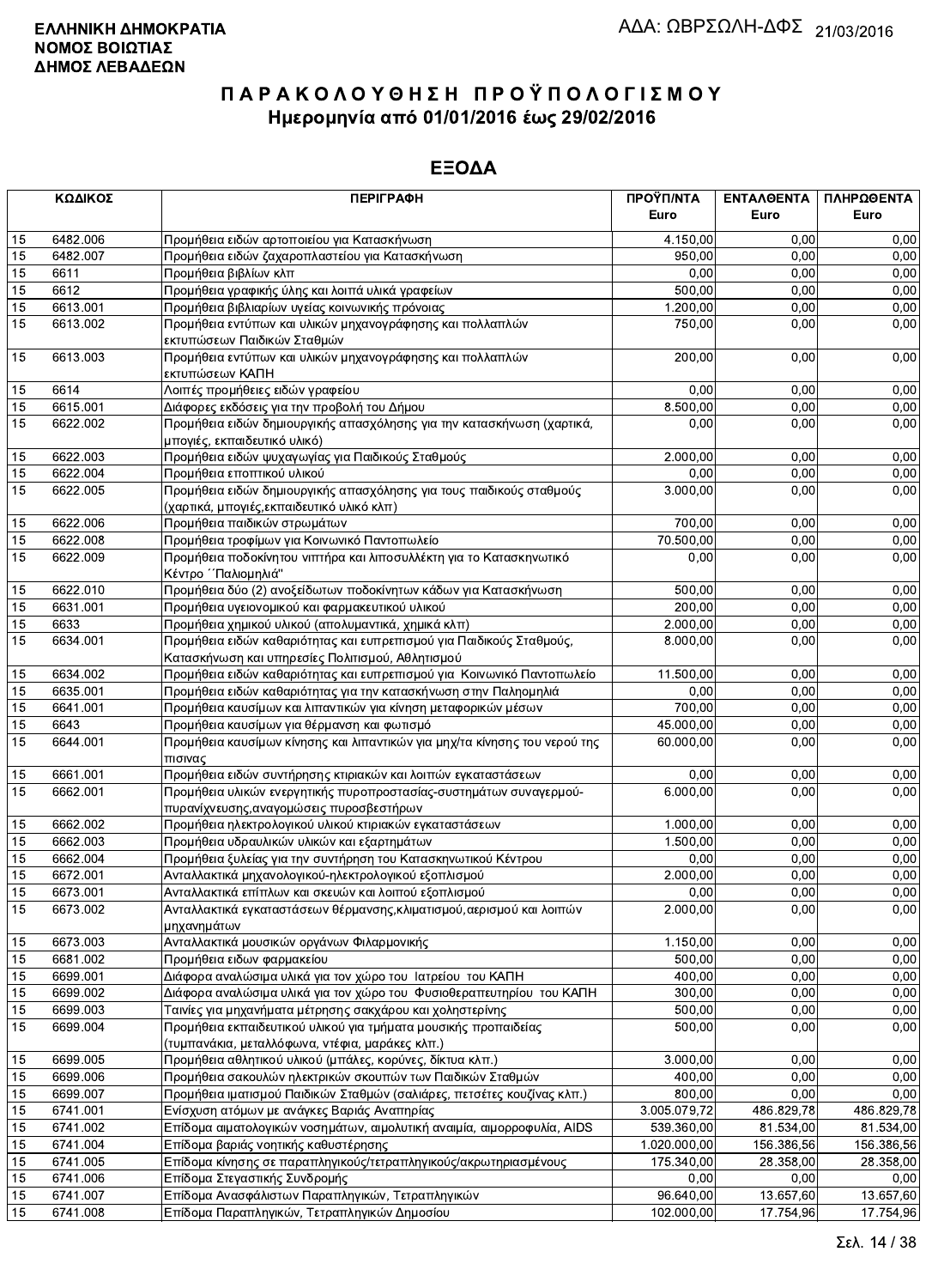**ΕΛΛΗΝΙΚΗ ΔΗΜΟΚΡΑΤΙΑ**
**ΝΟΜΟΣ ΒΟΙΩΤΙΑΣ**
**ΔΗΜΟΣ ΛΕΒΑΔΕΩΝ**

ΑΔΑ: ΩΒΡΣΩΛΗ-ΔΦΣ 21/03/2016

# ΠΑΡΑΚΟΛΟΥΘΗΣΗ ΠΡΟΫΠΟΛΟΓΙΣΜΟΥ

## Ημερομηνία από 01/01/2016 έως 29/02/2016

## ΕΞΟΔΑ

| ΚΩΔΙΚΟΣ | | ΠΕΡΙΓΡΑΦΗ | ΠΡΟΫΠ/ΝΤΑ Euro | ΕΝΤΑΛΘΕΝΤΑ Euro | ΠΛΗΡΩΘΕΝΤΑ Euro |
|---|---|---|---|---|---|
| 15 | 6482.006 | Προμήθεια ειδών αρτοποιείου για Κατασκήνωση | 4.150,00 | 0,00 | 0,00 |
| 15 | 6482.007 | Προμήθεια ειδών ζαχαροπλαστείου για Κατασκήνωση | 950,00 | 0,00 | 0,00 |
| 15 | 6611 | Προμήθεια βιβλίων κλπ | 0,00 | 0,00 | 0,00 |
| 15 | 6612 | Προμήθεια γραφικής ύλης και λοιπά υλικά γραφείων | 500,00 | 0,00 | 0,00 |
| 15 | 6613.001 | Προμήθεια βιβλιαρίων υγείας κοινωνικής πρόνοιας | 1.200,00 | 0,00 | 0,00 |
| 15 | 6613.002 | Προμήθεια εντύπων και υλικών μηχανογράφησης και πολλαπλών εκτυπώσεων Παιδικών Σταθμών | 750,00 | 0,00 | 0,00 |
| 15 | 6613.003 | Προμήθεια εντύπων και υλικών μηχανογράφησης και πολλαπλών εκτυπώσεων ΚΑΠΗ | 200,00 | 0,00 | 0,00 |
| 15 | 6614 | Λοιπές προμήθειες ειδών γραφείου | 0,00 | 0,00 | 0,00 |
| 15 | 6615.001 | Διάφορες εκδόσεις για την προβολή του Δήμου | 8.500,00 | 0,00 | 0,00 |
| 15 | 6622.002 | Προμήθεια ειδών δημιουργικής απασχόλησης για την κατασκήνωση (χαρτικά, μπογιές, εκπαιδευτικό υλικό) | 0,00 | 0,00 | 0,00 |
| 15 | 6622.003 | Προμήθεια ειδών ψυχαγωγίας για Παιδικούς Σταθμούς | 2.000,00 | 0,00 | 0,00 |
| 15 | 6622.004 | Προμήθεια εποπτικού υλικού | 0,00 | 0,00 | 0,00 |
| 15 | 6622.005 | Προμήθεια ειδών δημιουργικής απασχόλησης για τους παιδικούς σταθμούς (χαρτικά, μπογιές,εκπαιδευτικό υλικό κλπ) | 3.000,00 | 0,00 | 0,00 |
| 15 | 6622.006 | Προμήθεια παιδικών στρωμάτων | 700,00 | 0,00 | 0,00 |
| 15 | 6622.008 | Προμήθεια τροφίμων για Κοινωνικό Παντοπωλείο | 70.500,00 | 0,00 | 0,00 |
| 15 | 6622.009 | Προμήθεια ποδοκίνητου νιπτήρα και λιποσυλλέκτη για το Κατασκηνωτικό Κέντρο ΄΄Παλιομηλιά" | 0,00 | 0,00 | 0,00 |
| 15 | 6622.010 | Προμήθεια δύο (2) ανοξείδωτων ποδοκίνητων κάδων για Κατασκήνωση | 500,00 | 0,00 | 0,00 |
| 15 | 6631.001 | Προμήθεια υγειονομικού και φαρμακευτικού υλικού | 200,00 | 0,00 | 0,00 |
| 15 | 6633 | Προμήθεια χημικού υλικού (απολυμαντικά, χημικά κλπ) | 2.000,00 | 0,00 | 0,00 |
| 15 | 6634.001 | Προμήθεια ειδών καθαριότητας και ευπρεπισμού για Παιδικούς Σταθμούς, Κατασκήνωση και υπηρεσίες Πολιτισμού, Αθλητισμού | 8.000,00 | 0,00 | 0,00 |
| 15 | 6634.002 | Προμήθεια ειδών καθαριότητας και ευπρεπισμού για Κοινωνικό Παντοπωλείο | 11.500,00 | 0,00 | 0,00 |
| 15 | 6635.001 | Προμήθεια ειδών καθαριότητας για την κατασκήνωση στην Παλημηλιά | 0,00 | 0,00 | 0,00 |
| 15 | 6641.001 | Προμήθεια καυσίμων και λιπαντικών για κίνηση μεταφορικών μέσων | 700,00 | 0,00 | 0,00 |
| 15 | 6643 | Προμήθεια καυσίμων για θέρμανση και φωτισμό | 45.000,00 | 0,00 | 0,00 |
| 15 | 6644.001 | Προμήθεια καυσίμων κίνησης και λιπαντικών για μηχ/τα κίνησης του νερού της πισινας | 60.000,00 | 0,00 | 0,00 |
| 15 | 6661.001 | Προμήθεια ειδών συντήρησης κτιριακών και λοιπών εγκαταστάσεων | 0,00 | 0,00 | 0,00 |
| 15 | 6662.001 | Προμήθεια υλικών ενεργητικής πυροπροστασίας-συστημάτων συναγερμού-πυρανίχνευσης,αναγομώσεις πυροσβεστήρων | 6.000,00 | 0,00 | 0,00 |
| 15 | 6662.002 | Προμήθεια ηλεκτρολογικού υλικού κτιριακών εγκαταστάσεων | 1.000,00 | 0,00 | 0,00 |
| 15 | 6662.003 | Προμήθεια υδραυλικών υλικών και εξαρτημάτων | 1.500,00 | 0,00 | 0,00 |
| 15 | 6662.004 | Προμήθεια ξυλείας για την συντήρηση του Κατασκηνωτικού Κέντρου | 0,00 | 0,00 | 0,00 |
| 15 | 6672.001 | Ανταλλακτικά μηχανολογικού-ηλεκτρολογικού εξοπλισμού | 2.000,00 | 0,00 | 0,00 |
| 15 | 6673.001 | Ανταλλακτικά επίπλων και σκευών και λοιπού εξοπλισμού | 0,00 | 0,00 | 0,00 |
| 15 | 6673.002 | Ανταλλακτικά εγκαταστάσεων θέρμανσης,κλιματισμού,αερισμού και λοιπών μηχανημάτων | 2.000,00 | 0,00 | 0,00 |
| 15 | 6673.003 | Ανταλλακτικά μουσικών οργάνων Φιλαρμονικής | 1.150,00 | 0,00 | 0,00 |
| 15 | 6681.002 | Προμήθεια ειδων φαρμακείου | 500,00 | 0,00 | 0,00 |
| 15 | 6699.001 | Διάφορα αναλώσιμα υλικά για τον χώρο του Ιατρείου του ΚΑΠΗ | 400,00 | 0,00 | 0,00 |
| 15 | 6699.002 | Διάφορα αναλώσιμα υλικά για τον χώρο του Φυσιοθεραπευτηρίου του ΚΑΠΗ | 300,00 | 0,00 | 0,00 |
| 15 | 6699.003 | Ταινίες για μηχανήματα μέτρησης σακχάρου και χοληστερίνης | 500,00 | 0,00 | 0,00 |
| 15 | 6699.004 | Προμήθεια εκπαιδευτικού υλικού για τμήματα μουσικής προπαιδείας (τυμπανάκια, μεταλλόφωνα, ντέφια, μαράκες κλπ.) | 500,00 | 0,00 | 0,00 |
| 15 | 6699.005 | Προμήθεια αθλητικού υλικού (μπάλες, κορύνες, δίκτυα κλπ.) | 3.000,00 | 0,00 | 0,00 |
| 15 | 6699.006 | Προμήθεια σακουλών ηλεκτρικών σκουπών των Παιδικών Σταθμών | 400,00 | 0,00 | 0,00 |
| 15 | 6699.007 | Προμήθεια ιματισμού Παιδικών Σταθμών (σαλιάρες, πετσέτες κουζίνας κλπ.) | 800,00 | 0,00 | 0,00 |
| 15 | 6741.001 | Ενίσχυση ατόμων με ανάγκες Βαριάς Αναπηρίας | 3.005.079,72 | 486.829,78 | 486.829,78 |
| 15 | 6741.002 | Επίδομα αιματολογικών νοσημάτων, αιμολυτική αναιμία, αιμορροφυλία, AIDS | 539.360,00 | 81.534,00 | 81.534,00 |
| 15 | 6741.004 | Επίδομα βαριάς νοητικής καθυστέρησης | 1.020.000,00 | 156.386,56 | 156.386,56 |
| 15 | 6741.005 | Επίδομα κίνησης σε παραπληγικούς/τετραπληγικούς/ακρωτηριασμένους | 175.340,00 | 28.358,00 | 28.358,00 |
| 15 | 6741.006 | Επίδομα Στεγαστικής Συνδρομής | 0,00 | 0,00 | 0,00 |
| 15 | 6741.007 | Επίδομα Ανασφάλιστων Παραπληγικών, Τετραπληγικών | 96.640,00 | 13.657,60 | 13.657,60 |
| 15 | 6741.008 | Επίδομα Παραπληγικών, Τετραπληγικών Δημοσίου | 102.000,00 | 17.754,96 | 17.754,96 |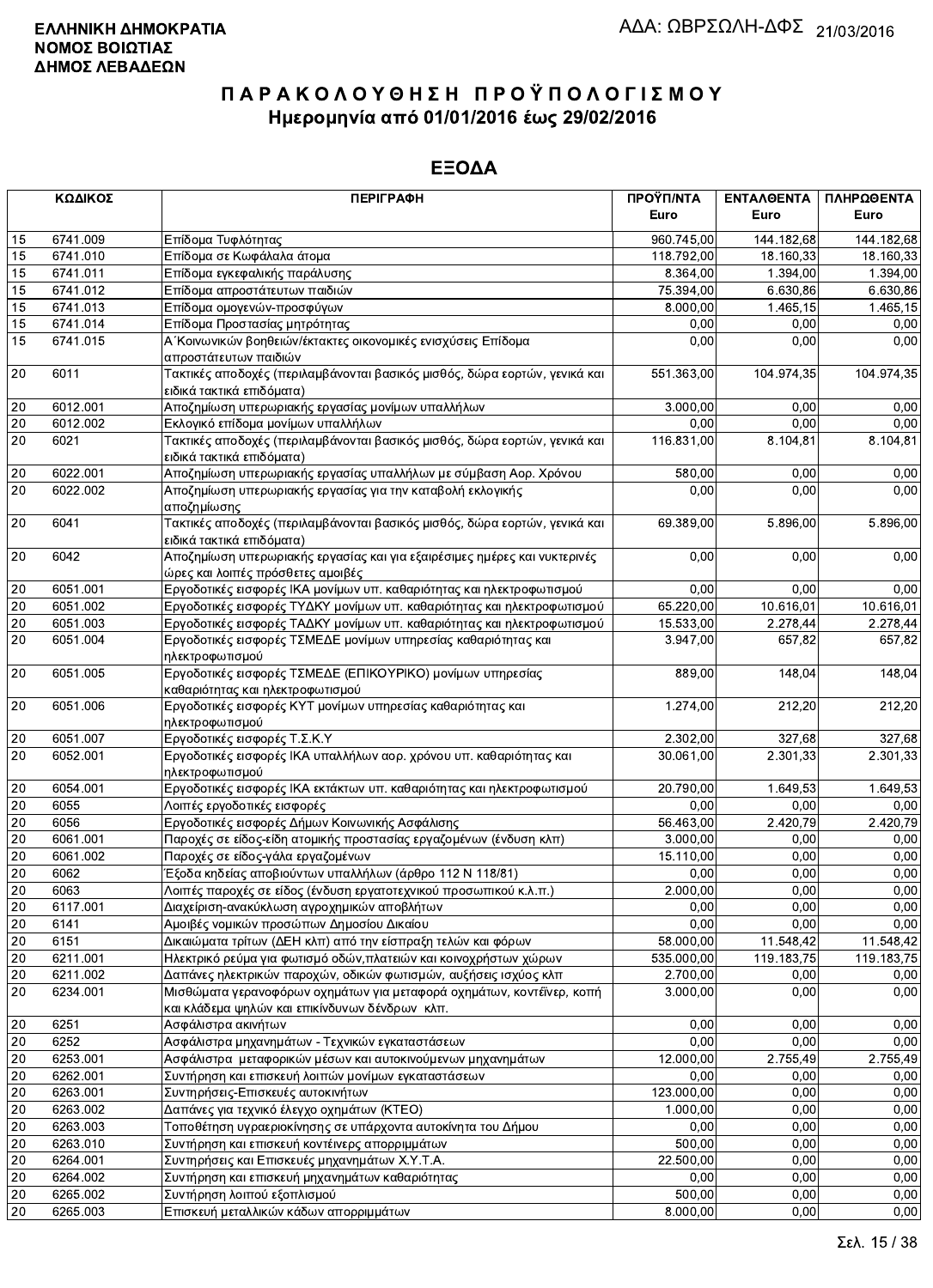**ΕΛΛΗΝΙΚΗ ΔΗΜΟΚΡΑΤΙΑ**
**ΝΟΜΟΣ ΒΟΙΩΤΙΑΣ**
**ΔΗΜΟΣ ΛΕΒΑΔΕΩΝ**

ΑΔΑ: ΩΒΡΣΩΛΗ-ΔΦΣ 21/03/2016

# ΠΑΡΑΚΟΛΟΥΘΗΣΗ ΠΡΟΫΠΟΛΟΓΙΣΜΟΥ
## Ημερομηνία από 01/01/2016 έως 29/02/2016

## ΕΞΟΔΑ

| ΚΩΔΙΚΟΣ | | ΠΕΡΙΓΡΑΦΗ | ΠΡΟΫΠ/ΝΤΑ Euro | ΕΝΤΑΛΘΕΝΤΑ Euro | ΠΛΗΡΩΘΕΝΤΑ Euro |
|---|---|---|---|---|---|
| 15 | 6741.009 | Επίδομα Τυφλότητας | 960.745,00 | 144.182,68 | 144.182,68 |
| 15 | 6741.010 | Επίδομα σε Κωφάλαλα άτομα | 118.792,00 | 18.160,33 | 18.160,33 |
| 15 | 6741.011 | Επίδομα εγκεφαλικής παράλυσης | 8.364,00 | 1.394,00 | 1.394,00 |
| 15 | 6741.012 | Επίδομα απροστάτευτων παιδιών | 75.394,00 | 6.630,86 | 6.630,86 |
| 15 | 6741.013 | Επίδομα ομογενών-προσφύγων | 8.000,00 | 1.465,15 | 1.465,15 |
| 15 | 6741.014 | Επίδομα Προστασίας μητρότητας | 0,00 | 0,00 | 0,00 |
| 15 | 6741.015 | Α΄Κοινωνικών βοηθειών/έκτακτες οικονομικές ενισχύσεις Επίδομα απροστάτευτων παιδιών | 0,00 | 0,00 | 0,00 |
| 20 | 6011 | Τακτικές αποδοχές (περιλαμβάνονται βασικός μισθός, δώρα εορτών, γενικά και ειδικά τακτικά επιδόματα) | 551.363,00 | 104.974,35 | 104.974,35 |
| 20 | 6012.001 | Αποζημίωση υπερωριακής εργασίας μονίμων υπαλλήλων | 3.000,00 | 0,00 | 0,00 |
| 20 | 6012.002 | Εκλογικό επίδομα μονίμων υπαλλήλων | 0,00 | 0,00 | 0,00 |
| 20 | 6021 | Τακτικές αποδοχές (περιλαμβάνονται βασικός μισθός, δώρα εορτών, γενικά και ειδικά τακτικά επιδόματα) | 116.831,00 | 8.104,81 | 8.104,81 |
| 20 | 6022.001 | Αποζημίωση υπερωριακής εργασίας υπαλλήλων με σύμβαση Αορ. Χρόνου | 580,00 | 0,00 | 0,00 |
| 20 | 6022.002 | Αποζημίωση υπερωριακής εργασίας για την καταβολή εκλογικής αποζημίωσης | 0,00 | 0,00 | 0,00 |
| 20 | 6041 | Τακτικές αποδοχές (περιλαμβάνονται βασικός μισθός, δώρα εορτών, γενικά και ειδικά τακτικά επιδόματα) | 69.389,00 | 5.896,00 | 5.896,00 |
| 20 | 6042 | Αποζημίωση υπερωριακής εργασίας και για εξαιρέσιμες ημέρες και νυκτερινές ώρες και λοιπές πρόσθετες αμοιβές | 0,00 | 0,00 | 0,00 |
| 20 | 6051.001 | Εργοδοτικές εισφορές ΙΚΑ μονίμων υπ. καθαριότητας και ηλεκτροφωτισμού | 0,00 | 0,00 | 0,00 |
| 20 | 6051.002 | Εργοδοτικές εισφορές ΤΥΔΚΥ μονίμων υπ. καθαριότητας και ηλεκτροφωτισμού | 65.220,00 | 10.616,01 | 10.616,01 |
| 20 | 6051.003 | Εργοδοτικές εισφορές ΤΑΔΚΥ μονίμων υπ. καθαριότητας και ηλεκτροφωτισμού | 15.533,00 | 2.278,44 | 2.278,44 |
| 20 | 6051.004 | Εργοδοτικές εισφορές ΤΣΜΕΔΕ μονίμων υπηρεσίας καθαριότητας και ηλεκτροφωτισμού | 3.947,00 | 657,82 | 657,82 |
| 20 | 6051.005 | Εργοδοτικές εισφορές ΤΣΜΕΔΕ (ΕΠΙΚΟΥΡΙΚΟ) μονίμων υπηρεσίας καθαριότητας και ηλεκτροφωτισμού | 889,00 | 148,04 | 148,04 |
| 20 | 6051.006 | Εργοδοτικές εισφορές ΚΥΤ μονίμων υπηρεσίας καθαριότητας και ηλεκτροφωτισμού | 1.274,00 | 212,20 | 212,20 |
| 20 | 6051.007 | Εργοδοτικές εισφορές Τ.Σ.Κ.Υ | 2.302,00 | 327,68 | 327,68 |
| 20 | 6052.001 | Εργοδοτικές εισφορές ΙΚΑ υπαλλήλων αορ. χρόνου υπ. καθαριότητας και ηλεκτροφωτισμού | 30.061,00 | 2.301,33 | 2.301,33 |
| 20 | 6054.001 | Εργοδοτικές εισφορές ΙΚΑ εκτάκτων υπ. καθαριότητας και ηλεκτροφωτισμού | 20.790,00 | 1.649,53 | 1.649,53 |
| 20 | 6055 | Λοιπές εργοδοτικές εισφορές | 0,00 | 0,00 | 0,00 |
| 20 | 6056 | Εργοδοτικές εισφορές Δήμων Κοινωνικής Ασφάλισης | 56.463,00 | 2.420,79 | 2.420,79 |
| 20 | 6061.001 | Παροχές σε είδος-είδη ατομικής προστασίας εργαζομένων (ένδυση κλπ) | 3.000,00 | 0,00 | 0,00 |
| 20 | 6061.002 | Παροχές σε είδος-γάλα εργαζομένων | 15.110,00 | 0,00 | 0,00 |
| 20 | 6062 | Έξοδα κηδείας αποβιούντων υπαλλήλων (άρθρο 112 Ν 118/81) | 0,00 | 0,00 | 0,00 |
| 20 | 6063 | Λοιπές παροχές σε είδος (ένδυση εργατοτεχνικού προσωπικού κ.λ.π.) | 2.000,00 | 0,00 | 0,00 |
| 20 | 6117.001 | Διαχείριση-ανακύκλωση αγροχημικών αποβλήτων | 0,00 | 0,00 | 0,00 |
| 20 | 6141 | Αμοιβές νομικών προσώπων Δημοσίου Δικαίου | 0,00 | 0,00 | 0,00 |
| 20 | 6151 | Δικαιώματα τρίτων (ΔΕΗ κλπ) από την είσπραξη τελών και φόρων | 58.000,00 | 11.548,42 | 11.548,42 |
| 20 | 6211.001 | Ηλεκτρικό ρεύμα για φωτισμό οδών,πλατειών και κοινοχρήστων χώρων | 535.000,00 | 119.183,75 | 119.183,75 |
| 20 | 6211.002 | Δαπάνες ηλεκτρικών παροχών, οδικών φωτισμών, αυξήσεις ισχύος κλπ | 2.700,00 | 0,00 | 0,00 |
| 20 | 6234.001 | Μισθώματα γερανοφόρων οχημάτων για μεταφορά οχημάτων, κοντέινερ, κοπή και κλάδεμα ψηλών και επικίνδυνων δένδρων κλπ. | 3.000,00 | 0,00 | 0,00 |
| 20 | 6251 | Ασφάλιστρα ακινήτων | 0,00 | 0,00 | 0,00 |
| 20 | 6252 | Ασφάλιστρα μηχανημάτων - Τεχνικών εγκαταστάσεων | 0,00 | 0,00 | 0,00 |
| 20 | 6253.001 | Ασφάλιστρα μεταφορικών μέσων και αυτοκινούμενων μηχανημάτων | 12.000,00 | 2.755,49 | 2.755,49 |
| 20 | 6262.001 | Συντήρηση και επισκευή λοιπών μονίμων εγκαταστάσεων | 0,00 | 0,00 | 0,00 |
| 20 | 6263.001 | Συντηρήσεις-Επισκευές αυτοκινήτων | 123.000,00 | 0,00 | 0,00 |
| 20 | 6263.002 | Δαπάνες για τεχνικό έλεγχο οχημάτων (ΚΤΕΟ) | 1.000,00 | 0,00 | 0,00 |
| 20 | 6263.003 | Τοποθέτηση υγραεριοκίνησης σε υπάρχοντα αυτοκίνητα του Δήμου | 0,00 | 0,00 | 0,00 |
| 20 | 6263.010 | Συντήρηση και επισκευή κοντέινερς απορριμμάτων | 500,00 | 0,00 | 0,00 |
| 20 | 6264.001 | Συντηρήσεις και Επισκευές μηχανημάτων Χ.Υ.Τ.Α. | 22.500,00 | 0,00 | 0,00 |
| 20 | 6264.002 | Συντήρηση και επισκευή μηχανημάτων καθαριότητας | 0,00 | 0,00 | 0,00 |
| 20 | 6265.002 | Συντήρηση λοιπού εξοπλισμού | 500,00 | 0,00 | 0,00 |
| 20 | 6265.003 | Επισκευή μεταλλικών κάδων απορριμμάτων | 8.000,00 | 0,00 | 0,00 |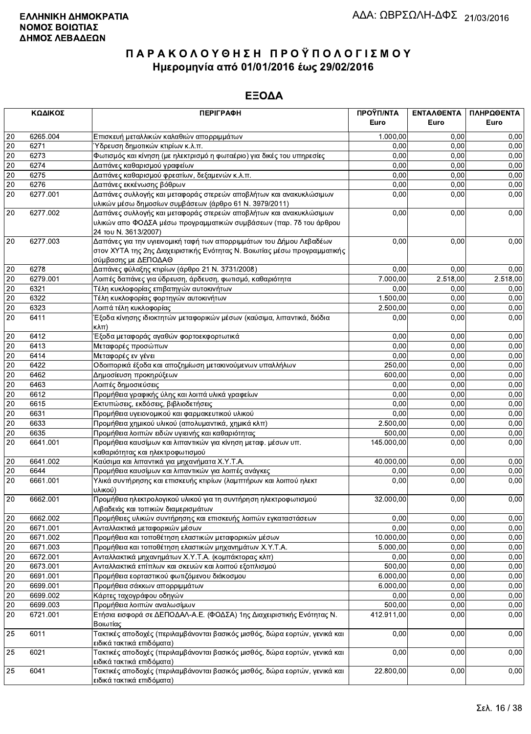**ΕΛΛΗΝΙΚΗ ΔΗΜΟΚΡΑΤΙΑ**
**ΝΟΜΟΣ ΒΟΙΩΤΙΑΣ**
**ΔΗΜΟΣ ΛΕΒΑΔΕΩΝ**

ΑΔΑ: ΩΒΡΣΩΛΗ-ΔΦΣ 21/03/2016

# ΠΑΡΑΚΟΛΟΥΘΗΣΗ ΠΡΟΫΠΟΛΟΓΙΣΜΟΥ

## Ημερομηνία από 01/01/2016 έως 29/02/2016

## ΕΞΟΔΑ

| ΚΩΔΙΚΟΣ | | ΠΕΡΙΓΡΑΦΗ | ΠΡΟΫΠ/ΝΤΑ Euro | ΕΝΤΑΛΘΕΝΤΑ Euro | ΠΛΗΡΩΘΕΝΤΑ Euro |
|---|---|---|---|---|---|
| 20 | 6265.004 | Επισκευή μεταλλικών καλαθιών απορριμμάτων | 1.000,00 | 0,00 | 0,00 |
| 20 | 6271 | Ύδρευση δημοτικών κτιρίων κ.λ.π. | 0,00 | 0,00 | 0,00 |
| 20 | 6273 | Φωτισμός και κίνηση (με ηλεκτρισμό η φωταέριο) για δικές του υπηρεσίες | 0,00 | 0,00 | 0,00 |
| 20 | 6274 | Δαπάνες καθαρισμού γραφείων | 0,00 | 0,00 | 0,00 |
| 20 | 6275 | Δαπάνες καθαρισμού φρεατίων, δεξαμενών κ.λ.π. | 0,00 | 0,00 | 0,00 |
| 20 | 6276 | Δαπάνες εκκένωσης βόθρων | 0,00 | 0,00 | 0,00 |
| 20 | 6277.001 | Δαπάνες συλλογής και μεταφοράς στερεών αποβλήτων και ανακυκλώσιμων υλικών μέσω δημοσίων συμβάσεων (άρθρο 61 Ν. 3979/2011) | 0,00 | 0,00 | 0,00 |
| 20 | 6277.002 | Δαπάνες συλλογής και μεταφοράς στερεών αποβλήτων και ανακυκλώσιμων υλικών απο ΦΟΔΣΑ μέσω προγραμματικών συμβάσεων (παρ. 7δ του άρθρου 24 του Ν. 3613/2007) | 0,00 | 0,00 | 0,00 |
| 20 | 6277.003 | Δαπάνες για την υγειονομική ταφή των απορριμμάτων του Δήμου Λεβαδέων στον ΧΥΤΑ της 2ης Διαχειριστικής Ενότητας Ν. Βοιωτίας μέσω προγραμματικής σύμβασης με ΔΕΠΟΔΑΘ | 0,00 | 0,00 | 0,00 |
| 20 | 6278 | Δαπάνες φύλαξης κτιρίων (άρθρο 21 Ν. 3731/2008) | 0,00 | 0,00 | 0,00 |
| 20 | 6279.001 | Λοιπές δαπάνες για ύδρευση, άρδευση, φωτισμό, καθαριότητα | 7.000,00 | 2.518,00 | 2.518,00 |
| 20 | 6321 | Τέλη κυκλοφορίας επιβατηγών αυτοκινήτων | 0,00 | 0,00 | 0,00 |
| 20 | 6322 | Τέλη κυκλοφορίας φορτηγών αυτοκινήτων | 1.500,00 | 0,00 | 0,00 |
| 20 | 6323 | Λοιπά τέλη κυκλοφορίας | 2.500,00 | 0,00 | 0,00 |
| 20 | 6411 | Έξοδα κίνησης ιδιοκτητών μεταφορικών μέσων (καύσιμα, λιπαντικά, διόδια κλπ) | 0,00 | 0,00 | 0,00 |
| 20 | 6412 | Έξοδα μεταφοράς αγαθών φορτοεκφορτωτικά | 0,00 | 0,00 | 0,00 |
| 20 | 6413 | Μεταφορές προσώπων | 0,00 | 0,00 | 0,00 |
| 20 | 6414 | Μεταφορές εν γένει | 0,00 | 0,00 | 0,00 |
| 20 | 6422 | Οδοιπορικά έξοδα και αποζημίωση μετακινούμενων υπαλλήλων | 250,00 | 0,00 | 0,00 |
| 20 | 6462 | Δημοσίευση προκηρύξεων | 600,00 | 0,00 | 0,00 |
| 20 | 6463 | Λοιπές δημοσιεύσεις | 0,00 | 0,00 | 0,00 |
| 20 | 6612 | Προμήθεια γραφικής ύλης και λοιπά υλικά γραφείων | 0,00 | 0,00 | 0,00 |
| 20 | 6615 | Εκτυπώσεις, εκδόσεις, βιβλιοδετήσεις | 0,00 | 0,00 | 0,00 |
| 20 | 6631 | Προμήθεια υγειονομικού και φαρμακευτικού υλικού | 0,00 | 0,00 | 0,00 |
| 20 | 6633 | Προμήθεια χημικού υλικού (απολυμαντικά, χημικά κλπ) | 2.500,00 | 0,00 | 0,00 |
| 20 | 6635 | Προμήθεια λοιπών ειδών υγιεινής και καθαριότητας | 500,00 | 0,00 | 0,00 |
| 20 | 6641.001 | Προμήθεια καυσίμων και λιπαντικών για κίνηση μεταφ. μέσων υπ. καθαριότητας και ηλεκτροφωτισμού | 145.000,00 | 0,00 | 0,00 |
| 20 | 6641.002 | Καύσιμα και λιπαντικά για μηχανήματα Χ.Υ.Τ.Α. | 40.000,00 | 0,00 | 0,00 |
| 20 | 6644 | Προμήθεια καυσίμων και λιπαντικών για λοιπές ανάγκες | 0,00 | 0,00 | 0,00 |
| 20 | 6661.001 | Υλικά συντήρησης και επισκευής κτιρίων (λαμπτήρων και λοιπού ηλεκτ υλικού) | 0,00 | 0,00 | 0,00 |
| 20 | 6662.001 | Προμήθεια ηλεκτρολογικού υλικού για τη συντήρηση ηλεκτροφωτισμού Λιβαδειάς και τοπικών διαμερισμάτων | 32.000,00 | 0,00 | 0,00 |
| 20 | 6662.002 | Προμήθειες υλικών συντήρησης και επισκευής λοιπών εγκαταστάσεων | 0,00 | 0,00 | 0,00 |
| 20 | 6671.001 | Ανταλλακτικά μεταφορικών μέσων | 0,00 | 0,00 | 0,00 |
| 20 | 6671.002 | Προμήθεια και τοποθέτηση ελαστικών μεταφορικών μέσων | 10.000,00 | 0,00 | 0,00 |
| 20 | 6671.003 | Προμήθεια και τοποθέτηση ελαστικών μηχανημάτων Χ.Υ.Τ.Α. | 5.000,00 | 0,00 | 0,00 |
| 20 | 6672.001 | Ανταλλακτικά μηχανημάτων Χ.Υ.Τ.Α. (κομπάκτορας κλπ) | 0,00 | 0,00 | 0,00 |
| 20 | 6673.001 | Ανταλλακτικά επίπλων και σκευών και λοιπού εξοπλισμού | 500,00 | 0,00 | 0,00 |
| 20 | 6691.001 | Προμήθεια εορταστικού φωτιζόμενου διάκοσμου | 6.000,00 | 0,00 | 0,00 |
| 20 | 6699.001 | Προμήθεια σάκκων απορριμμάτων | 6.000,00 | 0,00 | 0,00 |
| 20 | 6699.002 | Κάρτες ταχογράφου οδηγών | 0,00 | 0,00 | 0,00 |
| 20 | 6699.003 | Προμήθεια λοιπών αναλωσίμων | 500,00 | 0,00 | 0,00 |
| 20 | 6721.001 | Ετήσια εισφορά σε ΔΕΠΟΔΑΛ-Α.Ε. (ΦΟΔΣΑ) 1ης Διαχειριστικής Ενότητας Ν. Βοιωτίας | 412.911,00 | 0,00 | 0,00 |
| 25 | 6011 | Τακτικές αποδοχές (περιλαμβάνονται βασικός μισθός, δώρα εορτών, γενικά και ειδικά τακτικά επιδόματα) | 0,00 | 0,00 | 0,00 |
| 25 | 6021 | Τακτικές αποδοχές (περιλαμβάνονται βασικός μισθός, δώρα εορτών, γενικά και ειδικά τακτικά επιδόματα) | 0,00 | 0,00 | 0,00 |
| 25 | 6041 | Τακτικές αποδοχές (περιλαμβάνονται βασικός μισθός, δώρα εορτών, γενικά και ειδικά τακτικά επιδόματα) | 22.800,00 | 0,00 | 0,00 |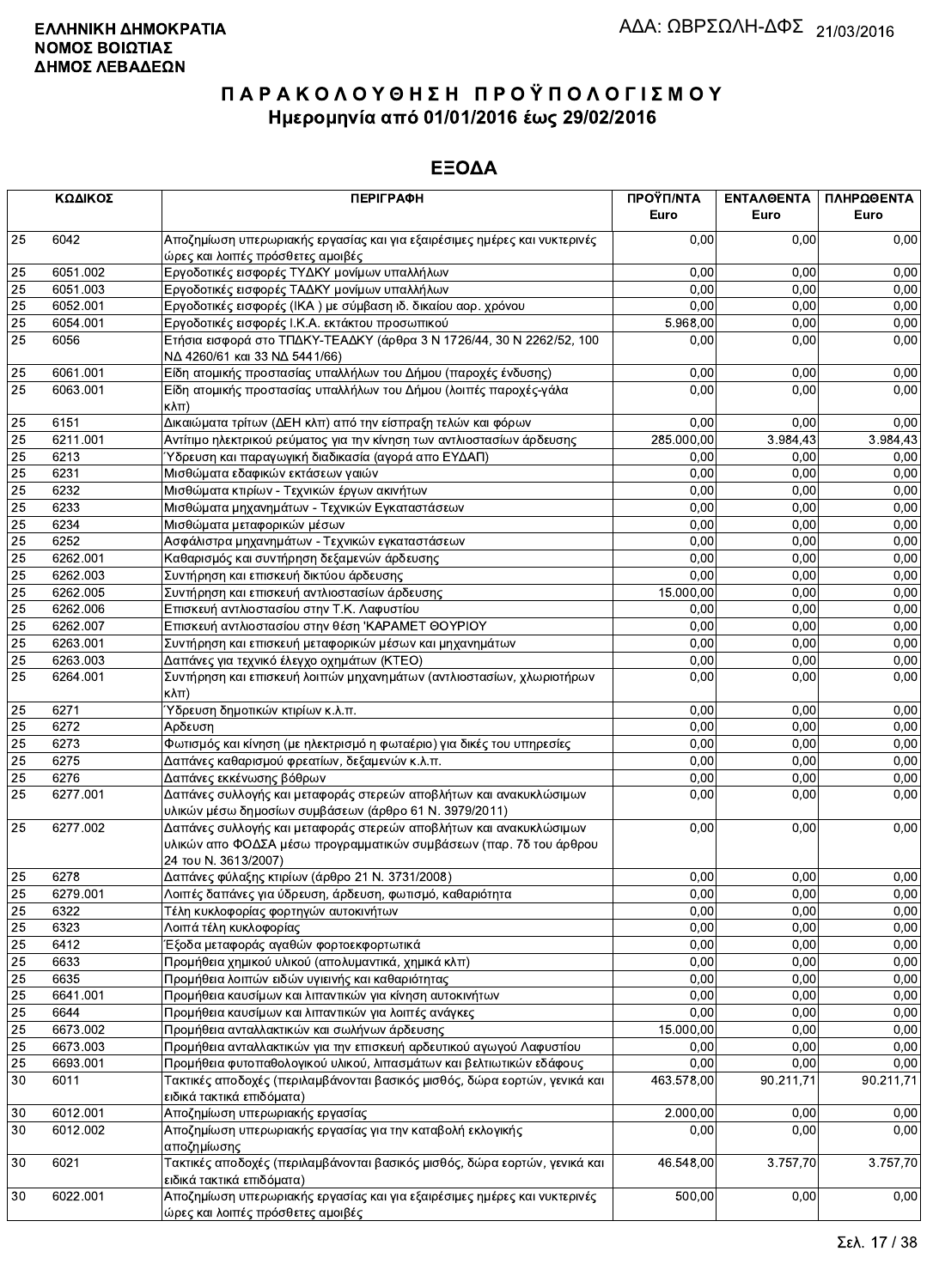**ΕΛΛΗΝΙΚΗ ΔΗΜΟΚΡΑΤΙΑ**
**ΝΟΜΟΣ ΒΟΙΩΤΙΑΣ**
**ΔΗΜΟΣ ΛΕΒΑΔΕΩΝ**

ΑΔΑ: ΩΒΡΣΩΛΗ-ΔΦΣ 21/03/2016

# ΠΑΡΑΚΟΛΟΥΘΗΣΗ ΠΡΟΫΠΟΛΟΓΙΣΜΟΥ
## Ημερομηνία από 01/01/2016 έως 29/02/2016

## ΕΞΟΔΑ

| ΚΩΔΙΚΟΣ | | ΠΕΡΙΓΡΑΦΗ | ΠΡΟΫΠ/ΝΤΑ Euro | ΕΝΤΑΛΘΕΝΤΑ Euro | ΠΛΗΡΩΘΕΝΤΑ Euro |
|---|---|---|---|---|---|
| 25 | 6042 | Αποζημίωση υπερωριακής εργασίας και για εξαιρέσιμες ημέρες και νυκτερινές ώρες και λοιπές πρόσθετες αμοιβές | 0,00 | 0,00 | 0,00 |
| 25 | 6051.002 | Εργοδοτικές εισφορές ΤΥΔΚΥ μονίμων υπαλλήλων | 0,00 | 0,00 | 0,00 |
| 25 | 6051.003 | Εργοδοτικές εισφορές ΤΑΔΚΥ μονίμων υπαλλήλων | 0,00 | 0,00 | 0,00 |
| 25 | 6052.001 | Εργοδοτικές εισφορές (ΙΚΑ ) με σύμβαση ιδ. δικαίου αορ. χρόνου | 0,00 | 0,00 | 0,00 |
| 25 | 6054.001 | Εργοδοτικές εισφορές Ι.Κ.Α. εκτάκτου προσωπικού | 5.968,00 | 0,00 | 0,00 |
| 25 | 6056 | Ετήσια εισφορά στο ΤΠΔΚΥ-ΤΕΑΔΚΥ (άρθρα 3 Ν 1726/44, 30 Ν 2262/52, 100 ΝΔ 4260/61 και 33 ΝΔ 5441/66) | 0,00 | 0,00 | 0,00 |
| 25 | 6061.001 | Είδη ατομικής προστασίας υπαλλήλων του Δήμου (παροχές ένδυσης) | 0,00 | 0,00 | 0,00 |
| 25 | 6063.001 | Είδη ατομικής προστασίας υπαλλήλων του Δήμου (λοιπές παροχές-γάλα κλπ) | 0,00 | 0,00 | 0,00 |
| 25 | 6151 | Δικαιώματα τρίτων (ΔΕΗ κλπ) από την είσπραξη τελών και φόρων | 0,00 | 0,00 | 0,00 |
| 25 | 6211.001 | Αντίτιμο ηλεκτρικού ρεύματος για την κίνηση των αντλιοστασίων άρδευσης | 285.000,00 | 3.984,43 | 3.984,43 |
| 25 | 6213 | Ύδρευση και παραγωγική διαδικασία (αγορά απο ΕΥΔΑΠ) | 0,00 | 0,00 | 0,00 |
| 25 | 6231 | Μισθώματα εδαφικών εκτάσεων γαιών | 0,00 | 0,00 | 0,00 |
| 25 | 6232 | Μισθώματα κτιρίων - Τεχνικών έργων ακινήτων | 0,00 | 0,00 | 0,00 |
| 25 | 6233 | Μισθώματα μηχανημάτων - Τεχνικών Εγκαταστάσεων | 0,00 | 0,00 | 0,00 |
| 25 | 6234 | Μισθώματα μεταφορικών μέσων | 0,00 | 0,00 | 0,00 |
| 25 | 6252 | Ασφάλιστρα μηχανημάτων - Τεχνικών εγκαταστάσεων | 0,00 | 0,00 | 0,00 |
| 25 | 6262.001 | Καθαρισμός και συντήρηση δεξαμενών άρδευσης | 0,00 | 0,00 | 0,00 |
| 25 | 6262.003 | Συντήρηση και επισκευή δικτύου άρδευσης | 0,00 | 0,00 | 0,00 |
| 25 | 6262.005 | Συντήρηση και επισκευή αντλιοστασίων άρδευσης | 15.000,00 | 0,00 | 0,00 |
| 25 | 6262.006 | Επισκευή αντλιοστασίου στην Τ.Κ. Λαφυστίου | 0,00 | 0,00 | 0,00 |
| 25 | 6262.007 | Επισκευή αντλιοστασίου στην θέση 'ΚΑΡΑΜΕΤ ΘΟΥΡΙΟΥ | 0,00 | 0,00 | 0,00 |
| 25 | 6263.001 | Συντήρηση και επισκευή μεταφορικών μέσων και μηχανημάτων | 0,00 | 0,00 | 0,00 |
| 25 | 6263.003 | Δαπάνες για τεχνικό έλεγχο οχημάτων (ΚΤΕΟ) | 0,00 | 0,00 | 0,00 |
| 25 | 6264.001 | Συντήρηση και επισκευή λοιπών μηχανημάτων (αντλιοστασίων, χλωριοτήρων κλπ) | 0,00 | 0,00 | 0,00 |
| 25 | 6271 | Ύδρευση δημοτικών κτιρίων κ.λ.π. | 0,00 | 0,00 | 0,00 |
| 25 | 6272 | Αρδευση | 0,00 | 0,00 | 0,00 |
| 25 | 6273 | Φωτισμός και κίνηση (με ηλεκτρισμό η φωταέριο) για δικές του υπηρεσίες | 0,00 | 0,00 | 0,00 |
| 25 | 6275 | Δαπάνες καθαρισμού φρεατίων, δεξαμενών κ.λ.π. | 0,00 | 0,00 | 0,00 |
| 25 | 6276 | Δαπάνες εκκένωσης βόθρων | 0,00 | 0,00 | 0,00 |
| 25 | 6277.001 | Δαπάνες συλλογής και μεταφοράς στερεών αποβλήτων και ανακυκλώσιμων υλικών μέσω δημοσίων συμβάσεων (άρθρο 61 Ν. 3979/2011) | 0,00 | 0,00 | 0,00 |
| 25 | 6277.002 | Δαπάνες συλλογής και μεταφοράς στερεών αποβλήτων και ανακυκλώσιμων υλικών απο ΦΟΔΣΑ μέσω προγραμματικών συμβάσεων (παρ. 7δ του άρθρου 24 του Ν. 3613/2007) | 0,00 | 0,00 | 0,00 |
| 25 | 6278 | Δαπάνες φύλαξης κτιρίων (άρθρο 21 Ν. 3731/2008) | 0,00 | 0,00 | 0,00 |
| 25 | 6279.001 | Λοιπές δαπάνες για ύδρευση, άρδευση, φωτισμό, καθαριότητα | 0,00 | 0,00 | 0,00 |
| 25 | 6322 | Τέλη κυκλοφορίας φορτηγών αυτοκινήτων | 0,00 | 0,00 | 0,00 |
| 25 | 6323 | Λοιπά τέλη κυκλοφορίας | 0,00 | 0,00 | 0,00 |
| 25 | 6412 | Έξοδα μεταφοράς αγαθών φορτοεκφορτωτικά | 0,00 | 0,00 | 0,00 |
| 25 | 6633 | Προμήθεια χημικού υλικού (απολυμαντικά, χημικά κλπ) | 0,00 | 0,00 | 0,00 |
| 25 | 6635 | Προμήθεια λοιπών ειδών υγιεινής και καθαριότητας | 0,00 | 0,00 | 0,00 |
| 25 | 6641.001 | Προμήθεια καυσίμων και λιπαντικών για κίνηση αυτοκινήτων | 0,00 | 0,00 | 0,00 |
| 25 | 6644 | Προμήθεια καυσίμων και λιπαντικών για λοιπές ανάγκες | 0,00 | 0,00 | 0,00 |
| 25 | 6673.002 | Προμήθεια ανταλλακτικών και σωλήνων άρδευσης | 15.000,00 | 0,00 | 0,00 |
| 25 | 6673.003 | Προμήθεια ανταλλακτικών για την επισκευή αρδευτικού αγωγού Λαφυστίου | 0,00 | 0,00 | 0,00 |
| 25 | 6693.001 | Προμήθεια φυτοπαθολογικού υλικού, λιπασμάτων και βελτιωτικών εδάφους | 0,00 | 0,00 | 0,00 |
| 30 | 6011 | Τακτικές αποδοχές (περιλαμβάνονται βασικός μισθός, δώρα εορτών, γενικά και ειδικά τακτικά επιδόματα) | 463.578,00 | 90.211,71 | 90.211,71 |
| 30 | 6012.001 | Αποζημίωση υπερωριακής εργασίας | 2.000,00 | 0,00 | 0,00 |
| 30 | 6012.002 | Αποζημίωση υπερωριακής εργασίας για την καταβολή εκλογικής αποζημίωσης | 0,00 | 0,00 | 0,00 |
| 30 | 6021 | Τακτικές αποδοχές (περιλαμβάνονται βασικός μισθός, δώρα εορτών, γενικά και ειδικά τακτικά επιδόματα) | 46.548,00 | 3.757,70 | 3.757,70 |
| 30 | 6022.001 | Αποζημίωση υπερωριακής εργασίας και για εξαιρέσιμες ημέρες και νυκτερινές ώρες και λοιπές πρόσθετες αμοιβές | 500,00 | 0,00 | 0,00 |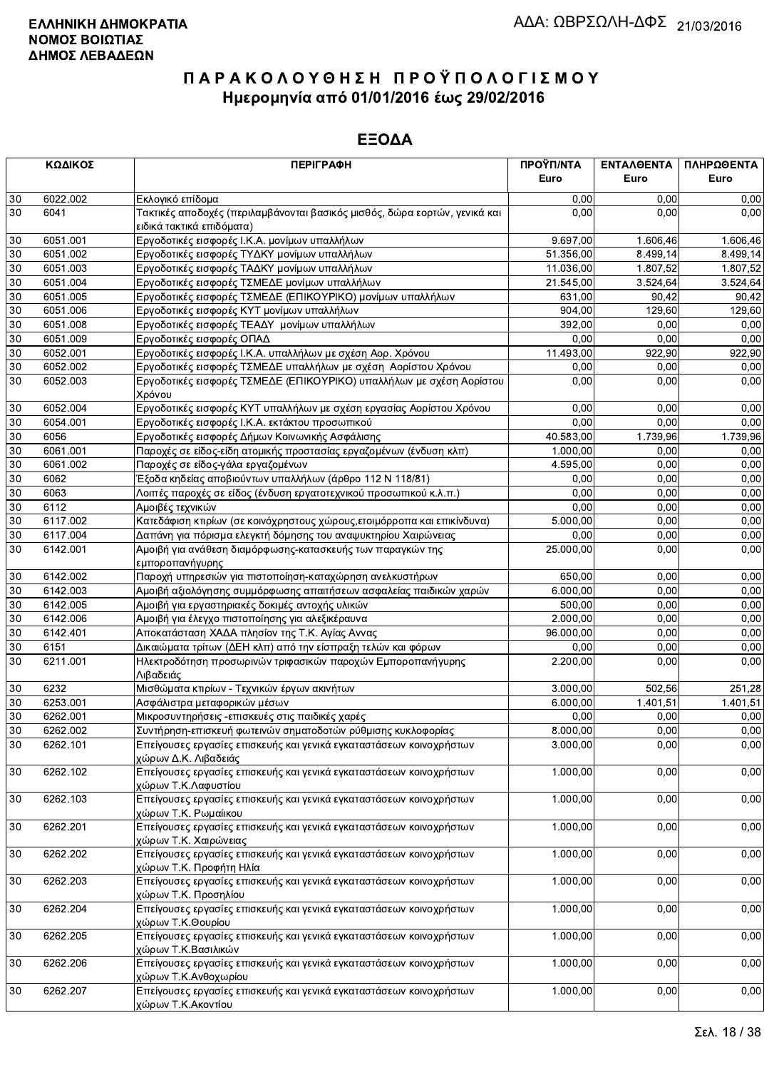**ΕΛΛΗΝΙΚΗ ΔΗΜΟΚΡΑΤΙΑ**
**ΝΟΜΟΣ ΒΟΙΩΤΙΑΣ**
**ΔΗΜΟΣ ΛΕΒΑΔΕΩΝ**

ΑΔΑ: ΩΒΡΣΩΛΗ-ΔΦΣ 21/03/2016

# Π Α Ρ Α Κ Ο Λ Ο Υ Θ Η Σ Η  Π Ρ Ο Ϋ Π Ο Λ Ο Γ Ι Σ Μ Ο Υ
## Ημερομηνία από 01/01/2016 έως 29/02/2016

## ΕΞΟΔΑ

| ΚΩΔΙΚΟΣ | | ΠΕΡΙΓΡΑΦΗ | ΠΡΟΫΠ/ΝΤΑ Euro | ΕΝΤΑΛΘΕΝΤΑ Euro | ΠΛΗΡΩΘΕΝΤΑ Euro |
|---|---|---|---|---|---|
| 30 | 6022.002 | Εκλογικό επίδομα | 0,00 | 0,00 | 0,00 |
| 30 | 6041 | Τακτικές αποδοχές (περιλαμβάνονται βασικός μισθός, δώρα εορτών, γενικά και ειδικά τακτικά επιδόματα) | 0,00 | 0,00 | 0,00 |
| 30 | 6051.001 | Εργοδοτικές εισφορές Ι.Κ.Α. μονίμων υπαλλήλων | 9.697,00 | 1.606,46 | 1.606,46 |
| 30 | 6051.002 | Εργοδοτικές εισφορές ΤΥΔΚΥ μονίμων υπαλλήλων | 51.356,00 | 8.499,14 | 8.499,14 |
| 30 | 6051.003 | Εργοδοτικές εισφορές ΤΑΔΚΥ μονίμων υπαλλήλων | 11.036,00 | 1.807,52 | 1.807,52 |
| 30 | 6051.004 | Εργοδοτικές εισφορές ΤΣΜΕΔΕ μονίμων υπαλλήλων | 21.545,00 | 3.524,64 | 3.524,64 |
| 30 | 6051.005 | Εργοδοτικές εισφορές ΤΣΜΕΔΕ (ΕΠΙΚΟΥΡΙΚΟ) μονίμων υπαλλήλων | 631,00 | 90,42 | 90,42 |
| 30 | 6051.006 | Εργοδοτικές εισφορές ΚΥΤ μονίμων υπαλλήλων | 904,00 | 129,60 | 129,60 |
| 30 | 6051.008 | Εργοδοτικές εισφορές ΤΕΑΔΥ μονίμων υπαλλήλων | 392,00 | 0,00 | 0,00 |
| 30 | 6051.009 | Εργοδοτικές εισφορές ΟΠΑΔ | 0,00 | 0,00 | 0,00 |
| 30 | 6052.001 | Εργοδοτικές εισφορές Ι.Κ.Α. υπαλλήλων με σχέση Αορ. Χρόνου | 11.493,00 | 922,90 | 922,90 |
| 30 | 6052.002 | Εργοδοτικές εισφορές ΤΣΜΕΔΕ υπαλλήλων με σχέση Αορίστου Χρόνου | 0,00 | 0,00 | 0,00 |
| 30 | 6052.003 | Εργοδοτικές εισφορές ΤΣΜΕΔΕ (ΕΠΙΚΟΥΡΙΚΟ) υπαλλήλων με σχέση Αορίστου Χρόνου | 0,00 | 0,00 | 0,00 |
| 30 | 6052.004 | Εργοδοτικές εισφορές ΚΥΤ υπαλλήλων με σχέση εργασίας Αορίστου Χρόνου | 0,00 | 0,00 | 0,00 |
| 30 | 6054.001 | Εργοδοτικές εισφορές Ι.Κ.Α. εκτάκτου προσωπικού | 0,00 | 0,00 | 0,00 |
| 30 | 6056 | Εργοδοτικές εισφορές Δήμων Κοινωνικής Ασφάλισης | 40.583,00 | 1.739,96 | 1.739,96 |
| 30 | 6061.001 | Παροχές σε είδος-είδη ατομικής προστασίας εργαζομένων (ένδυση κλπ) | 1.000,00 | 0,00 | 0,00 |
| 30 | 6061.002 | Παροχές σε είδος-γάλα εργαζομένων | 4.595,00 | 0,00 | 0,00 |
| 30 | 6062 | Έξοδα κηδείας αποβιούντων υπαλλήλων (άρθρο 112 Ν 118/81) | 0,00 | 0,00 | 0,00 |
| 30 | 6063 | Λοιπές παροχές σε είδος (ένδυση εργατοτεχνικού προσωπικού κ.λ.π.) | 0,00 | 0,00 | 0,00 |
| 30 | 6112 | Αμοιβές τεχνικών | 0,00 | 0,00 | 0,00 |
| 30 | 6117.002 | Κατεδάφιση κτιρίων (σε κοινόχρηστους χώρους,ετοιμόρροπα και επικίνδυνα) | 5.000,00 | 0,00 | 0,00 |
| 30 | 6117.004 | Δαπάνη για πόρισμα ελεγκτή δόμησης του αναψυκτηρίου Χαιρώνειας | 0,00 | 0,00 | 0,00 |
| 30 | 6142.001 | Αμοιβή για ανάθεση διαμόρφωσης-κατασκευής των παραγκών της εμποροπανήγυρης | 25.000,00 | 0,00 | 0,00 |
| 30 | 6142.002 | Παροχή υπηρεσιών για πιστοποίηση-καταχώρηση ανελκυστήρων | 650,00 | 0,00 | 0,00 |
| 30 | 6142.003 | Αμοιβή αξιολόγησης συμμόρφωσης απαιτήσεων ασφαλείας παιδικών χαρών | 6.000,00 | 0,00 | 0,00 |
| 30 | 6142.005 | Αμοιβή για εργαστηριακές δοκιμές αντοχής υλικών | 500,00 | 0,00 | 0,00 |
| 30 | 6142.006 | Αμοιβή για έλεγχο πιστοποίησης για αλεξικέραυνα | 2.000,00 | 0,00 | 0,00 |
| 30 | 6142.401 | Αποκατάσταση ΧΑΔΑ πλησίον της Τ.Κ. Αγίας Αννας | 96.000,00 | 0,00 | 0,00 |
| 30 | 6151 | Δικαιώματα τρίτων (ΔΕΗ κλπ) από την είσπραξη τελών και φόρων | 0,00 | 0,00 | 0,00 |
| 30 | 6211.001 | Ηλεκτροδότηση προσωρινών τριφασικών παροχών Εμποροπανήγυρης Λιβαδειάς | 2.200,00 | 0,00 | 0,00 |
| 30 | 6232 | Μισθώματα κτιρίων - Τεχνικών έργων ακινήτων | 3.000,00 | 502,56 | 251,28 |
| 30 | 6253.001 | Ασφάλιστρα μεταφορικών μέσων | 6.000,00 | 1.401,51 | 1.401,51 |
| 30 | 6262.001 | Μικροσυντηρήσεις -επισκευές στις παιδικές χαρές | 0,00 | 0,00 | 0,00 |
| 30 | 6262.002 | Συντήρηση-επισκευή φωτεινών σηματοδοτών ρύθμισης κυκλοφορίας | 8.000,00 | 0,00 | 0,00 |
| 30 | 6262.101 | Επείγουσες εργασίες επισκευής και γενικά εγκαταστάσεων κοινοχρήστων χώρων Δ.Κ. Λιβαδειάς | 3.000,00 | 0,00 | 0,00 |
| 30 | 6262.102 | Επείγουσες εργασίες επισκευής και γενικά εγκαταστάσεων κοινοχρήστων χώρων Τ.Κ.Λαφυστίου | 1.000,00 | 0,00 | 0,00 |
| 30 | 6262.103 | Επείγουσες εργασίες επισκευής και γενικά εγκαταστάσεων κοινοχρήστων χώρων Τ.Κ. Ρωμαίικου | 1.000,00 | 0,00 | 0,00 |
| 30 | 6262.201 | Επείγουσες εργασίες επισκευής και γενικά εγκαταστάσεων κοινοχρήστων χώρων Τ.Κ. Χαιρώνειας | 1.000,00 | 0,00 | 0,00 |
| 30 | 6262.202 | Επείγουσες εργασίες επισκευής και γενικά εγκαταστάσεων κοινοχρήστων χώρων Τ.Κ. Προφήτη Ηλία | 1.000,00 | 0,00 | 0,00 |
| 30 | 6262.203 | Επείγουσες εργασίες επισκευής και γενικά εγκαταστάσεων κοινοχρήστων χώρων Τ.Κ. Προσηλίου | 1.000,00 | 0,00 | 0,00 |
| 30 | 6262.204 | Επείγουσες εργασίες επισκευής και γενικά εγκαταστάσεων κοινοχρήστων χώρων Τ.Κ.Θουρίου | 1.000,00 | 0,00 | 0,00 |
| 30 | 6262.205 | Επείγουσες εργασίες επισκευής και γενικά εγκαταστάσεων κοινοχρήστων χώρων Τ.Κ.Βασιλικών | 1.000,00 | 0,00 | 0,00 |
| 30 | 6262.206 | Επείγουσες εργασίες επισκευής και γενικά εγκαταστάσεων κοινοχρήστων χώρων Τ.Κ.Ανθοχωρίου | 1.000,00 | 0,00 | 0,00 |
| 30 | 6262.207 | Επείγουσες εργασίες επισκευής και γενικά εγκαταστάσεων κοινοχρήστων χώρων Τ.Κ.Ακοντίου | 1.000,00 | 0,00 | 0,00 |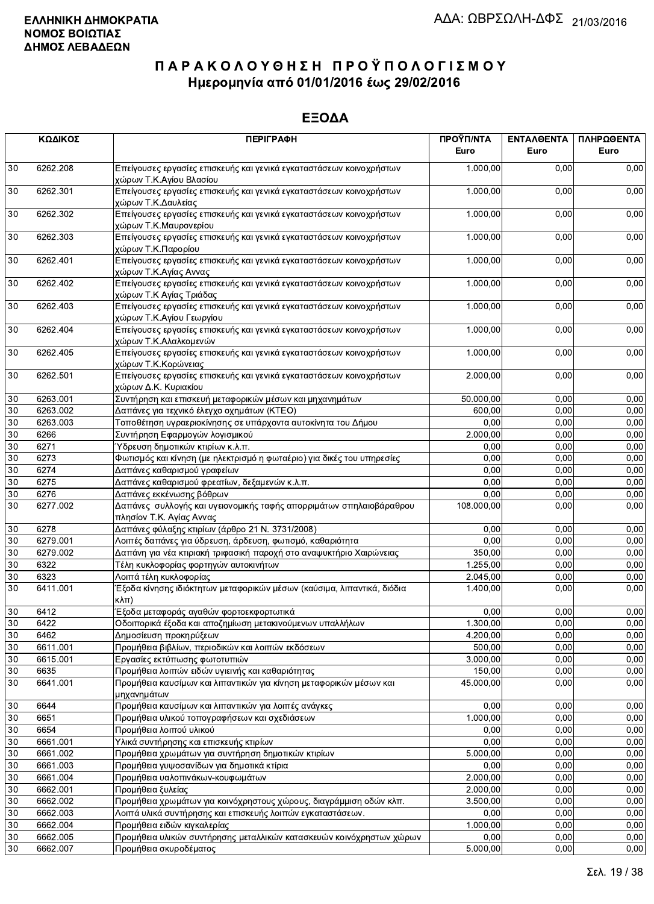**ΕΛΛΗΝΙΚΗ ΔΗΜΟΚΡΑΤΙΑ**
**ΝΟΜΟΣ ΒΟΙΩΤΙΑΣ**
**ΔΗΜΟΣ ΛΕΒΑΔΕΩΝ**

ΑΔΑ: ΩΒΡΣΩΛΗ-ΔΦΣ 21/03/2016

# ΠΑΡΑΚΟΛΟΥΘΗΣΗ ΠΡΟΫΠΟΛΟΓΙΣΜΟΥ
## Ημερομηνία από 01/01/2016 έως 29/02/2016

## ΕΞΟΔΑ

| ΚΩΔΙΚΟΣ | | ΠΕΡΙΓΡΑΦΗ | ΠΡΟΫΠ/ΝΤΑ Euro | ΕΝΤΑΛΘΕΝΤΑ Euro | ΠΛΗΡΩΘΕΝΤΑ Euro |
|---|---|---|---|---|---|
| 30 | 6262.208 | Επείγουσες εργασίες επισκευής και γενικά εγκαταστάσεων κοινοχρήστων χώρων Τ.Κ.Αγίου Βλασίου | 1.000,00 | 0,00 | 0,00 |
| 30 | 6262.301 | Επείγουσες εργασίες επισκευής και γενικά εγκαταστάσεων κοινοχρήστων χώρων Τ.Κ.Δαυλείας | 1.000,00 | 0,00 | 0,00 |
| 30 | 6262.302 | Επείγουσες εργασίες επισκευής και γενικά εγκαταστάσεων κοινοχρήστων χώρων Τ.Κ.Μαυρονερίου | 1.000,00 | 0,00 | 0,00 |
| 30 | 6262.303 | Επείγουσες εργασίες επισκευής και γενικά εγκαταστάσεων κοινοχρήστων χώρων Τ.Κ.Παρορίου | 1.000,00 | 0,00 | 0,00 |
| 30 | 6262.401 | Επείγουσες εργασίες επισκευής και γενικά εγκαταστάσεων κοινοχρήστων χώρων Τ.Κ.Αγίας Αννας | 1.000,00 | 0,00 | 0,00 |
| 30 | 6262.402 | Επείγουσες εργασίες επισκευής και γενικά εγκαταστάσεων κοινοχρήστων χώρων Τ.Κ Αγίας Τριάδας | 1.000,00 | 0,00 | 0,00 |
| 30 | 6262.403 | Επείγουσες εργασίες επισκευής και γενικά εγκαταστάσεων κοινοχρήστων χώρων Τ.Κ.Αγίου Γεωργίου | 1.000,00 | 0,00 | 0,00 |
| 30 | 6262.404 | Επείγουσες εργασίες επισκευής και γενικά εγκαταστάσεων κοινοχρήστων χώρων Τ.Κ.Αλαλκομενών | 1.000,00 | 0,00 | 0,00 |
| 30 | 6262.405 | Επείγουσες εργασίες επισκευής και γενικά εγκαταστάσεων κοινοχρήστων χώρων Τ.Κ.Κορώνειας | 1.000,00 | 0,00 | 0,00 |
| 30 | 6262.501 | Επείγουσες εργασίες επισκευής και γενικά εγκαταστάσεων κοινοχρήστων χώρων Δ.Κ. Κυριακίου | 2.000,00 | 0,00 | 0,00 |
| 30 | 6263.001 | Συντήρηση και επισκευή μεταφορικών μέσων και μηχανημάτων | 50.000,00 | 0,00 | 0,00 |
| 30 | 6263.002 | Δαπάνες για τεχνικό έλεγχο οχημάτων (ΚΤΕΟ) | 600,00 | 0,00 | 0,00 |
| 30 | 6263.003 | Τοποθέτηση υγραεριοκίνησης σε υπάρχοντα αυτοκίνητα του Δήμου | 0,00 | 0,00 | 0,00 |
| 30 | 6266 | Συντήρηση Εφαρμογών λογισμικού | 2.000,00 | 0,00 | 0,00 |
| 30 | 6271 | Ύδρευση δημοτικών κτιρίων κ.λ.π. | 0,00 | 0,00 | 0,00 |
| 30 | 6273 | Φωτισμός και κίνηση (με ηλεκτρισμό η φωταέριο) για δικές του υπηρεσίες | 0,00 | 0,00 | 0,00 |
| 30 | 6274 | Δαπάνες καθαρισμού γραφείων | 0,00 | 0,00 | 0,00 |
| 30 | 6275 | Δαπάνες καθαρισμού φρεατίων, δεξαμενών κ.λ.π. | 0,00 | 0,00 | 0,00 |
| 30 | 6276 | Δαπάνες εκκένωσης βόθρων | 0,00 | 0,00 | 0,00 |
| 30 | 6277.002 | Δαπάνες συλλογής και υγειονομικής ταφής απορριμάτων σπηλαιοβάραθρου πλησίον Τ.Κ. Αγίας Αννας | 108.000,00 | 0,00 | 0,00 |
| 30 | 6278 | Δαπάνες φύλαξης κτιρίων (άρθρο 21 Ν. 3731/2008) | 0,00 | 0,00 | 0,00 |
| 30 | 6279.001 | Λοιπές δαπάνες για ύδρευση, άρδευση, φωτισμό, καθαριότητα | 0,00 | 0,00 | 0,00 |
| 30 | 6279.002 | Δαπάνη για νέα κτιριακή τριφασική παροχή στο αναψυκτήριο Χαιρώνειας | 350,00 | 0,00 | 0,00 |
| 30 | 6322 | Τέλη κυκλοφορίας φορτηγών αυτοκινήτων | 1.255,00 | 0,00 | 0,00 |
| 30 | 6323 | Λοιπά τέλη κυκλοφορίας | 2.045,00 | 0,00 | 0,00 |
| 30 | 6411.001 | Έξοδα κίνησης ιδιόκτητων μεταφορικών μέσων (καύσιμα, λιπαντικά, διόδια κλπ) | 1.400,00 | 0,00 | 0,00 |
| 30 | 6412 | Έξοδα μεταφοράς αγαθών φορτοεκφορτωτικά | 0,00 | 0,00 | 0,00 |
| 30 | 6422 | Οδοιπορικά έξοδα και αποζημίωση μετακινούμενων υπαλλήλων | 1.300,00 | 0,00 | 0,00 |
| 30 | 6462 | Δημοσίευση προκηρύξεων | 4.200,00 | 0,00 | 0,00 |
| 30 | 6611.001 | Προμήθεια βιβλίων, περιοδικών και λοιπών εκδόσεων | 500,00 | 0,00 | 0,00 |
| 30 | 6615.001 | Εργασίες εκτύπωσης φωτοτυπιών | 3.000,00 | 0,00 | 0,00 |
| 30 | 6635 | Προμήθεια λοιπών ειδών υγιεινής και καθαριότητας | 150,00 | 0,00 | 0,00 |
| 30 | 6641.001 | Προμήθεια καυσίμων και λιπαντικών για κίνηση μεταφορικών μέσων και μηχανημάτων | 45.000,00 | 0,00 | 0,00 |
| 30 | 6644 | Προμήθεια καυσίμων και λιπαντικών για λοιπές ανάγκες | 0,00 | 0,00 | 0,00 |
| 30 | 6651 | Προμήθεια υλικού τοπογραφήσεων και σχεδιάσεων | 1.000,00 | 0,00 | 0,00 |
| 30 | 6654 | Προμήθεια λοιπού υλικού | 0,00 | 0,00 | 0,00 |
| 30 | 6661.001 | Υλικά συντήρησης και επισκευής κτιρίων | 0,00 | 0,00 | 0,00 |
| 30 | 6661.002 | Προμήθεια χρωμάτων για συντήρηση δημοτικών κτιρίων | 5.000,00 | 0,00 | 0,00 |
| 30 | 6661.003 | Προμήθεια γυψοσανίδων για δημοτικά κτίρια | 0,00 | 0,00 | 0,00 |
| 30 | 6661.004 | Προμήθεια υαλοπινάκων-κουφωμάτων | 2.000,00 | 0,00 | 0,00 |
| 30 | 6662.001 | Προμήθεια ξυλείας | 2.000,00 | 0,00 | 0,00 |
| 30 | 6662.002 | Προμήθεια χρωμάτων για κοινόχρηστους χώρους, διαγράμμιση οδών κλπ. | 3.500,00 | 0,00 | 0,00 |
| 30 | 6662.003 | Λοιπά υλικά συντήρησης και επισκευής λοιπών εγκαταστάσεων. | 0,00 | 0,00 | 0,00 |
| 30 | 6662.004 | Προμήθεια ειδών κιγκαλερίας | 1.000,00 | 0,00 | 0,00 |
| 30 | 6662.005 | Προμήθεια υλικών συντήρησης μεταλλικών κατασκευών κοινόχρηστων χώρων | 0,00 | 0,00 | 0,00 |
| 30 | 6662.007 | Προμήθεια σκυροδέματος | 5.000,00 | 0,00 | 0,00 |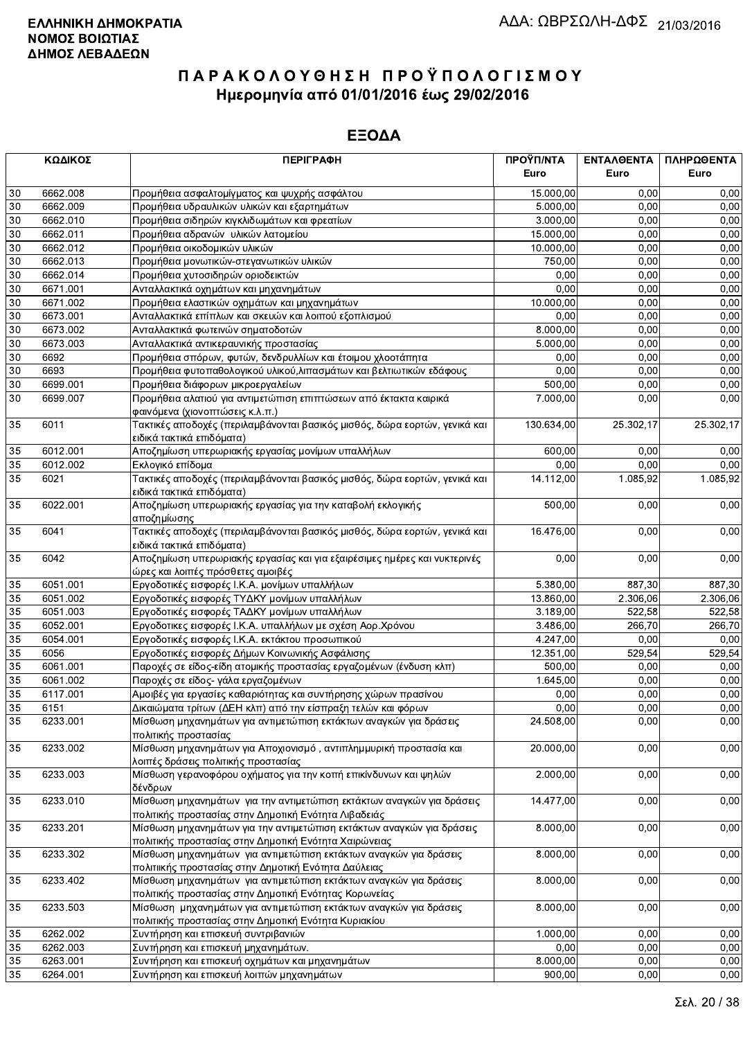**ΕΛΛΗΝΙΚΗ ΔΗΜΟΚΡΑΤΙΑ**
**ΝΟΜΟΣ ΒΟΙΩΤΙΑΣ**
**ΔΗΜΟΣ ΛΕΒΑΔΕΩΝ**

ΑΔΑ: ΩΒΡΣΩΛΗ-ΔΦΣ 21/03/2016

# ΠΑΡΑΚΟΛΟΥΘΗΣΗ ΠΡΟΫΠΟΛΟΓΙΣΜΟΥ
## Ημερομηνία από 01/01/2016 έως 29/02/2016

## ΕΞΟΔΑ

| ΚΩΔΙΚΟΣ | | ΠΕΡΙΓΡΑΦΗ | ΠΡΟΫΠ/ΝΤΑ Euro | ΕΝΤΑΛΘΕΝΤΑ Euro | ΠΛΗΡΩΘΕΝΤΑ Euro |
|---|---|---|---|---|---|
| 30 | 6662.008 | Προμήθεια ασφαλτομίγματος και ψυχρής ασφάλτου | 15.000,00 | 0,00 | 0,00 |
| 30 | 6662.009 | Προμήθεια υδραυλικών υλικών και εξαρτημάτων | 5.000,00 | 0,00 | 0,00 |
| 30 | 6662.010 | Προμήθεια σιδηρών κιγκλιδωμάτων και φρεατίων | 3.000,00 | 0,00 | 0,00 |
| 30 | 6662.011 | Προμήθεια αδρανών υλικών λατομείου | 15.000,00 | 0,00 | 0,00 |
| 30 | 6662.012 | Προμήθεια οικοδομικών υλικών | 10.000,00 | 0,00 | 0,00 |
| 30 | 6662.013 | Προμήθεια μονωτικών-στεγανωτικών υλικών | 750,00 | 0,00 | 0,00 |
| 30 | 6662.014 | Προμήθεια χυτοσιδηρών οριοδεικτών | 0,00 | 0,00 | 0,00 |
| 30 | 6671.001 | Ανταλλακτικά οχημάτων και μηχανημάτων | 0,00 | 0,00 | 0,00 |
| 30 | 6671.002 | Προμήθεια ελαστικών οχημάτων και μηχανημάτων | 10.000,00 | 0,00 | 0,00 |
| 30 | 6673.001 | Ανταλλακτικά επίπλων και σκευών και λοιπού εξοπλισμού | 0,00 | 0,00 | 0,00 |
| 30 | 6673.002 | Ανταλλακτικά φωτεινών σηματοδοτών | 8.000,00 | 0,00 | 0,00 |
| 30 | 6673.003 | Ανταλλακτικά αντικεραυνικής προστασίας | 5.000,00 | 0,00 | 0,00 |
| 30 | 6692 | Προμήθεια σπόρων, φυτών, δενδρυλλίων και έτοιμου χλοοτάπητα | 0,00 | 0,00 | 0,00 |
| 30 | 6693 | Προμήθεια φυτοπαθολογικού υλικού,λιπασμάτων και βελτιωτικών εδάφους | 0,00 | 0,00 | 0,00 |
| 30 | 6699.001 | Προμήθεια διάφορων μικροεργαλείων | 500,00 | 0,00 | 0,00 |
| 30 | 6699.007 | Προμήθεια αλατιού για αντιμετώπιση επιπτώσεων από έκτακτα καιρικά φαινόμενα (χιονοπτώσεις κ.λ.π.) | 7.000,00 | 0,00 | 0,00 |
| 35 | 6011 | Τακτικές αποδοχές (περιλαμβάνονται βασικός μισθός, δώρα εορτών, γενικά και ειδικά τακτικά επιδόματα) | 130.634,00 | 25.302,17 | 25.302,17 |
| 35 | 6012.001 | Αποζημίωση υπερωριακής εργασίας μονίμων υπαλλήλων | 600,00 | 0,00 | 0,00 |
| 35 | 6012.002 | Εκλογικό επίδομα | 0,00 | 0,00 | 0,00 |
| 35 | 6021 | Τακτικές αποδοχές (περιλαμβάνονται βασικός μισθός, δώρα εορτών, γενικά και ειδικά τακτικά επιδόματα) | 14.112,00 | 1.085,92 | 1.085,92 |
| 35 | 6022.001 | Αποζημίωση υπερωριακής εργασίας για την καταβολή εκλογικής αποζημίωσης | 500,00 | 0,00 | 0,00 |
| 35 | 6041 | Τακτικές αποδοχές (περιλαμβάνονται βασικός μισθός, δώρα εορτών, γενικά και ειδικά τακτικά επιδόματα) | 16.476,00 | 0,00 | 0,00 |
| 35 | 6042 | Αποζημίωση υπερωριακής εργασίας και για εξαιρέσιμες ημέρες και νυκτερινές ώρες και λοιπές πρόσθετες αμοιβές | 0,00 | 0,00 | 0,00 |
| 35 | 6051.001 | Εργοδοτικές εισφορές Ι.Κ.Α. μονίμων υπαλλήλων | 5.380,00 | 887,30 | 887,30 |
| 35 | 6051.002 | Εργοδοτικές εισφορές ΤΥΔΚΥ μονίμων υπαλλήλων | 13.860,00 | 2.306,06 | 2.306,06 |
| 35 | 6051.003 | Εργοδοτικές εισφορές ΤΑΔΚΥ μονίμων υπαλλήλων | 3.189,00 | 522,58 | 522,58 |
| 35 | 6052.001 | Εργοδοτικες εισφορές Ι.Κ.Α. υπαλλήλων με σχέση Αορ.Χρόνου | 3.486,00 | 266,70 | 266,70 |
| 35 | 6054.001 | Εργοδοτικές εισφορές Ι.Κ.Α. εκτάκτου προσωπικού | 4.247,00 | 0,00 | 0,00 |
| 35 | 6056 | Εργοδοτικές εισφορές Δήμων Κοινωνικής Ασφάλισης | 12.351,00 | 529,54 | 529,54 |
| 35 | 6061.001 | Παροχές σε είδος-είδη ατομικής προστασίας εργαζομένων (ένδυση κλπ) | 500,00 | 0,00 | 0,00 |
| 35 | 6061.002 | Παροχές σε είδος- γάλα εργαζομένων | 1.645,00 | 0,00 | 0,00 |
| 35 | 6117.001 | Αμοιβές για εργασίες καθαριότητας και συντήρησης χώρων πρασίνου | 0,00 | 0,00 | 0,00 |
| 35 | 6151 | Δικαιώματα τρίτων (ΔΕΗ κλπ) από την είσπραξη τελών και φόρων | 0,00 | 0,00 | 0,00 |
| 35 | 6233.001 | Μίσθωση μηχανημάτων για αντιμετώπιση εκτάκτων αναγκών για δράσεις πολιτικής προστασίας | 24.508,00 | 0,00 | 0,00 |
| 35 | 6233.002 | Μίσθωση μηχανημάτων για Αποχιονισμό , αντιπλημμυρική προστασία και λοιπές δράσεις πολιτικής προστασίας | 20.000,00 | 0,00 | 0,00 |
| 35 | 6233.003 | Μίσθωση γερανοφόρου οχήματος για την κοπή επικίνδυνων και ψηλών δένδρων | 2.000,00 | 0,00 | 0,00 |
| 35 | 6233.010 | Μίσθωση μηχανημάτων για την αντιμετώπιση εκτάκτων αναγκών για δράσεις πολιτικής προστασίας στην Δημοτική Ενότητα Λιβαδειάς | 14.477,00 | 0,00 | 0,00 |
| 35 | 6233.201 | Μίσθωση μηχανημάτων για την αντιμετώπιση εκτάκτων αναγκών για δράσεις πολιτικής προστασίας στην Δημοτική Ενότητα Χαιρώνειας | 8.000,00 | 0,00 | 0,00 |
| 35 | 6233.302 | Μίσθωση μηχανημάτων για αντιμετώπιση εκτάκτων αναγκών για δράσεις πολιτιικής προστασίας στην Δημοτική Ενότητα Δαύλειας | 8.000,00 | 0,00 | 0,00 |
| 35 | 6233.402 | Μίσθωση μηχανημάτων για αντιμετώπιση εκτάκτων αναγκών για δράσεις πολιτικής προστασίας στην Δημοτική Ενότητας Κορωνείας | 8.000,00 | 0,00 | 0,00 |
| 35 | 6233.503 | Μίσθωση μηχανημάτων για αντιμετώπιση εκτάκτων αναγκών για δράσεις πολιτικής προστασίας στην Δημοτική Ενότητα Κυριακίου | 8.000,00 | 0,00 | 0,00 |
| 35 | 6262.002 | Συντήρηση και επισκευή συντριβανιών | 1.000,00 | 0,00 | 0,00 |
| 35 | 6262.003 | Συντήρηση και επισκευή μηχανημάτων. | 0,00 | 0,00 | 0,00 |
| 35 | 6263.001 | Συντήρηση και επισκευή οχημάτων και μηχανημάτων | 8.000,00 | 0,00 | 0,00 |
| 35 | 6264.001 | Συντήρηση και επισκευή λοιπών μηχανημάτων | 900,00 | 0,00 | 0,00 |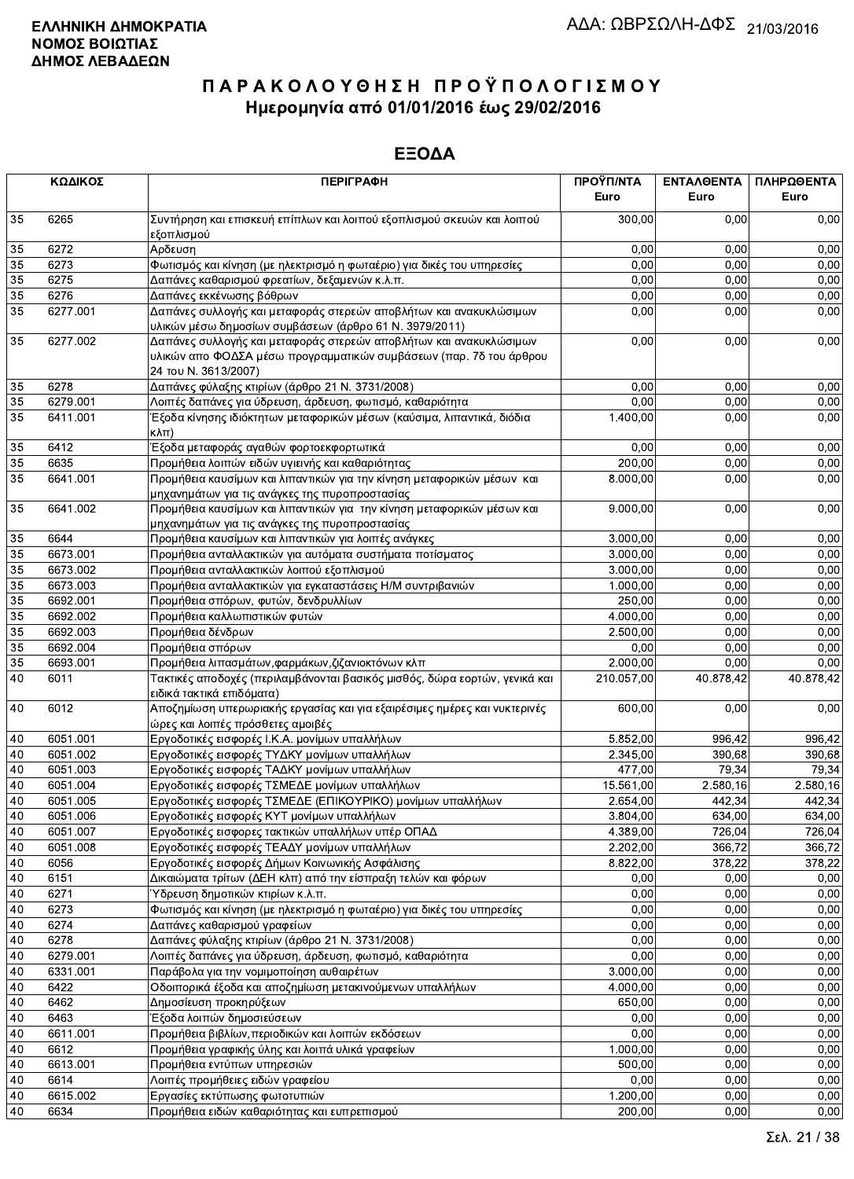**ΕΛΛΗΝΙΚΗ ΔΗΜΟΚΡΑΤΙΑ**
**ΝΟΜΟΣ ΒΟΙΩΤΙΑΣ**
**ΔΗΜΟΣ ΛΕΒΑΔΕΩΝ**

ΑΔΑ: ΩΒΡΣΩΛΗ-ΔΦΣ 21/03/2016

# ΠΑΡΑΚΟΛΟΥΘΗΣΗ ΠΡΟΫΠΟΛΟΓΙΣΜΟΥ
## Ημερομηνία από 01/01/2016 έως 29/02/2016

## ΕΞΟΔΑ

| ΚΩΔΙΚΟΣ | | ΠΕΡΙΓΡΑΦΗ | ΠΡΟΫΠ/ΝΤΑ Euro | ΕΝΤΑΛΘΕΝΤΑ Euro | ΠΛΗΡΩΘΕΝΤΑ Euro |
|---|---|---|---|---|---|
| 35 | 6265 | Συντήρηση και επισκευή επίπλων και λοιπού εξοπλισμού σκευών και λοιπού εξοπλισμού | 300,00 | 0,00 | 0,00 |
| 35 | 6272 | Αρδευση | 0,00 | 0,00 | 0,00 |
| 35 | 6273 | Φωτισμός και κίνηση (με ηλεκτρισμό η φωταέριο) για δικές του υπηρεσίες | 0,00 | 0,00 | 0,00 |
| 35 | 6275 | Δαπάνες καθαρισμού φρεατίων, δεξαμενών κ.λ.π. | 0,00 | 0,00 | 0,00 |
| 35 | 6276 | Δαπάνες εκκένωσης βόθρων | 0,00 | 0,00 | 0,00 |
| 35 | 6277.001 | Δαπάνες συλλογής και μεταφοράς στερεών αποβλήτων και ανακυκλώσιμων υλικών μέσω δημοσίων συμβάσεων (άρθρο 61 Ν. 3979/2011) | 0,00 | 0,00 | 0,00 |
| 35 | 6277.002 | Δαπάνες συλλογής και μεταφοράς στερεών αποβλήτων και ανακυκλώσιμων υλικών απο ΦΟΔΣΑ μέσω προγραμματικών συμβάσεων (παρ. 7δ του άρθρου 24 του Ν. 3613/2007) | 0,00 | 0,00 | 0,00 |
| 35 | 6278 | Δαπάνες φύλαξης κτιρίων (άρθρο 21 Ν. 3731/2008) | 0,00 | 0,00 | 0,00 |
| 35 | 6279.001 | Λοιπές δαπάνες για ύδρευση, άρδευση, φωτισμό, καθαριότητα | 0,00 | 0,00 | 0,00 |
| 35 | 6411.001 | Έξοδα κίνησης ιδιόκτητων μεταφορικών μέσων (καύσιμα, λιπαντικά, διόδια κλπ) | 1.400,00 | 0,00 | 0,00 |
| 35 | 6412 | Έξοδα μεταφοράς αγαθών φορτοεκφορτωτικά | 0,00 | 0,00 | 0,00 |
| 35 | 6635 | Προμήθεια λοιπών ειδών υγιεινής και καθαριότητας | 200,00 | 0,00 | 0,00 |
| 35 | 6641.001 | Προμήθεια καυσίμων και λιπαντικών για την κίνηση μεταφορικών μέσων και μηχανημάτων για τις ανάγκες της πυροπροστασίας | 8.000,00 | 0,00 | 0,00 |
| 35 | 6641.002 | Προμήθεια καυσίμων και λιπαντικών για την κίνηση μεταφορικών μέσων και μηχανημάτων για τις ανάγκες της πυροπροστασίας | 9.000,00 | 0,00 | 0,00 |
| 35 | 6644 | Προμήθεια καυσίμων και λιπαντικών για λοιπές ανάγκες | 3.000,00 | 0,00 | 0,00 |
| 35 | 6673.001 | Προμήθεια ανταλλακτικών για αυτόματα συστήματα ποτίσματος | 3.000,00 | 0,00 | 0,00 |
| 35 | 6673.002 | Προμήθεια ανταλλακτικών λοιπού εξοπλισμού | 3.000,00 | 0,00 | 0,00 |
| 35 | 6673.003 | Προμήθεια ανταλλακτικών για εγκαταστάσεις Η/Μ συντριβανιών | 1.000,00 | 0,00 | 0,00 |
| 35 | 6692.001 | Προμήθεια σπόρων, φυτών, δενδρυλλίων | 250,00 | 0,00 | 0,00 |
| 35 | 6692.002 | Προμήθεια καλλωπιστικών φυτών | 4.000,00 | 0,00 | 0,00 |
| 35 | 6692.003 | Προμήθεια δένδρων | 2.500,00 | 0,00 | 0,00 |
| 35 | 6692.004 | Προμήθεια σπόρων | 0,00 | 0,00 | 0,00 |
| 35 | 6693.001 | Προμήθεια λιπασμάτων,φαρμάκων,ζιζανιοκτόνων κλπ | 2.000,00 | 0,00 | 0,00 |
| 40 | 6011 | Τακτικές αποδοχές (περιλαμβάνονται βασικός μισθός, δώρα εορτών, γενικά και ειδικά τακτικά επιδόματα) | 210.057,00 | 40.878,42 | 40.878,42 |
| 40 | 6012 | Αποζημίωση υπερωριακής εργασίας και για εξαιρέσιμες ημέρες και νυκτερινές ώρες και λοιπές πρόσθετες αμοιβές | 600,00 | 0,00 | 0,00 |
| 40 | 6051.001 | Εργοδοτικές εισφορές Ι.Κ.Α. μονίμων υπαλλήλων | 5.852,00 | 996,42 | 996,42 |
| 40 | 6051.002 | Εργοδοτικές εισφορές ΤΥΔΚΥ μονίμων υπαλλήλων | 2.345,00 | 390,68 | 390,68 |
| 40 | 6051.003 | Εργοδοτικές εισφορές ΤΑΔΚΥ μονίμων υπαλλήλων | 477,00 | 79,34 | 79,34 |
| 40 | 6051.004 | Εργοδοτικές εισφορές ΤΣΜΕΔΕ μονίμων υπαλλήλων | 15.561,00 | 2.580,16 | 2.580,16 |
| 40 | 6051.005 | Εργοδοτικές εισφορές ΤΣΜΕΔΕ (ΕΠΙΚΟΥΡΙΚΟ) μονίμων υπαλλήλων | 2.654,00 | 442,34 | 442,34 |
| 40 | 6051.006 | Εργοδοτικές εισφορές ΚΥΤ μονίμων υπαλλήλων | 3.804,00 | 634,00 | 634,00 |
| 40 | 6051.007 | Εργοδοτικές εισφορές τακτικών υπαλλήλων υπέρ ΟΠΑΔ | 4.389,00 | 726,04 | 726,04 |
| 40 | 6051.008 | Εργοδοτικές εισφορές ΤΕΑΔΥ μονίμων υπαλλήλων | 2.202,00 | 366,72 | 366,72 |
| 40 | 6056 | Εργοδοτικές εισφορές Δήμων Κοινωνικής Ασφάλισης | 8.822,00 | 378,22 | 378,22 |
| 40 | 6151 | Δικαιώματα τρίτων (ΔΕΗ κλπ) από την είσπραξη τελών και φόρων | 0,00 | 0,00 | 0,00 |
| 40 | 6271 | Ύδρευση δημοτικών κτιρίων κ.λ.π. | 0,00 | 0,00 | 0,00 |
| 40 | 6273 | Φωτισμός και κίνηση (με ηλεκτρισμό η φωταέριο) για δικές του υπηρεσίες | 0,00 | 0,00 | 0,00 |
| 40 | 6274 | Δαπάνες καθαρισμού γραφείων | 0,00 | 0,00 | 0,00 |
| 40 | 6278 | Δαπάνες φύλαξης κτιρίων (άρθρο 21 Ν. 3731/2008) | 0,00 | 0,00 | 0,00 |
| 40 | 6279.001 | Λοιπές δαπάνες για ύδρευση, άρδευση, φωτισμό, καθαριότητα | 0,00 | 0,00 | 0,00 |
| 40 | 6331.001 | Παράβολα για την νομιμοποίηση αυθαιρέτων | 3.000,00 | 0,00 | 0,00 |
| 40 | 6422 | Οδοιπορικά έξοδα και αποζημίωση μετακινούμενων υπαλλήλων | 4.000,00 | 0,00 | 0,00 |
| 40 | 6462 | Δημοσίευση προκηρύξεων | 650,00 | 0,00 | 0,00 |
| 40 | 6463 | Έξοδα λοιπών δημοσιεύσεων | 0,00 | 0,00 | 0,00 |
| 40 | 6611.001 | Προμήθεια βιβλίων,περιοδικών και λοιπών εκδόσεων | 0,00 | 0,00 | 0,00 |
| 40 | 6612 | Προμήθεια γραφικής ύλης και λοιπά υλικά γραφείων | 1.000,00 | 0,00 | 0,00 |
| 40 | 6613.001 | Προμήθεια εντύπων υπηρεσιών | 500,00 | 0,00 | 0,00 |
| 40 | 6614 | Λοιπές προμήθειες ειδών γραφείου | 0,00 | 0,00 | 0,00 |
| 40 | 6615.002 | Εργασίες εκτύπωσης φωτοτυπιών | 1.200,00 | 0,00 | 0,00 |
| 40 | 6634 | Προμήθεια ειδών καθαριότητας και ευπρεπισμού | 200,00 | 0,00 | 0,00 |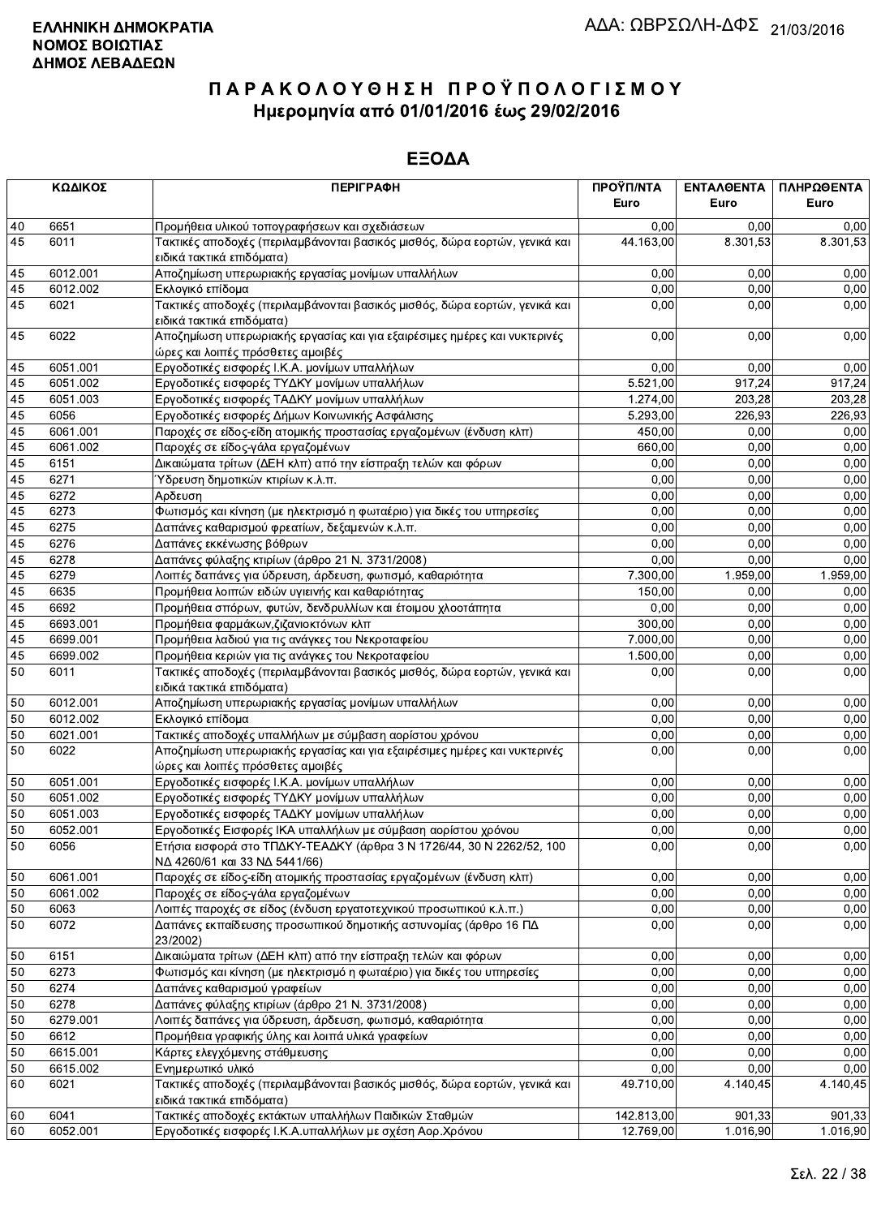**ΕΛΛΗΝΙΚΗ ΔΗΜΟΚΡΑΤΙΑ**
**ΝΟΜΟΣ ΒΟΙΩΤΙΑΣ**
**ΔΗΜΟΣ ΛΕΒΑΔΕΩΝ**

ΑΔΑ: ΩΒΡΣΩΛΗ-ΔΦΣ 21/03/2016

# ΠΑΡΑΚΟΛΟΥΘΗΣΗ ΠΡΟΫΠΟΛΟΓΙΣΜΟΥ
## Ημερομηνία από 01/01/2016 έως 29/02/2016

## ΕΞΟΔΑ

| ΚΩΔΙΚΟΣ | | ΠΕΡΙΓΡΑΦΗ | ΠΡΟΫΠ/ΝΤΑ Euro | ΕΝΤΑΛΘΕΝΤΑ Euro | ΠΛΗΡΩΘΕΝΤΑ Euro |
|---|---|---|---|---|---|
| 40 | 6651 | Προμήθεια υλικού τοπογραφήσεων και σχεδιάσεων | 0,00 | 0,00 | 0,00 |
| 45 | 6011 | Τακτικές αποδοχές (περιλαμβάνονται βασικός μισθός, δώρα εορτών, γενικά και ειδικά τακτικά επιδόματα) | 44.163,00 | 8.301,53 | 8.301,53 |
| 45 | 6012.001 | Αποζημίωση υπερωριακής εργασίας μονίμων υπαλλήλων | 0,00 | 0,00 | 0,00 |
| 45 | 6012.002 | Εκλογικό επίδομα | 0,00 | 0,00 | 0,00 |
| 45 | 6021 | Τακτικές αποδοχές (περιλαμβάνονται βασικός μισθός, δώρα εορτών, γενικά και ειδικά τακτικά επιδόματα) | 0,00 | 0,00 | 0,00 |
| 45 | 6022 | Αποζημίωση υπερωριακής εργασίας και για εξαιρέσιμες ημέρες και νυκτερινές ώρες και λοιπές πρόσθετες αμοιβές | 0,00 | 0,00 | 0,00 |
| 45 | 6051.001 | Εργοδοτικές εισφορές Ι.Κ.Α. μονίμων υπαλλήλων | 0,00 | 0,00 | 0,00 |
| 45 | 6051.002 | Εργοδοτικές εισφορές ΤΥΔΚΥ μονίμων υπαλλήλων | 5.521,00 | 917,24 | 917,24 |
| 45 | 6051.003 | Εργοδοτικές εισφορές ΤΑΔΚΥ μονίμων υπαλλήλων | 1.274,00 | 203,28 | 203,28 |
| 45 | 6056 | Εργοδοτικές εισφορές Δήμων Κοινωνικής Ασφάλισης | 5.293,00 | 226,93 | 226,93 |
| 45 | 6061.001 | Παροχές σε είδος-είδη ατομικής προστασίας εργαζομένων (ένδυση κλπ) | 450,00 | 0,00 | 0,00 |
| 45 | 6061.002 | Παροχές σε είδος-γάλα εργαζομένων | 660,00 | 0,00 | 0,00 |
| 45 | 6151 | Δικαιώματα τρίτων (ΔΕΗ κλπ) από την είσπραξη τελών και φόρων | 0,00 | 0,00 | 0,00 |
| 45 | 6271 | Ύδρευση δημοτικών κτιρίων κ.λ.π. | 0,00 | 0,00 | 0,00 |
| 45 | 6272 | Αρδευση | 0,00 | 0,00 | 0,00 |
| 45 | 6273 | Φωτισμός και κίνηση (με ηλεκτρισμό η φωταέριο) για δικές του υπηρεσίες | 0,00 | 0,00 | 0,00 |
| 45 | 6275 | Δαπάνες καθαρισμού φρεατίων, δεξαμενών κ.λ.π. | 0,00 | 0,00 | 0,00 |
| 45 | 6276 | Δαπάνες εκκένωσης βόθρων | 0,00 | 0,00 | 0,00 |
| 45 | 6278 | Δαπάνες φύλαξης κτιρίων (άρθρο 21 Ν. 3731/2008) | 0,00 | 0,00 | 0,00 |
| 45 | 6279 | Λοιπές δαπάνες για ύδρευση, άρδευση, φωτισμό, καθαριότητα | 7.300,00 | 1.959,00 | 1.959,00 |
| 45 | 6635 | Προμήθεια λοιπών ειδών υγιεινής και καθαριότητας | 150,00 | 0,00 | 0,00 |
| 45 | 6692 | Προμήθεια σπόρων, φυτών, δενδρυλλίων και έτοιμου χλοοτάπητα | 0,00 | 0,00 | 0,00 |
| 45 | 6693.001 | Προμήθεια φαρμάκων,ζιζανιοκτόνων κλπ | 300,00 | 0,00 | 0,00 |
| 45 | 6699.001 | Προμήθεια λαδιού για τις ανάγκες του Νεκροταφείου | 7.000,00 | 0,00 | 0,00 |
| 45 | 6699.002 | Προμήθεια κεριών για τις ανάγκες του Νεκροταφείου | 1.500,00 | 0,00 | 0,00 |
| 50 | 6011 | Τακτικές αποδοχές (περιλαμβάνονται βασικός μισθός, δώρα εορτών, γενικά και ειδικά τακτικά επιδόματα) | 0,00 | 0,00 | 0,00 |
| 50 | 6012.001 | Αποζημίωση υπερωριακής εργασίας μονίμων υπαλλήλων | 0,00 | 0,00 | 0,00 |
| 50 | 6012.002 | Εκλογικό επίδομα | 0,00 | 0,00 | 0,00 |
| 50 | 6021.001 | Τακτικές αποδοχές υπαλλήλων με σύμβαση αορίστου χρόνου | 0,00 | 0,00 | 0,00 |
| 50 | 6022 | Αποζημίωση υπερωριακής εργασίας και για εξαιρέσιμες ημέρες και νυκτερινές ώρες και λοιπές πρόσθετες αμοιβές | 0,00 | 0,00 | 0,00 |
| 50 | 6051.001 | Εργοδοτικές εισφορές Ι.Κ.Α. μονίμων υπαλλήλων | 0,00 | 0,00 | 0,00 |
| 50 | 6051.002 | Εργοδοτικές εισφορές ΤΥΔΚΥ μονίμων υπαλλήλων | 0,00 | 0,00 | 0,00 |
| 50 | 6051.003 | Εργοδοτικές εισφορές ΤΑΔΚΥ μονίμων υπαλλήλων | 0,00 | 0,00 | 0,00 |
| 50 | 6052.001 | Εργοδοτικές Εισφορές ΙΚΑ υπαλλήλων με σύμβαση αορίστου χρόνου | 0,00 | 0,00 | 0,00 |
| 50 | 6056 | Ετήσια εισφορά στο ΤΠΔΚΥ-ΤΕΑΔΚΥ (άρθρα 3 Ν 1726/44, 30 Ν 2262/52, 100 ΝΔ 4260/61 και 33 ΝΔ 5441/66) | 0,00 | 0,00 | 0,00 |
| 50 | 6061.001 | Παροχές σε είδος-είδη ατομικής προστασίας εργαζομένων (ένδυση κλπ) | 0,00 | 0,00 | 0,00 |
| 50 | 6061.002 | Παροχές σε είδος-γάλα εργαζομένων | 0,00 | 0,00 | 0,00 |
| 50 | 6063 | Λοιπές παροχές σε είδος (ένδυση εργατοτεχνικού προσωπικού κ.λ.π.) | 0,00 | 0,00 | 0,00 |
| 50 | 6072 | Δαπάνες εκπαίδευσης προσωπικού δημοτικής αστυνομίας (άρθρο 16 ΠΔ 23/2002) | 0,00 | 0,00 | 0,00 |
| 50 | 6151 | Δικαιώματα τρίτων (ΔΕΗ κλπ) από την είσπραξη τελών και φόρων | 0,00 | 0,00 | 0,00 |
| 50 | 6273 | Φωτισμός και κίνηση (με ηλεκτρισμό η φωταέριο) για δικές του υπηρεσίες | 0,00 | 0,00 | 0,00 |
| 50 | 6274 | Δαπάνες καθαρισμού γραφείων | 0,00 | 0,00 | 0,00 |
| 50 | 6278 | Δαπάνες φύλαξης κτιρίων (άρθρο 21 Ν. 3731/2008) | 0,00 | 0,00 | 0,00 |
| 50 | 6279.001 | Λοιπές δαπάνες για ύδρευση, άρδευση, φωτισμό, καθαριότητα | 0,00 | 0,00 | 0,00 |
| 50 | 6612 | Προμήθεια γραφικής ύλης και λοιπά υλικά γραφείων | 0,00 | 0,00 | 0,00 |
| 50 | 6615.001 | Κάρτες ελεγχόμενης στάθμευσης | 0,00 | 0,00 | 0,00 |
| 50 | 6615.002 | Ενημερωτικό υλικό | 0,00 | 0,00 | 0,00 |
| 60 | 6021 | Τακτικές αποδοχές (περιλαμβάνονται βασικός μισθός, δώρα εορτών, γενικά και ειδικά τακτικά επιδόματα) | 49.710,00 | 4.140,45 | 4.140,45 |
| 60 | 6041 | Τακτικές αποδοχές εκτάκτων υπαλλήλων Παιδικών Σταθμών | 142.813,00 | 901,33 | 901,33 |
| 60 | 6052.001 | Εργοδοτικές εισφορές Ι.Κ.Α.υπαλλήλων με σχέση Αορ.Χρόνου | 12.769,00 | 1.016,90 | 1.016,90 |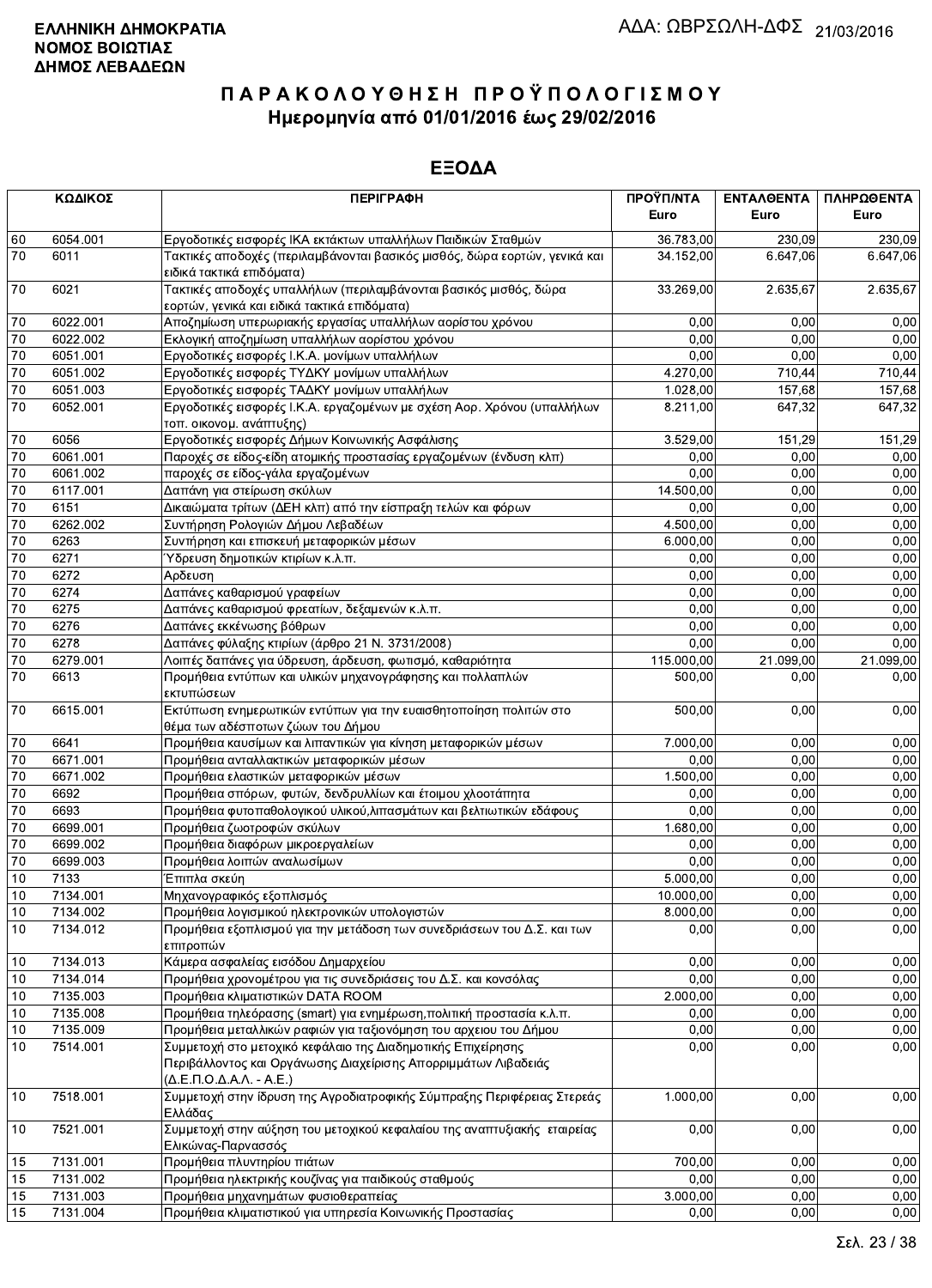**ΕΛΛΗΝΙΚΗ ΔΗΜΟΚΡΑΤΙΑ**
**ΝΟΜΟΣ ΒΟΙΩΤΙΑΣ**
**ΔΗΜΟΣ ΛΕΒΑΔΕΩΝ**

ΑΔΑ: ΩΒΡΣΩΛΗ-ΔΦΣ 21/03/2016

# ΠΑΡΑΚΟΛΟΥΘΗΣΗ ΠΡΟΫΠΟΛΟΓΙΣΜΟΥ
## Ημερομηνία από 01/01/2016 έως 29/02/2016

## ΕΞΟΔΑ

| | ΚΩΔΙΚΟΣ | ΠΕΡΙΓΡΑΦΗ | ΠΡΟΫΠ/ΝΤΑ Euro | ΕΝΤΑΛΘΕΝΤΑ Euro | ΠΛΗΡΩΘΕΝΤΑ Euro |
|---|---|---|---|---|---|
| 60 | 6054.001 | Εργοδοτικές εισφορές ΙΚΑ εκτάκτων υπαλλήλων Παιδικών Σταθμών | 36.783,00 | 230,09 | 230,09 |
| 70 | 6011 | Τακτικές αποδοχές (περιλαμβάνονται βασικός μισθός, δώρα εορτών, γενικά και ειδικά τακτικά επιδόματα) | 34.152,00 | 6.647,06 | 6.647,06 |
| 70 | 6021 | Τακτικές αποδοχές υπαλλήλων (περιλαμβάνονται βασικός μισθός, δώρα εορτών, γενικά και ειδικά τακτικά επιδόματα) | 33.269,00 | 2.635,67 | 2.635,67 |
| 70 | 6022.001 | Αποζημίωση υπερωριακής εργασίας υπαλλήλων αορίστου χρόνου | 0,00 | 0,00 | 0,00 |
| 70 | 6022.002 | Εκλογική αποζημίωση υπαλλήλων αορίστου χρόνου | 0,00 | 0,00 | 0,00 |
| 70 | 6051.001 | Εργοδοτικές εισφορές Ι.Κ.Α. μονίμων υπαλλήλων | 0,00 | 0,00 | 0,00 |
| 70 | 6051.002 | Εργοδοτικές εισφορές ΤΥΔΚΥ μονίμων υπαλλήλων | 4.270,00 | 710,44 | 710,44 |
| 70 | 6051.003 | Εργοδοτικές εισφορές ΤΑΔΚΥ μονίμων υπαλλήλων | 1.028,00 | 157,68 | 157,68 |
| 70 | 6052.001 | Εργοδοτικές εισφορές Ι.Κ.Α. εργαζομένων με σχέση Αορ. Χρόνου (υπαλλήλων τοπ. οικονομ. ανάπτυξης) | 8.211,00 | 647,32 | 647,32 |
| 70 | 6056 | Εργοδοτικές εισφορές Δήμων Κοινωνικής Ασφάλισης | 3.529,00 | 151,29 | 151,29 |
| 70 | 6061.001 | Παροχές σε είδος-είδη ατομικής προστασίας εργαζομένων (ένδυση κλπ) | 0,00 | 0,00 | 0,00 |
| 70 | 6061.002 | παροχές σε είδος-γάλα εργαζομένων | 0,00 | 0,00 | 0,00 |
| 70 | 6117.001 | Δαπάνη για στείρωση σκύλων | 14.500,00 | 0,00 | 0,00 |
| 70 | 6151 | Δικαιώματα τρίτων (ΔΕΗ κλπ) από την είσπραξη τελών και φόρων | 0,00 | 0,00 | 0,00 |
| 70 | 6262.002 | Συντήρηση Ρολογιών Δήμου Λεβαδέων | 4.500,00 | 0,00 | 0,00 |
| 70 | 6263 | Συντήρηση και επισκευή μεταφορικών μέσων | 6.000,00 | 0,00 | 0,00 |
| 70 | 6271 | Ύδρευση δημοτικών κτιρίων κ.λ.π. | 0,00 | 0,00 | 0,00 |
| 70 | 6272 | Αρδευση | 0,00 | 0,00 | 0,00 |
| 70 | 6274 | Δαπάνες καθαρισμού γραφείων | 0,00 | 0,00 | 0,00 |
| 70 | 6275 | Δαπάνες καθαρισμού φρεατίων, δεξαμενών κ.λ.π. | 0,00 | 0,00 | 0,00 |
| 70 | 6276 | Δαπάνες εκκένωσης βόθρων | 0,00 | 0,00 | 0,00 |
| 70 | 6278 | Δαπάνες φύλαξης κτιρίων (άρθρο 21 Ν. 3731/2008) | 0,00 | 0,00 | 0,00 |
| 70 | 6279.001 | Λοιπές δαπάνες για ύδρευση, άρδευση, φωτισμό, καθαριότητα | 115.000,00 | 21.099,00 | 21.099,00 |
| 70 | 6613 | Προμήθεια εντύπων και υλικών μηχανογράφησης και πολλαπλών εκτυπώσεων | 500,00 | 0,00 | 0,00 |
| 70 | 6615.001 | Εκτύπωση ενημερωτικών εντύπων για την ευαισθητοποίηση πολιτών στο θέμα των αδέσποτων ζώων του Δήμου | 500,00 | 0,00 | 0,00 |
| 70 | 6641 | Προμήθεια καυσίμων και λιπαντικών για κίνηση μεταφορικών μέσων | 7.000,00 | 0,00 | 0,00 |
| 70 | 6671.001 | Προμήθεια ανταλλακτικών μεταφορικών μέσων | 0,00 | 0,00 | 0,00 |
| 70 | 6671.002 | Προμήθεια ελαστικών μεταφορικών μέσων | 1.500,00 | 0,00 | 0,00 |
| 70 | 6692 | Προμήθεια σπόρων, φυτών, δενδρυλλίων και έτοιμου χλοοτάπητα | 0,00 | 0,00 | 0,00 |
| 70 | 6693 | Προμήθεια φυτοπαθολογικού υλικού,λιπασμάτων και βελτιωτικών εδάφους | 0,00 | 0,00 | 0,00 |
| 70 | 6699.001 | Προμήθεια ζωοτροφών σκύλων | 1.680,00 | 0,00 | 0,00 |
| 70 | 6699.002 | Προμήθεια διαφόρων μικροεργαλείων | 0,00 | 0,00 | 0,00 |
| 70 | 6699.003 | Προμήθεια λοιπών αναλωσίμων | 0,00 | 0,00 | 0,00 |
| 10 | 7133 | Έπιπλα σκεύη | 5.000,00 | 0,00 | 0,00 |
| 10 | 7134.001 | Μηχανογραφικός εξοπλισμός | 10.000,00 | 0,00 | 0,00 |
| 10 | 7134.002 | Προμήθεια λογισμικού ηλεκτρονικών υπολογιστών | 8.000,00 | 0,00 | 0,00 |
| 10 | 7134.012 | Προμήθεια εξοπλισμού για την μετάδοση των συνεδριάσεων του Δ.Σ. και των επιτροπών | 0,00 | 0,00 | 0,00 |
| 10 | 7134.013 | Κάμερα ασφαλείας εισόδου Δημαρχείου | 0,00 | 0,00 | 0,00 |
| 10 | 7134.014 | Προμήθεια χρονομέτρου για τις συνεδριάσεις του Δ.Σ. και κονσόλας | 0,00 | 0,00 | 0,00 |
| 10 | 7135.003 | Προμήθεια κλιματιστικών DATA ROOM | 2.000,00 | 0,00 | 0,00 |
| 10 | 7135.008 | Προμήθεια τηλεόρασης (smart) για ενημέρωση,πολιτική προστασία κ.λ.π. | 0,00 | 0,00 | 0,00 |
| 10 | 7135.009 | Προμήθεια μεταλλικών ραφιών για ταξιονόμηση του αρχειου του Δήμου | 0,00 | 0,00 | 0,00 |
| 10 | 7514.001 | Συμμετοχή στο μετοχικό κεφάλαιο της Διαδημοτικής Επιχείρησης Περιβάλλοντος και Οργάνωσης Διαχείρισης Απορριμμάτων Λιβαδειάς (Δ.Ε.Π.Ο.Δ.Α.Λ. - Α.Ε.) | 0,00 | 0,00 | 0,00 |
| 10 | 7518.001 | Συμμετοχή στην ίδρυση της Αγροδιατροφικής Σύμπραξης Περιφέρειας Στερεάς Ελλάδας | 1.000,00 | 0,00 | 0,00 |
| 10 | 7521.001 | Συμμετοχή στην αύξηση του μετοχικού κεφαλαίου της αναπτυξιακής εταιρείας Ελικώνας-Παρνασσός | 0,00 | 0,00 | 0,00 |
| 15 | 7131.001 | Προμήθεια πλυντηρίου πιάτων | 700,00 | 0,00 | 0,00 |
| 15 | 7131.002 | Προμήθεια ηλεκτρικής κουζίνας για παιδικούς σταθμούς | 0,00 | 0,00 | 0,00 |
| 15 | 7131.003 | Προμήθεια μηχανημάτων φυσιοθεραπείας | 3.000,00 | 0,00 | 0,00 |
| 15 | 7131.004 | Προμήθεια κλιματιστικού για υπηρεσία Κοινωνικής Προστασίας | 0,00 | 0,00 | 0,00 |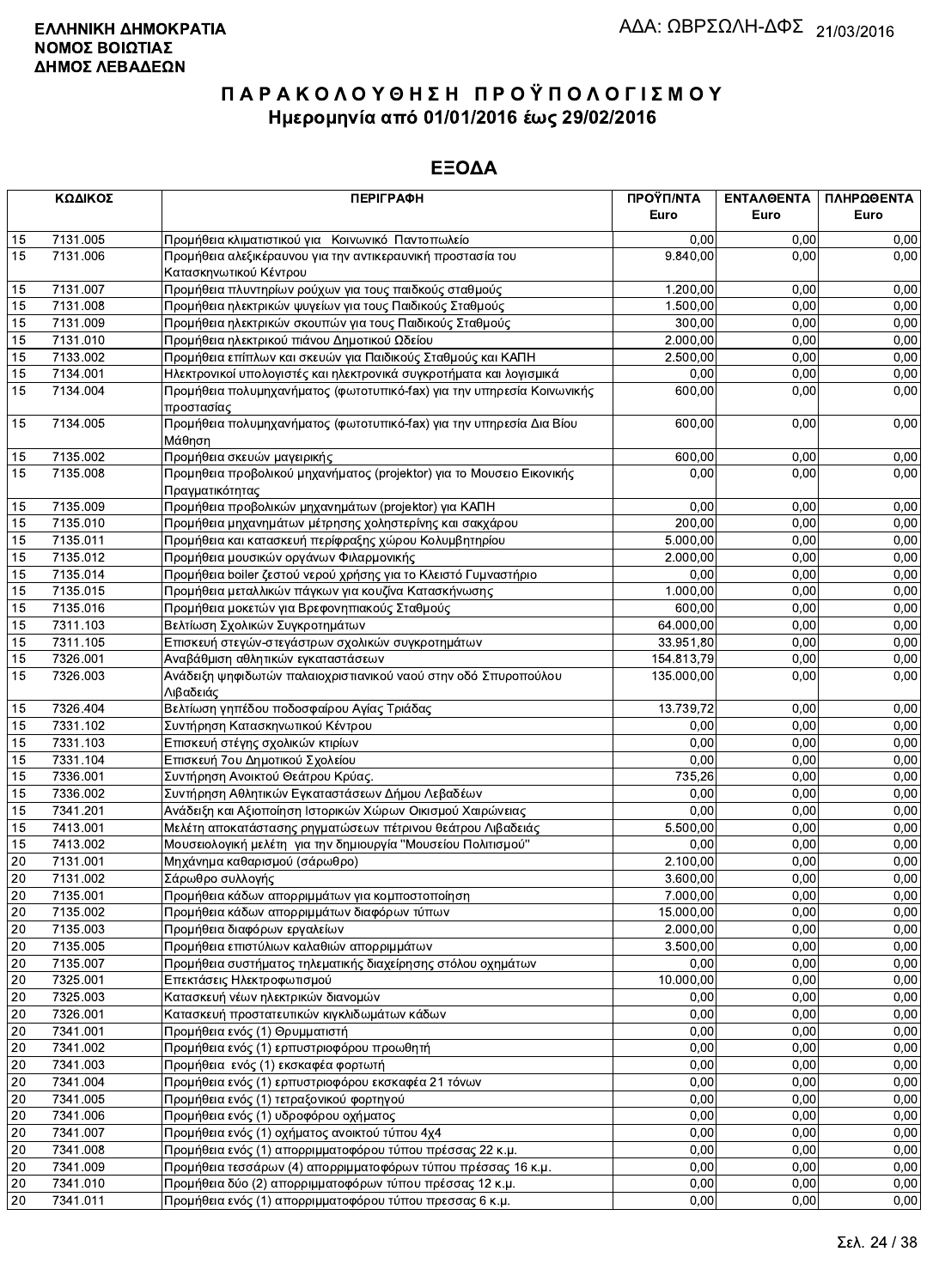**ΕΛΛΗΝΙΚΗ ΔΗΜΟΚΡΑΤΙΑ**
**ΝΟΜΟΣ ΒΟΙΩΤΙΑΣ**
**ΔΗΜΟΣ ΛΕΒΑΔΕΩΝ**

ΑΔΑ: ΩΒΡΣΩΛΗ-ΔΦΣ 21/03/2016

# ΠΑΡΑΚΟΛΟΥΘΗΣΗ ΠΡΟΫΠΟΛΟΓΙΣΜΟΥ
## Ημερομηνία από 01/01/2016 έως 29/02/2016

## ΕΞΟΔΑ

| ΚΩΔΙΚΟΣ | | ΠΕΡΙΓΡΑΦΗ | ΠΡΟΫΠ/ΝΤΑ Euro | ΕΝΤΑΛΘΕΝΤΑ Euro | ΠΛΗΡΩΘΕΝΤΑ Euro |
|---|---|---|---|---|---|
| 15 | 7131.005 | Προμήθεια κλιματιστικού για Κοινωνικό Παντοπωλείο | 0,00 | 0,00 | 0,00 |
| 15 | 7131.006 | Προμήθεια αλεξικέραυνου για την αντικεραυνική προστασία του Κατασκηνωτικού Κέντρου | 9.840,00 | 0,00 | 0,00 |
| 15 | 7131.007 | Προμήθεια πλυντηρίων ρούχων για τους παιδικούς σταθμούς | 1.200,00 | 0,00 | 0,00 |
| 15 | 7131.008 | Προμήθεια ηλεκτρικών ψυγείων για τους Παιδικούς Σταθμούς | 1.500,00 | 0,00 | 0,00 |
| 15 | 7131.009 | Προμήθεια ηλεκτρικών σκουπών για τους Παιδικούς Σταθμούς | 300,00 | 0,00 | 0,00 |
| 15 | 7131.010 | Προμήθεια ηλεκτρικού πιάνου Δημοτικού Ωδείου | 2.000,00 | 0,00 | 0,00 |
| 15 | 7133.002 | Προμήθεια επίπλων και σκευών για Παιδικούς Σταθμούς και ΚΑΠΗ | 2.500,00 | 0,00 | 0,00 |
| 15 | 7134.001 | Ηλεκτρονικοί υπολογιστές και ηλεκτρονικά συγκροτήματα και λογισμικά | 0,00 | 0,00 | 0,00 |
| 15 | 7134.004 | Προμήθεια πολυμηχανήματος (φωτοτυπικό-fax) για την υπηρεσία Κοινωνικής προστασίας | 600,00 | 0,00 | 0,00 |
| 15 | 7134.005 | Προμήθεια πολυμηχανήματος (φωτοτυπικό-fax) για την υπηρεσία Δια Βίου Μάθηση | 600,00 | 0,00 | 0,00 |
| 15 | 7135.002 | Προμήθεια σκευών μαγειρικής | 600,00 | 0,00 | 0,00 |
| 15 | 7135.008 | Προμηθεια προβολικού μηχανήματος (projektor) για το Μουσειο Εικονικής Πραγματικότητας | 0,00 | 0,00 | 0,00 |
| 15 | 7135.009 | Προμήθεια προβολικών μηχανημάτων (projektor) για ΚΑΠΗ | 0,00 | 0,00 | 0,00 |
| 15 | 7135.010 | Προμήθεια μηχανημάτων μέτρησης χοληστερίνης και σακχάρου | 200,00 | 0,00 | 0,00 |
| 15 | 7135.011 | Προμήθεια και κατασκευή περίφραξης χώρου Κολυμβητηρίου | 5.000,00 | 0,00 | 0,00 |
| 15 | 7135.012 | Προμήθεια μουσικών οργάνων Φιλαρμονικής | 2.000,00 | 0,00 | 0,00 |
| 15 | 7135.014 | Προμήθεια boiler ζεστού νερού χρήσης για το Κλειστό Γυμναστήριο | 0,00 | 0,00 | 0,00 |
| 15 | 7135.015 | Προμήθεια μεταλλικών πάγκων για κουζίνα Κατασκήνωσης | 1.000,00 | 0,00 | 0,00 |
| 15 | 7135.016 | Προμήθεια μοκετών για Βρεφονηπιακούς Σταθμούς | 600,00 | 0,00 | 0,00 |
| 15 | 7311.103 | Βελτίωση Σχολικών Συγκροτημάτων | 64.000,00 | 0,00 | 0,00 |
| 15 | 7311.105 | Επισκευή στεγών-στεγάστρων σχολικών συγκροτημάτων | 33.951,80 | 0,00 | 0,00 |
| 15 | 7326.001 | Αναβάθμιση αθλητικών εγκαταστάσεων | 154.813,79 | 0,00 | 0,00 |
| 15 | 7326.003 | Ανάδειξη ψηφιδωτών παλαιοχριστιανικού ναού στην οδό Σπυροπούλου Λιβαδειάς | 135.000,00 | 0,00 | 0,00 |
| 15 | 7326.404 | Βελτίωση γηπέδου ποδοσφαίρου Αγίας Τριάδας | 13.739,72 | 0,00 | 0,00 |
| 15 | 7331.102 | Συντήρηση Κατασκηνωτικού Κέντρου | 0,00 | 0,00 | 0,00 |
| 15 | 7331.103 | Επισκευή στέγης σχολικών κτιρίων | 0,00 | 0,00 | 0,00 |
| 15 | 7331.104 | Επισκευή 7ου Δημοτικού Σχολείου | 0,00 | 0,00 | 0,00 |
| 15 | 7336.001 | Συντήρηση Ανοικτού Θεάτρου Κρύας. | 735,26 | 0,00 | 0,00 |
| 15 | 7336.002 | Συντήρηση Αθλητικών Εγκαταστάσεων Δήμου Λεβαδέων | 0,00 | 0,00 | 0,00 |
| 15 | 7341.201 | Ανάδειξη και Αξιοποίηση Ιστορικών Χώρων Οικισμού Χαιρώνειας | 0,00 | 0,00 | 0,00 |
| 15 | 7413.001 | Μελέτη αποκατάστασης ρηγματώσεων πέτρινου θεάτρου Λιβαδειάς | 5.500,00 | 0,00 | 0,00 |
| 15 | 7413.002 | Μουσειολογική μελέτη για την δημιουργία "Μουσείου Πολιτισμού" | 0,00 | 0,00 | 0,00 |
| 20 | 7131.001 | Μηχάνημα καθαρισμού (σάρωθρο) | 2.100,00 | 0,00 | 0,00 |
| 20 | 7131.002 | Σάρωθρο συλλογής | 3.600,00 | 0,00 | 0,00 |
| 20 | 7135.001 | Προμήθεια κάδων απορριμμάτων για κομποστοποίηση | 7.000,00 | 0,00 | 0,00 |
| 20 | 7135.002 | Προμήθεια κάδων απορριμμάτων διαφόρων τύπων | 15.000,00 | 0,00 | 0,00 |
| 20 | 7135.003 | Προμήθεια διαφόρων εργαλείων | 2.000,00 | 0,00 | 0,00 |
| 20 | 7135.005 | Προμήθεια επιστύλιων καλαθιών απορριμμάτων | 3.500,00 | 0,00 | 0,00 |
| 20 | 7135.007 | Προμήθεια συστήματος τηλεματικής διαχείρησης στόλου οχημάτων | 0,00 | 0,00 | 0,00 |
| 20 | 7325.001 | Επεκτάσεις Ηλεκτροφωτισμού | 10.000,00 | 0,00 | 0,00 |
| 20 | 7325.003 | Κατασκευή νέων ηλεκτρικών διανομών | 0,00 | 0,00 | 0,00 |
| 20 | 7326.001 | Κατασκευή προστατευτικών κιγκλιδωμάτων κάδων | 0,00 | 0,00 | 0,00 |
| 20 | 7341.001 | Προμήθεια ενός (1) Θρυμματιστή | 0,00 | 0,00 | 0,00 |
| 20 | 7341.002 | Προμήθεια ενός (1) ερπυστριοφόρου προωθητή | 0,00 | 0,00 | 0,00 |
| 20 | 7341.003 | Προμήθεια ενός (1) εκσκαφέα φορτωτή | 0,00 | 0,00 | 0,00 |
| 20 | 7341.004 | Προμήθεια ενός (1) ερπυστριοφόρου εκσκαφέα 21 τόνων | 0,00 | 0,00 | 0,00 |
| 20 | 7341.005 | Προμήθεια ενός (1) τετραξονικού φορτηγού | 0,00 | 0,00 | 0,00 |
| 20 | 7341.006 | Προμήθεια ενός (1) υδροφόρου οχήματος | 0,00 | 0,00 | 0,00 |
| 20 | 7341.007 | Προμήθεια ενός (1) οχήματος ανοικτού τύπου 4χ4 | 0,00 | 0,00 | 0,00 |
| 20 | 7341.008 | Προμήθεια ενός (1) απορριμματοφόρου τύπου πρέσσας 22 κ.μ. | 0,00 | 0,00 | 0,00 |
| 20 | 7341.009 | Προμήθεια τεσσάρων (4) απορριμματοφόρων τύπου πρέσσας 16 κ.μ. | 0,00 | 0,00 | 0,00 |
| 20 | 7341.010 | Προμήθεια δύο (2) απορριμματοφόρων τύπου πρέσσας 12 κ.μ. | 0,00 | 0,00 | 0,00 |
| 20 | 7341.011 | Προμήθεια ενός (1) απορριμματοφόρου τύπου πρεσσας 6 κ.μ. | 0,00 | 0,00 | 0,00 |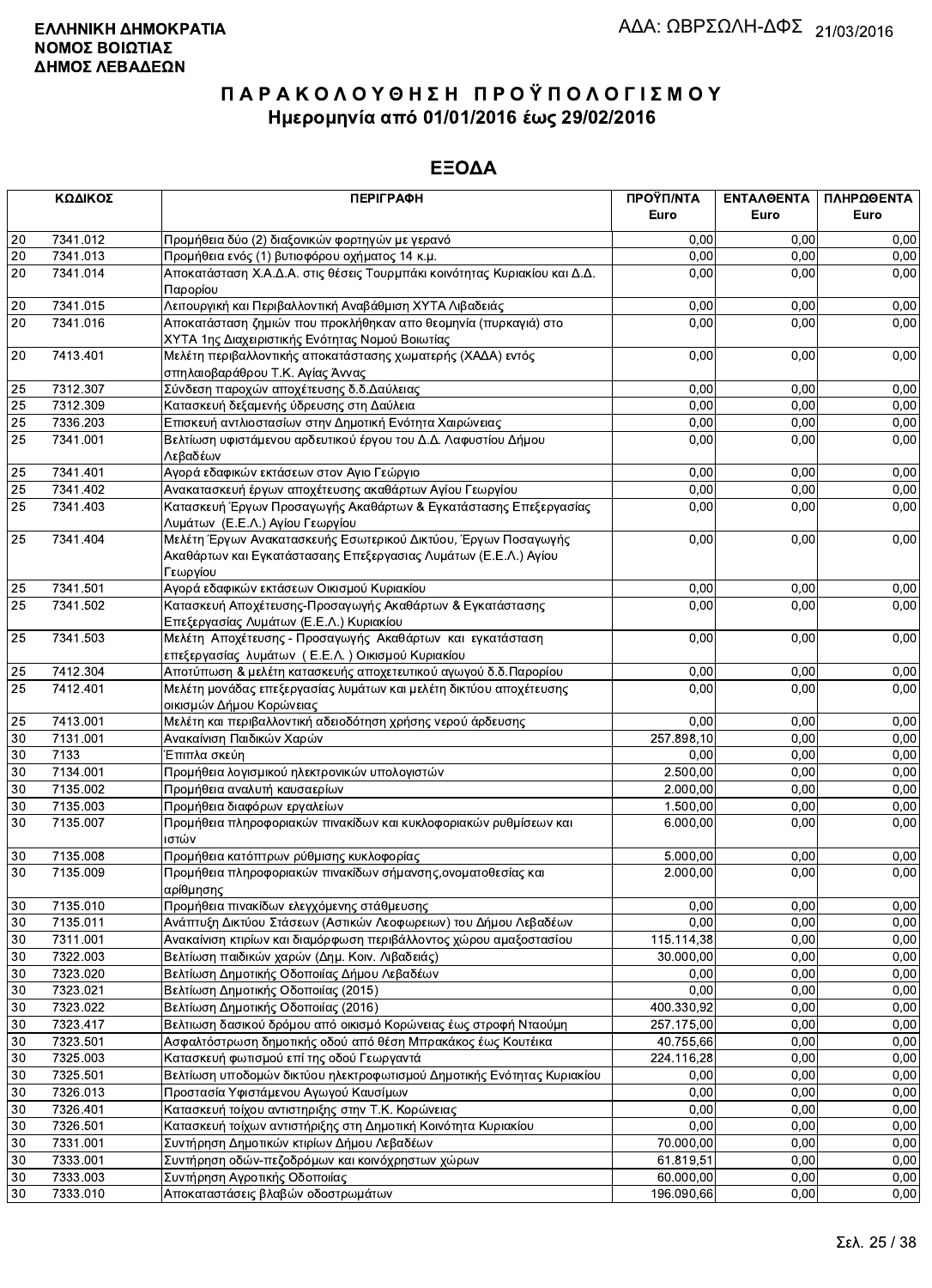**ΕΛΛΗΝΙΚΗ ΔΗΜΟΚΡΑΤΙΑ**
**ΝΟΜΟΣ ΒΟΙΩΤΙΑΣ**
**ΔΗΜΟΣ ΛΕΒΑΔΕΩΝ**

ΑΔΑ: ΩΒΡΣΩΛΗ-ΔΦΣ 21/03/2016

# ΠΑΡΑΚΟΛΟΥΘΗΣΗ ΠΡΟΫΠΟΛΟΓΙΣΜΟΥ
## Ημερομηνία από 01/01/2016 έως 29/02/2016

## ΕΞΟΔΑ

| ΚΩΔΙΚΟΣ | | ΠΕΡΙΓΡΑΦΗ | ΠΡΟΫΠ/ΝΤΑ Euro | ΕΝΤΑΛΘΕΝΤΑ Euro | ΠΛΗΡΩΘΕΝΤΑ Euro |
|---|---|---|---|---|---|
| 20 | 7341.012 | Προμήθεια δύο (2) διαξονικών φορτηγών με γερανό | 0,00 | 0,00 | 0,00 |
| 20 | 7341.013 | Προμήθεια ενός (1) βυτιοφόρου οχήματος 14 κ.μ. | 0,00 | 0,00 | 0,00 |
| 20 | 7341.014 | Αποκατάσταση Χ.Α.Δ.Α. στις θέσεις Τουρμπάκι κοινότητας Κυριακίου και Δ.Δ. Παρορίου | 0,00 | 0,00 | 0,00 |
| 20 | 7341.015 | Λειτουργική και Περιβαλλοντική Αναβάθμιση ΧΥΤΑ Λιβαδειάς | 0,00 | 0,00 | 0,00 |
| 20 | 7341.016 | Αποκατάσταση ζημιών που προκλήθηκαν απο θεομηνία (πυρκαγιά) στο ΧΥΤΑ 1ης Διαχειριστικής Ενότητας Νομού Βοιωτίας | 0,00 | 0,00 | 0,00 |
| 20 | 7413.401 | Μελέτη περιβαλλοντικής αποκατάστασης χωματερής (ΧΑΔΑ) εντός σπηλαιοβαράθρου Τ.Κ. Αγίας Άννας | 0,00 | 0,00 | 0,00 |
| 25 | 7312.307 | Σύνδεση παροχών αποχέτευσης δ.δ.Δαύλειας | 0,00 | 0,00 | 0,00 |
| 25 | 7312.309 | Κατασκευή δεξαμενής ύδρευσης στη Δαύλεια | 0,00 | 0,00 | 0,00 |
| 25 | 7336.203 | Επισκευή αντλιοστασίων στην Δημοτική Ενότητα Χαιρώνειας | 0,00 | 0,00 | 0,00 |
| 25 | 7341.001 | Βελτίωση υφιστάμενου αρδευτικού έργου του Δ.Δ. Λαφυστίου Δήμου Λεβαδέων | 0,00 | 0,00 | 0,00 |
| 25 | 7341.401 | Αγορά εδαφικών εκτάσεων στον Αγιο Γεώργιο | 0,00 | 0,00 | 0,00 |
| 25 | 7341.402 | Ανακατασκευή έργων αποχέτευσης ακαθάρτων Αγίου Γεωργίου | 0,00 | 0,00 | 0,00 |
| 25 | 7341.403 | Κατασκευή Έργων Προσαγωγής Ακαθάρτων & Εγκατάστασης Επεξεργασίας Λυμάτων (Ε.Ε.Λ.) Αγίου Γεωργίου | 0,00 | 0,00 | 0,00 |
| 25 | 7341.404 | Μελέτη Έργων Ανακατασκευής Εσωτερικού Δικτύου, Έργων Ποσαγωγής Ακαθάρτων και Εγκατάστασης Επεξεργασίας Λυμάτων (Ε.Ε.Λ.) Αγίου Γεωργίου | 0,00 | 0,00 | 0,00 |
| 25 | 7341.501 | Αγορά εδαφικών εκτάσεων Οικισμού Κυριακίου | 0,00 | 0,00 | 0,00 |
| 25 | 7341.502 | Κατασκευή Αποχέτευσης-Προσαγωγής Ακαθάρτων & Εγκατάστασης Επεξεργασίας Λυμάτων (Ε.Ε.Λ.) Κυριακίου | 0,00 | 0,00 | 0,00 |
| 25 | 7341.503 | Μελέτη Αποχέτευσης - Προσαγωγής Ακαθάρτων και εγκατάσταση επεξεργασίας λυμάτων ( Ε.Ε.Λ. ) Οικισμού Κυριακίου | 0,00 | 0,00 | 0,00 |
| 25 | 7412.304 | Αποτύπωση & μελέτη κατασκευής αποχετευτικού αγωγού δ.δ.Παρορίου | 0,00 | 0,00 | 0,00 |
| 25 | 7412.401 | Μελέτη μονάδας επεξεργασίας λυμάτων και μελέτη δικτύου αποχέτευσης οικισμών Δήμου Κορώνειας | 0,00 | 0,00 | 0,00 |
| 25 | 7413.001 | Μελέτη και περιβαλλοντική αδειοδότηση χρήσης νερού άρδευσης | 0,00 | 0,00 | 0,00 |
| 30 | 7131.001 | Ανακαίνιση Παιδικών Χαρών | 257.898,10 | 0,00 | 0,00 |
| 30 | 7133 | Έπιπλα σκεύη | 0,00 | 0,00 | 0,00 |
| 30 | 7134.001 | Προμήθεια λογισμικού ηλεκτρονικών υπολογιστών | 2.500,00 | 0,00 | 0,00 |
| 30 | 7135.002 | Προμήθεια αναλυτή καυσαερίων | 2.000,00 | 0,00 | 0,00 |
| 30 | 7135.003 | Προμήθεια διαφόρων εργαλείων | 1.500,00 | 0,00 | 0,00 |
| 30 | 7135.007 | Προμήθεια πληροφοριακών πινακίδων και κυκλοφοριακών ρυθμίσεων και ιστών | 6.000,00 | 0,00 | 0,00 |
| 30 | 7135.008 | Προμήθεια κατόπτρων ρύθμισης κυκλοφορίας | 5.000,00 | 0,00 | 0,00 |
| 30 | 7135.009 | Προμήθεια πληροφοριακών πινακίδων σήμανσης,ονοματοθεσίας και αρίθμησης | 2.000,00 | 0,00 | 0,00 |
| 30 | 7135.010 | Προμήθεια πινακίδων ελεγχόμενης στάθμευσης | 0,00 | 0,00 | 0,00 |
| 30 | 7135.011 | Ανάπτυξη Δικτύου Στάσεων (Αστικών Λεοφωρειων) του Δήμου Λεβαδέων | 0,00 | 0,00 | 0,00 |
| 30 | 7311.001 | Ανακαίνιση κτιρίων και διαμόρφωση περιβάλλοντος χώρου αμαξοστασίου | 115.114,38 | 0,00 | 0,00 |
| 30 | 7322.003 | Βελτίωση παιδικών χαρών (Δημ. Κοιν. Λιβαδειάς) | 30.000,00 | 0,00 | 0,00 |
| 30 | 7323.020 | Βελτίωση Δημοτικής Οδοποιίας Δήμου Λεβαδέων | 0,00 | 0,00 | 0,00 |
| 30 | 7323.021 | Βελτίωση Δημοτικής Οδοποιίας (2015) | 0,00 | 0,00 | 0,00 |
| 30 | 7323.022 | Βελτίωση Δημοτικής Οδοποιίας (2016) | 400.330,92 | 0,00 | 0,00 |
| 30 | 7323.417 | Βελτιωση δασικού δρόμου από οικισμό Κορώνειας έως στροφή Νταούμη | 257.175,00 | 0,00 | 0,00 |
| 30 | 7323.501 | Ασφαλτόστρωση δημοτικής οδού από θέση Μπρακάκος έως Κουτέικα | 40.755,66 | 0,00 | 0,00 |
| 30 | 7325.003 | Κατασκευή φωτισμού επί της οδού Γεωργαντά | 224.116,28 | 0,00 | 0,00 |
| 30 | 7325.501 | Βελτίωση υποδομών δικτύου ηλεκτροφωτισμού Δημοτικής Ενότητας Κυριακίου | 0,00 | 0,00 | 0,00 |
| 30 | 7326.013 | Προστασία Υφιστάμενου Αγωγού Καυσίμων | 0,00 | 0,00 | 0,00 |
| 30 | 7326.401 | Κατασκευή τοίχου αντιστηριξης στην Τ.Κ. Κορώνειας | 0,00 | 0,00 | 0,00 |
| 30 | 7326.501 | Κατασκευή τοίχων αντιστήριξης στη Δημοτική Κοινότητα Κυριακίου | 0,00 | 0,00 | 0,00 |
| 30 | 7331.001 | Συντήρηση Δημοτικών κτιρίων Δήμου Λεβαδέων | 70.000,00 | 0,00 | 0,00 |
| 30 | 7333.001 | Συντήρηση οδών-πεζοδρόμων και κοινόχρηστων χώρων | 61.819,51 | 0,00 | 0,00 |
| 30 | 7333.003 | Συντήρηση Αγροτικής Οδοποιίας | 60.000,00 | 0,00 | 0,00 |
| 30 | 7333.010 | Αποκαταστάσεις βλαβών οδοστρωμάτων | 196.090,66 | 0,00 | 0,00 |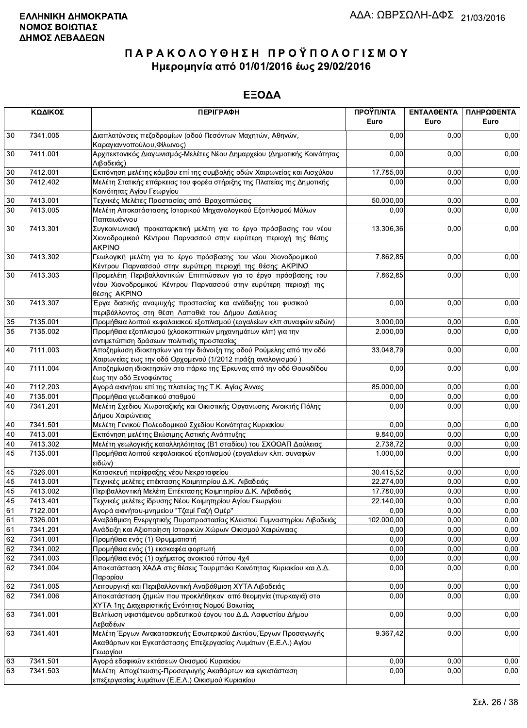**ΕΛΛΗΝΙΚΗ ΔΗΜΟΚΡΑΤΙΑ**
**ΝΟΜΟΣ ΒΟΙΩΤΙΑΣ**
**ΔΗΜΟΣ ΛΕΒΑΔΕΩΝ**

ΑΔΑ: ΩΒΡΣΩΛΗ-ΔΦΣ 21/03/2016

# ΠΑΡΑΚΟΛΟΥΘΗΣΗ ΠΡΟΫΠΟΛΟΓΙΣΜΟΥ
## Ημερομηνία από 01/01/2016 έως 29/02/2016

## ΕΞΟΔΑ

| ΚΩΔΙΚΟΣ | | ΠΕΡΙΓΡΑΦΗ | ΠΡΟΫΠ/ΝΤΑ Euro | ΕΝΤΑΛΘΕΝΤΑ Euro | ΠΛΗΡΩΘΕΝΤΑ Euro |
|---|---|---|---|---|---|
| 30 | 7341.005 | Διαπλατύνσεις πεζοδρομίων (οδού Πεσόντων Μαχητών, Αθηνών, Καραγιαννοπούλου,Φίλωνος) | 0,00 | 0,00 | 0,00 |
| 30 | 7411.001 | Αρχιτεκτονικός Διαγωνισμός-Μελέτες Νέου Δημαρχείου (Δημοτικής Κοινότητας Λιβαδειάς) | 0,00 | 0,00 | 0,00 |
| 30 | 7412.001 | Εκπόνηση μελέτης κόμβου επί της συμβολής οδών Χαιρωνείας και Αισχύλου | 17.785,00 | 0,00 | 0,00 |
| 30 | 7412.402 | Μελέτη Στατικής επάρκειας του φορέα στήριξης της Πλατείας της Δημοτικής Κοινότητας Αγίου Γεωργίου | 0,00 | 0,00 | 0,00 |
| 30 | 7413.001 | Τεχνικές Μελέτες Προστασίας από Βραχοπτώσεις | 50.000,00 | 0,00 | 0,00 |
| 30 | 7413.005 | Μελέτη Αποκατάστασης Ιστορικού Μηχανολογικού Εξοπλισμού Μύλων Παπαιωάννου | 0,00 | 0,00 | 0,00 |
| 30 | 7413.301 | Συγκοινωνιακή προκαταρκτική μελέτη για το έργο πρόσβασης του νέου Χιονοδρομικού Κέντρου Παρνασσού στην ευρύτερη περιοχή της θέσης ΑΚΡΙΝΟ | 13.306,36 | 0,00 | 0,00 |
| 30 | 7413.302 | Γεωλογική μελέτη για το έργο πρόσβασης του νέου Χιονοδρομικού Κέντρου Παρνασσού στην ευρύτερη περιοχή της θέσης ΑΚΡΙΝΟ | 7.862,85 | 0,00 | 0,00 |
| 30 | 7413.303 | Προμελέτη Περιβαλλοντικών Επιπτώσεων για το έργο πρόσβασης του νέου Χιονοδρομικού Κέντρου Παρνασσού στην ευρύτερη περιοχή της θέσης ΑΚΡΙΝΟ | 7.862,85 | 0,00 | 0,00 |
| 30 | 7413.307 | Έργα δασικής αναψυχής προστασίας και ανάδειξης του φυσικού περιβάλλοντος στη θέση Λαπαθιά του Δήμου Δαύλειας | 0,00 | 0,00 | 0,00 |
| 35 | 7135.001 | Προμήθεια λοιπού κεφαλαιακού εξοπλισμού (εργαλείων κλπ συναφών ειδών) | 3.000,00 | 0,00 | 0,00 |
| 35 | 7135.002 | Προμήθεια εξοπλισμού (χλοοκοπτικών μηχανημάτων κλπ) για την αντιμετώπιση δράσεων πολιτικής προστασίας | 2.000,00 | 0,00 | 0,00 |
| 40 | 7111.003 | Αποζημίωση ιδιοκτησίων για την διάνοιξη της οδού Ρούμελης από την οδό Χαιρωνείας εως την οδό Ορχομενού (1/2012 πράξη αναλογισμού ) | 33.048,79 | 0,00 | 0,00 |
| 40 | 7111.004 | Αποζημίωση ιδιοκτησιών στο πάρκο της Έρκυνας από την οδό Θουκιδίδου έως την οδό Ξενοφώντος | 0,00 | 0,00 | 0,00 |
| 40 | 7112.203 | Αγορά ακινήτου επί της πλατείας της Τ.Κ. Αγίας Άννας | 85.000,00 | 0,00 | 0,00 |
| 40 | 7135.001 | Προμήθεια γεωδαιτικού σταθμού | 0,00 | 0,00 | 0,00 |
| 40 | 7341.201 | Μελέτη Σχεδιου Χωροταξικής και Οικιστικής Οργανωσης Ανοικτής Πόλης Δήμου Χαιρώνειας | 0,00 | 0,00 | 0,00 |
| 40 | 7341.501 | Μελέτη Γενικού Πολεοδομικού Σχεδίου Κοινότητας Κυριακίου | 0,00 | 0,00 | 0,00 |
| 40 | 7413.001 | Εκπόνηση μελέτης Βιώσιμης Αστικής Ανάπτυξης | 9.840,00 | 0,00 | 0,00 |
| 40 | 7413.302 | Μελέτη γεωλογικής καταλληλότητας (Β1 σταδίου) του ΣΧΟΟΑΠ Δαύλειας | 2.738,72 | 0,00 | 0,00 |
| 45 | 7135.001 | Προμήθεια λοιπού κεφαλαιακού εξοπλισμού (εργαλείων κλπ. συναφών ειδών) | 1.000,00 | 0,00 | 0,00 |
| 45 | 7326.001 | Κατασκευή περίφραξης νέου Νεκροταφείου | 30.415,52 | 0,00 | 0,00 |
| 45 | 7413.001 | Τεχνικές μελέτες επέκτασης Κοιμητηρίου Δ.Κ. Λιβαδειάς | 22.274,00 | 0,00 | 0,00 |
| 45 | 7413.002 | Περιβαλλοντική Μελέτη Επέκτασης Κοιμητηρίου Δ.Κ. Λιβαδειάς | 17.780,00 | 0,00 | 0,00 |
| 45 | 7413.401 | Τεχνικές μελέτες ίδρυσης Νέου Κοιμητηρίου Αγίου Γεωργίου | 22.140,00 | 0,00 | 0,00 |
| 61 | 7122.001 | Αγορά ακινήτου-μνημείου "Τζαμί Γαζή Ομέρ" | 0,00 | 0,00 | 0,00 |
| 61 | 7326.001 | Αναβάθμιση Ενεργητικής Πυροπροστασίας Κλειστού Γυμναστηρίου Λιβαδειάς | 102.000,00 | 0,00 | 0,00 |
| 61 | 7341.201 | Ανάδειξη και Αξιοποίηση Ιστορικών Χώρων Οικισμού Χαιρώνειας | 0,00 | 0,00 | 0,00 |
| 62 | 7341.001 | Προμήθεια ενός (1) Θρυμματιστή | 0,00 | 0,00 | 0,00 |
| 62 | 7341.002 | Προμήθεια ενός (1) εκσκαφέα φορτωτή | 0,00 | 0,00 | 0,00 |
| 62 | 7341.003 | Προμήθεια ενός (1) οχήματος ανοικτού τύπου 4χ4 | 0,00 | 0,00 | 0,00 |
| 62 | 7341.004 | Αποκατάσταση ΧΑΔΑ στις θέσεις Τουρμπάκι Κοινότητας Κυριακίου και Δ.Δ. Παρορίου | 0,00 | 0,00 | 0,00 |
| 62 | 7341.005 | Λειτουργική και Περιβαλλοντική Αναβάθμιση ΧΥΤΑ Λιβαδειάς | 0,00 | 0,00 | 0,00 |
| 62 | 7341.006 | Αποκατάσταση ζημιών που προκλήθηκαν από θεομηνία (πυρκαγιά) στο ΧΥΤΑ 1ης Διαχειριστικής Ενότητας Νομού Βοιωτίας | 0,00 | 0,00 | 0,00 |
| 63 | 7341.001 | Βελτίωση υφιστάμενου αρδευτικού έργου του Δ.Δ. Λαφυστίου Δήμου Λεβαδέων | 0,00 | 0,00 | 0,00 |
| 63 | 7341.401 | Μελέτη Έργων Ανακατασκευής Εσωτερικού Δικτύου,Έργων Προσαγωγής Ακαθάρτων και Εγκατάστασης Επεξεργασίας Λυμάτων (Ε.Ε.Λ.) Αγίου Γεωργίου | 9.367,42 | 0,00 | 0,00 |
| 63 | 7341.501 | Αγορά εδαφικών εκτάσεων Οικισμού Κυριακίου | 0,00 | 0,00 | 0,00 |
| 63 | 7341.503 | Μελέτη Αποχέτευσης-Προσαγωγής Ακαθάρτων και εγκατάσταση επεξεργασίας λυμάτων (Ε.Ε.Λ.) Οικισμού Κυριακίου | 0,00 | 0,00 | 0,00 |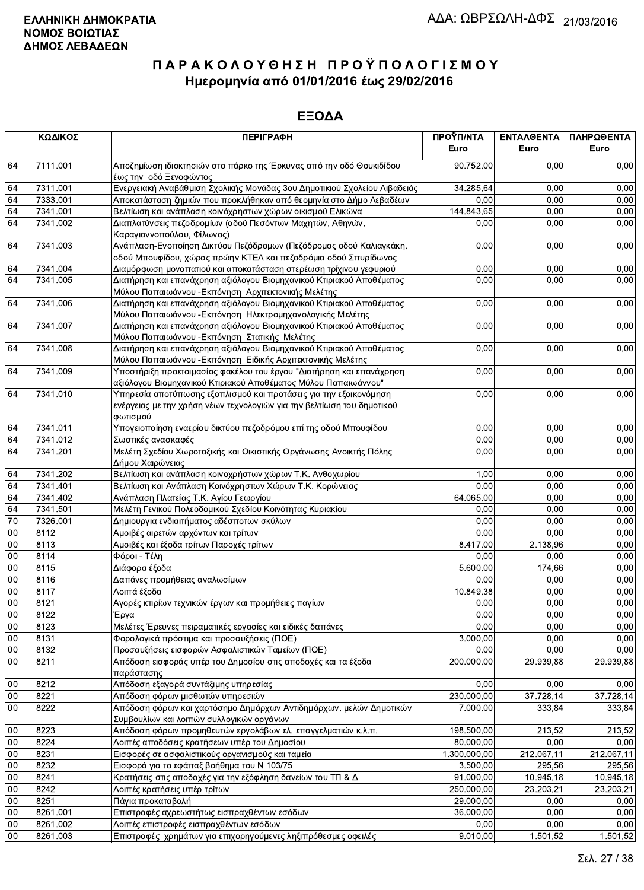**ΕΛΛΗΝΙΚΗ ΔΗΜΟΚΡΑΤΙΑ**
**ΝΟΜΟΣ ΒΟΙΩΤΙΑΣ**
**ΔΗΜΟΣ ΛΕΒΑΔΕΩΝ**

ΑΔΑ: ΩΒΡΣΩΛΗ-ΔΦΣ 21/03/2016

# ΠΑΡΑΚΟΛΟΥΘΗΣΗ ΠΡΟΫΠΟΛΟΓΙΣΜΟΥ

## Ημερομηνία από 01/01/2016 έως 29/02/2016

## ΕΞΟΔΑ

| ΚΩΔΙΚΟΣ | | ΠΕΡΙΓΡΑΦΗ | ΠΡΟΫΠ/ΝΤΑ Euro | ΕΝΤΑΛΘΕΝΤΑ Euro | ΠΛΗΡΩΘΕΝΤΑ Euro |
|---|---|---|---|---|---|
| 64 | 7111.001 | Αποζημίωση ιδιοκτησιών στο πάρκο της Έρκυνας από την οδό Θουκιδίδου έως την οδό Ξενοφώντος | 90.752,00 | 0,00 | 0,00 |
| 64 | 7311.001 | Ενεργειακή Αναβάθμιση Σχολικής Μονάδας 3ου Δημοτικιού Σχολείου Λιβαδειάς | 34.285,64 | 0,00 | 0,00 |
| 64 | 7333.001 | Αποκατάσταση ζημιών που προκλήθηκαν από θεομηνία στο Δήμο Λεβαδέων | 0,00 | 0,00 | 0,00 |
| 64 | 7341.001 | Βελτίωση και ανάπλαση κοινόχρηστων χώρων οικισμού Ελικώνα | 144.843,65 | 0,00 | 0,00 |
| 64 | 7341.002 | Διαπλατύνσεις πεζοδρομίων (οδού Πεσόντων Μαχητών, Αθηνών, Καραγιαννοπούλου, Φίλωνος) | 0,00 | 0,00 | 0,00 |
| 64 | 7341.003 | Ανάπλαση-Ενοποίηση Δικτύου Πεζόδρομων (Πεζόδρομος οδού Καλιαγκάκη, οδού Μπουφίδου, χώρος πρώην ΚΤΕΛ και πεζοδρόμια οδού Σπυρίδωνος | 0,00 | 0,00 | 0,00 |
| 64 | 7341.004 | Διαμόρφωση μονοπατιού και αποκατάσταση στερέωση τρίχινου γεφυριού | 0,00 | 0,00 | 0,00 |
| 64 | 7341.005 | Διατήρηση και επανάχρηση αξιόλογου Βιομηχανικού Κτιριακού Αποθέματος Μύλου Παπαιωάννου -Εκπόνηση Αρχιτεκτονικής Μελέτης | 0,00 | 0,00 | 0,00 |
| 64 | 7341.006 | Διατήρηση και επανάχρηση αξιόλογου Βιομηχανικού Κτιριακού Αποθέματος Μύλου Παπαιωάννου -Εκπόνηση Ηλεκτρομηχανολογικής Μελέτης | 0,00 | 0,00 | 0,00 |
| 64 | 7341.007 | Διατήρηση και επανάχρηση αξιόλογου Βιομηχανικού Κτιριακού Αποθέματος Μύλου Παπαιωάννου -Εκπόνηση Στατικής Μελέτης | 0,00 | 0,00 | 0,00 |
| 64 | 7341.008 | Διατήρηση και επανάχρηση αξιόλογου Βιομηχανικού Κτιριακού Αποθέματος Μύλου Παπαιωάννου -Εκπόνηση Ειδικής Αρχιτεκτονικής Μελέτης | 0,00 | 0,00 | 0,00 |
| 64 | 7341.009 | Υποστήριξη προετοιμασίας φακέλου του έργου "Διατήρηση και επανάχρηση αξιόλογου Βιομηχανικού Κτιριακού Αποθέματος Μύλου Παπαιωάννου" | 0,00 | 0,00 | 0,00 |
| 64 | 7341.010 | Υπηρεσία αποτύπωσης εξοπλισμού και προτάσεις για την εξοικονόμηση ενέργειας με την χρήση νέων τεχνολογιών για την βελτίωση του δημοτικού φωτισμού | 0,00 | 0,00 | 0,00 |
| 64 | 7341.011 | Υπογειοποίηση εναερίου δικτύου πεζοδρόμου επί της οδού Μπουφίδου | 0,00 | 0,00 | 0,00 |
| 64 | 7341.012 | Σωστικές ανασκαφές | 0,00 | 0,00 | 0,00 |
| 64 | 7341.201 | Μελέτη Σχεδίου Χωροταξικής και Οικιστικής Οργάνωσης Ανοικτής Πόλης Δήμου Χαιρώνειας | 0,00 | 0,00 | 0,00 |
| 64 | 7341.202 | Βελτίωση και ανάπλαση κοινοχρήστων χώρων Τ.Κ. Ανθοχωρίου | 1,00 | 0,00 | 0,00 |
| 64 | 7341.401 | Βελτίωση και Ανάπλαση Κοινόχρηστων Χώρων Τ.Κ. Κορώνειας | 0,00 | 0,00 | 0,00 |
| 64 | 7341.402 | Ανάπλαση Πλατείας Τ.Κ. Αγίου Γεωργίου | 64.065,00 | 0,00 | 0,00 |
| 64 | 7341.501 | Μελέτη Γενικού Πολεοδομικού Σχεδίου Κοινότητας Κυριακίου | 0,00 | 0,00 | 0,00 |
| 70 | 7326.001 | Δημιουργία ενδιαιτήματος αδέσποτων σκύλων | 0,00 | 0,00 | 0,00 |
| 00 | 8112 | Αμοιβές αιρετών αρχόντων και τρίτων | 0,00 | 0,00 | 0,00 |
| 00 | 8113 | Αμοιβές και έξοδα τρίτων Παροχές τρίτων | 8.417,00 | 2.138,96 | 0,00 |
| 00 | 8114 | Φόροι - Τέλη | 0,00 | 0,00 | 0,00 |
| 00 | 8115 | Διάφορα έξοδα | 5.600,00 | 174,66 | 0,00 |
| 00 | 8116 | Δαπάνες προμήθειας αναλωσίμων | 0,00 | 0,00 | 0,00 |
| 00 | 8117 | Λοιπά έξοδα | 10.849,38 | 0,00 | 0,00 |
| 00 | 8121 | Αγορές κτιρίων τεχνικών έργων και προμήθειες παγίων | 0,00 | 0,00 | 0,00 |
| 00 | 8122 | Έργα | 0,00 | 0,00 | 0,00 |
| 00 | 8123 | Μελέτες Έρευνες πειραματικές εργασίες και ειδικές δαπάνες | 0,00 | 0,00 | 0,00 |
| 00 | 8131 | Φορολογικά πρόστιμα και προσαυξήσεις (ΠΟΕ) | 3.000,00 | 0,00 | 0,00 |
| 00 | 8132 | Προσαυξήσεις εισφορών Ασφαλιστικών Ταμείων (ΠΟΕ) | 0,00 | 0,00 | 0,00 |
| 00 | 8211 | Απόδοση εισφοράς υπέρ του Δημοσίου στις αποδοχές και τα έξοδα παράστασης | 200.000,00 | 29.939,88 | 29.939,88 |
| 00 | 8212 | Απόδοση εξαγορά συντάξιμης υπηρεσίας | 0,00 | 0,00 | 0,00 |
| 00 | 8221 | Απόδοση φόρων μισθωτών υπηρεσιών | 230.000,00 | 37.728,14 | 37.728,14 |
| 00 | 8222 | Απόδοση φόρων και χαρτόσημο Δημάρχων Αντιδημάρχων, μελών Δημοτικών Συμβουλίων και λοιπών συλλογικών οργάνων | 7.000,00 | 333,84 | 333,84 |
| 00 | 8223 | Απόδοση φόρων προμηθευτών εργολάβων ελ. επαγγελματιών κ.λ.π. | 198.500,00 | 213,52 | 213,52 |
| 00 | 8224 | Λοιπές αποδόσεις κρατήσεων υπέρ του Δημοσίου | 80.000,00 | 0,00 | 0,00 |
| 00 | 8231 | Εισφορές σε ασφαλιστικούς οργανισμούς και ταμεία | 1.300.000,00 | 212.067,11 | 212.067,11 |
| 00 | 8232 | Εισφορά για το εφάπαξ βοήθημα του Ν 103/75 | 3.500,00 | 295,56 | 295,56 |
| 00 | 8241 | Κρατήσεις στις αποδοχές για την εξόφληση δανείων του ΤΠ & Δ | 91.000,00 | 10.945,18 | 10.945,18 |
| 00 | 8242 | Λοιπές κρατήσεις υπέρ τρίτων | 250.000,00 | 23.203,21 | 23.203,21 |
| 00 | 8251 | Πάγια προκαταβολή | 29.000,00 | 0,00 | 0,00 |
| 00 | 8261.001 | Επιστροφές αχρεωστήτως εισπραχθέντων εσόδων | 36.000,00 | 0,00 | 0,00 |
| 00 | 8261.002 | Λοιπές επιστροφές εισπραχθέντων εσόδων | 0,00 | 0,00 | 0,00 |
| 00 | 8261.003 | Επιστροφές χρημάτων για επιχορηγούμενες ληξιπρόθεσμες οφειλές | 9.010,00 | 1.501,52 | 1.501,52 |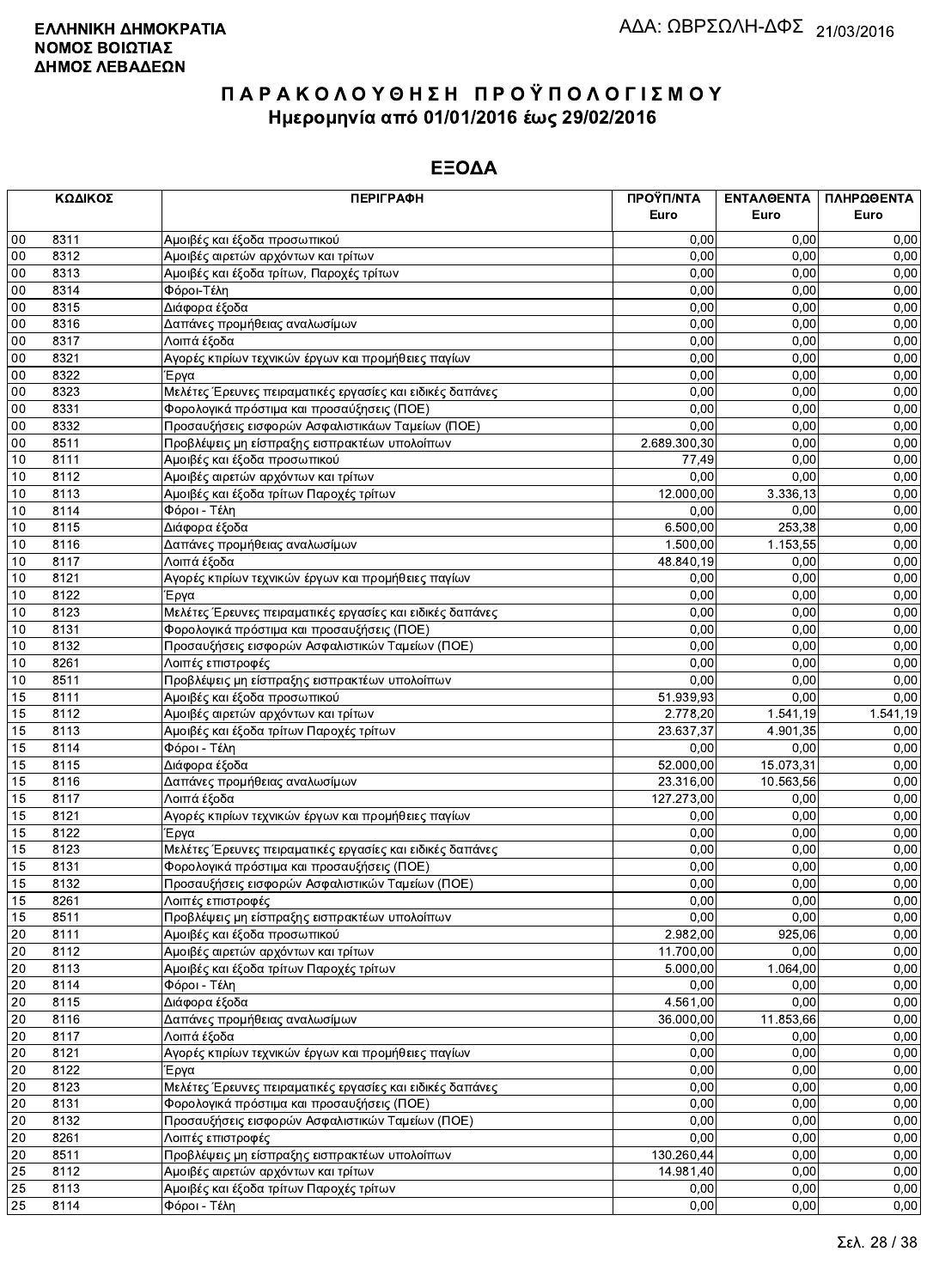**ΕΛΛΗΝΙΚΗ ΔΗΜΟΚΡΑΤΙΑ**
**ΝΟΜΟΣ ΒΟΙΩΤΙΑΣ**
**ΔΗΜΟΣ ΛΕΒΑΔΕΩΝ**

ΑΔΑ: ΩΒΡΣΩΛΗ-ΔΦΣ 21/03/2016

# ΠΑΡΑΚΟΛΟΥΘΗΣΗ ΠΡΟΫΠΟΛΟΓΙΣΜΟΥ

## Ημερομηνία από 01/01/2016 έως 29/02/2016

## ΕΞΟΔΑ

| ΚΩΔΙΚΟΣ | | ΠΕΡΙΓΡΑΦΗ | ΠΡΟΫΠ/ΝΤΑ Euro | ΕΝΤΑΛΘΕΝΤΑ Euro | ΠΛΗΡΩΘΕΝΤΑ Euro |
|---|---|---|---|---|---|
| 00 | 8311 | Αμοιβές και έξοδα προσωπικού | 0,00 | 0,00 | 0,00 |
| 00 | 8312 | Αμοιβές αιρετών αρχόντων και τρίτων | 0,00 | 0,00 | 0,00 |
| 00 | 8313 | Αμοιβές και έξοδα τρίτων, Παροχές τρίτων | 0,00 | 0,00 | 0,00 |
| 00 | 8314 | Φόροι-Τέλη | 0,00 | 0,00 | 0,00 |
| 00 | 8315 | Διάφορα έξοδα | 0,00 | 0,00 | 0,00 |
| 00 | 8316 | Δαπάνες προμήθειας αναλωσίμων | 0,00 | 0,00 | 0,00 |
| 00 | 8317 | Λοιπά έξοδα | 0,00 | 0,00 | 0,00 |
| 00 | 8321 | Αγορές κτιρίων τεχνικών έργων και προμήθειες παγίων | 0,00 | 0,00 | 0,00 |
| 00 | 8322 | Έργα | 0,00 | 0,00 | 0,00 |
| 00 | 8323 | Μελέτες Έρευνες πειραματικές εργασίες και ειδικές δαπάνες | 0,00 | 0,00 | 0,00 |
| 00 | 8331 | Φορολογικά πρόστιμα και προσαύξησεις (ΠΟΕ) | 0,00 | 0,00 | 0,00 |
| 00 | 8332 | Προσαυξήσεις εισφορών Ασφαλιστικάων Ταμείων (ΠΟΕ) | 0,00 | 0,00 | 0,00 |
| 00 | 8511 | Προβλέψεις μη είσπραξης εισπρακτέων υπολοίπων | 2.689.300,30 | 0,00 | 0,00 |
| 10 | 8111 | Αμοιβές και έξοδα προσωπικού | 77,49 | 0,00 | 0,00 |
| 10 | 8112 | Αμοιβές αιρετών αρχόντων και τρίτων | 0,00 | 0,00 | 0,00 |
| 10 | 8113 | Αμοιβές και έξοδα τρίτων Παροχές τρίτων | 12.000,00 | 3.336,13 | 0,00 |
| 10 | 8114 | Φόροι - Τέλη | 0,00 | 0,00 | 0,00 |
| 10 | 8115 | Διάφορα έξοδα | 6.500,00 | 253,38 | 0,00 |
| 10 | 8116 | Δαπάνες προμήθειας αναλωσίμων | 1.500,00 | 1.153,55 | 0,00 |
| 10 | 8117 | Λοιπά έξοδα | 48.840,19 | 0,00 | 0,00 |
| 10 | 8121 | Αγορές κτιρίων τεχνικών έργων και προμήθειες παγίων | 0,00 | 0,00 | 0,00 |
| 10 | 8122 | Έργα | 0,00 | 0,00 | 0,00 |
| 10 | 8123 | Μελέτες Έρευνες πειραματικές εργασίες και ειδικές δαπάνες | 0,00 | 0,00 | 0,00 |
| 10 | 8131 | Φορολογικά πρόστιμα και προσαυξήσεις (ΠΟΕ) | 0,00 | 0,00 | 0,00 |
| 10 | 8132 | Προσαυξήσεις εισφορών Ασφαλιστικών Ταμείων (ΠΟΕ) | 0,00 | 0,00 | 0,00 |
| 10 | 8261 | Λοιπές επιστροφές | 0,00 | 0,00 | 0,00 |
| 10 | 8511 | Προβλέψεις μη είσπραξης εισπρακτέων υπολοίπων | 0,00 | 0,00 | 0,00 |
| 15 | 8111 | Αμοιβές και έξοδα προσωπικού | 51.939,93 | 0,00 | 0,00 |
| 15 | 8112 | Αμοιβές αιρετών αρχόντων και τρίτων | 2.778,20 | 1.541,19 | 1.541,19 |
| 15 | 8113 | Αμοιβές και έξοδα τρίτων Παροχές τρίτων | 23.637,37 | 4.901,35 | 0,00 |
| 15 | 8114 | Φόροι - Τέλη | 0,00 | 0,00 | 0,00 |
| 15 | 8115 | Διάφορα έξοδα | 52.000,00 | 15.073,31 | 0,00 |
| 15 | 8116 | Δαπάνες προμήθειας αναλωσίμων | 23.316,00 | 10.563,56 | 0,00 |
| 15 | 8117 | Λοιπά έξοδα | 127.273,00 | 0,00 | 0,00 |
| 15 | 8121 | Αγορές κτιρίων τεχνικών έργων και προμήθειες παγίων | 0,00 | 0,00 | 0,00 |
| 15 | 8122 | Έργα | 0,00 | 0,00 | 0,00 |
| 15 | 8123 | Μελέτες Έρευνες πειραματικές εργασίες και ειδικές δαπάνες | 0,00 | 0,00 | 0,00 |
| 15 | 8131 | Φορολογικά πρόστιμα και προσαυξήσεις (ΠΟΕ) | 0,00 | 0,00 | 0,00 |
| 15 | 8132 | Προσαυξήσεις εισφορών Ασφαλιστικών Ταμείων (ΠΟΕ) | 0,00 | 0,00 | 0,00 |
| 15 | 8261 | Λοιπές επιστροφές | 0,00 | 0,00 | 0,00 |
| 15 | 8511 | Προβλέψεις μη είσπραξης εισπρακτέων υπολοίπων | 0,00 | 0,00 | 0,00 |
| 20 | 8111 | Αμοιβές και έξοδα προσωπικού | 2.982,00 | 925,06 | 0,00 |
| 20 | 8112 | Αμοιβές αιρετών αρχόντων και τρίτων | 11.700,00 | 0,00 | 0,00 |
| 20 | 8113 | Αμοιβές και έξοδα τρίτων Παροχές τρίτων | 5.000,00 | 1.064,00 | 0,00 |
| 20 | 8114 | Φόροι - Τέλη | 0,00 | 0,00 | 0,00 |
| 20 | 8115 | Διάφορα έξοδα | 4.561,00 | 0,00 | 0,00 |
| 20 | 8116 | Δαπάνες προμήθειας αναλωσίμων | 36.000,00 | 11.853,66 | 0,00 |
| 20 | 8117 | Λοιπά έξοδα | 0,00 | 0,00 | 0,00 |
| 20 | 8121 | Αγορές κτιρίων τεχνικών έργων και προμήθειες παγίων | 0,00 | 0,00 | 0,00 |
| 20 | 8122 | Έργα | 0,00 | 0,00 | 0,00 |
| 20 | 8123 | Μελέτες Έρευνες πειραματικές εργασίες και ειδικές δαπάνες | 0,00 | 0,00 | 0,00 |
| 20 | 8131 | Φορολογικά πρόστιμα και προσαυξήσεις (ΠΟΕ) | 0,00 | 0,00 | 0,00 |
| 20 | 8132 | Προσαυξήσεις εισφορών Ασφαλιστικών Ταμείων (ΠΟΕ) | 0,00 | 0,00 | 0,00 |
| 20 | 8261 | Λοιπές επιστροφές | 0,00 | 0,00 | 0,00 |
| 20 | 8511 | Προβλέψεις μη είσπραξης εισπρακτέων υπολοίπων | 130.260,44 | 0,00 | 0,00 |
| 25 | 8112 | Αμοιβές αιρετών αρχόντων και τρίτων | 14.981,40 | 0,00 | 0,00 |
| 25 | 8113 | Αμοιβές και έξοδα τρίτων Παροχές τρίτων | 0,00 | 0,00 | 0,00 |
| 25 | 8114 | Φόροι - Τέλη | 0,00 | 0,00 | 0,00 |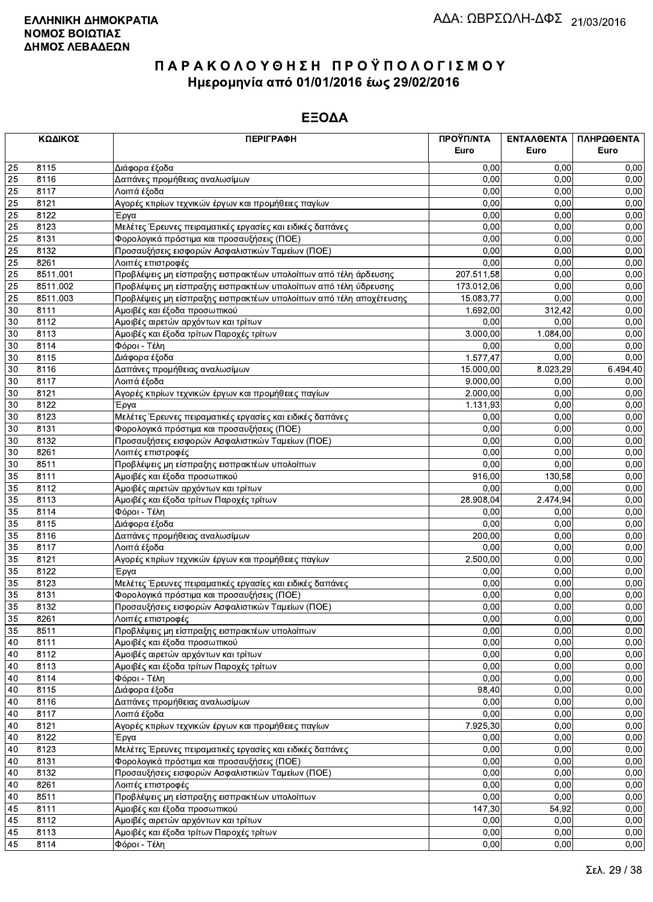**ΕΛΛΗΝΙΚΗ ΔΗΜΟΚΡΑΤΙΑ**
**ΝΟΜΟΣ ΒΟΙΩΤΙΑΣ**
**ΔΗΜΟΣ ΛΕΒΑΔΕΩΝ**

ΑΔΑ: ΩΒΡΣΩΛΗ-ΔΦΣ 21/03/2016

# ΠΑΡΑΚΟΛΟΥΘΗΣΗ ΠΡΟΫΠΟΛΟΓΙΣΜΟΥ
## Ημερομηνία από 01/01/2016 έως 29/02/2016

## ΕΞΟΔΑ

| ΚΩΔΙΚΟΣ | | ΠΕΡΙΓΡΑΦΗ | ΠΡΟΫΠ/ΝΤΑ Euro | ΕΝΤΑΛΘΕΝΤΑ Euro | ΠΛΗΡΩΘΕΝΤΑ Euro |
|---|---|---|---|---|---|
| 25 | 8115 | Διάφορα έξοδα | 0,00 | 0,00 | 0,00 |
| 25 | 8116 | Δαπάνες προμήθειας αναλωσίμων | 0,00 | 0,00 | 0,00 |
| 25 | 8117 | Λοιπά έξοδα | 0,00 | 0,00 | 0,00 |
| 25 | 8121 | Αγορές κτιρίων τεχνικών έργων και προμήθειες παγίων | 0,00 | 0,00 | 0,00 |
| 25 | 8122 | Έργα | 0,00 | 0,00 | 0,00 |
| 25 | 8123 | Μελέτες Έρευνες πειραματικές εργασίες και ειδικές δαπάνες | 0,00 | 0,00 | 0,00 |
| 25 | 8131 | Φορολογικά πρόστιμα και προσαυξήσεις (ΠΟΕ) | 0,00 | 0,00 | 0,00 |
| 25 | 8132 | Προσαυξήσεις εισφορών Ασφαλιστικών Ταμείων (ΠΟΕ) | 0,00 | 0,00 | 0,00 |
| 25 | 8261 | Λοιπές επιστροφές | 0,00 | 0,00 | 0,00 |
| 25 | 8511.001 | Προβλέψεις μη είσπραξης εισπρακτέων υπολοίπων από τέλη άρδευσης | 207.511,58 | 0,00 | 0,00 |
| 25 | 8511.002 | Προβλέψεις μη είσπραξης εισπρακτέων υπολοίπων από τέλη ύδρευσης | 173.012,06 | 0,00 | 0,00 |
| 25 | 8511.003 | Προβλέψεις μη είσπραξης εισπρακτέων υπολοίπων από τέλη αποχέτευσης | 15.083,77 | 0,00 | 0,00 |
| 30 | 8111 | Αμοιβές και έξοδα προσωπικού | 1.692,00 | 312,42 | 0,00 |
| 30 | 8112 | Αμοιβές αιρετών αρχόντων και τρίτων | 0,00 | 0,00 | 0,00 |
| 30 | 8113 | Αμοιβές και έξοδα τρίτων Παροχές τρίτων | 3.000,00 | 1.084,00 | 0,00 |
| 30 | 8114 | Φόροι - Τέλη | 0,00 | 0,00 | 0,00 |
| 30 | 8115 | Διάφορα έξοδα | 1.577,47 | 0,00 | 0,00 |
| 30 | 8116 | Δαπάνες προμήθειας αναλωσίμων | 15.000,00 | 8.023,29 | 6.494,40 |
| 30 | 8117 | Λοιπά έξοδα | 9.000,00 | 0,00 | 0,00 |
| 30 | 8121 | Αγορές κτιρίων τεχνικών έργων και προμήθειες παγίων | 2.000,00 | 0,00 | 0,00 |
| 30 | 8122 | Έργα | 1.131,93 | 0,00 | 0,00 |
| 30 | 8123 | Μελέτες Έρευνες πειραματικές εργασίες και ειδικές δαπάνες | 0,00 | 0,00 | 0,00 |
| 30 | 8131 | Φορολογικά πρόστιμα και προσαυξήσεις (ΠΟΕ) | 0,00 | 0,00 | 0,00 |
| 30 | 8132 | Προσαυξήσεις εισφορών Ασφαλιστικών Ταμείων (ΠΟΕ) | 0,00 | 0,00 | 0,00 |
| 30 | 8261 | Λοιπές επιστροφές | 0,00 | 0,00 | 0,00 |
| 30 | 8511 | Προβλέψεις μη είσπραξης εισπρακτέων υπολοίπων | 0,00 | 0,00 | 0,00 |
| 35 | 8111 | Αμοιβές και έξοδα προσωπικού | 916,00 | 130,58 | 0,00 |
| 35 | 8112 | Αμοιβές αιρετών αρχόντων και τρίτων | 0,00 | 0,00 | 0,00 |
| 35 | 8113 | Αμοιβές και έξοδα τρίτων Παροχές τρίτων | 28.908,04 | 2.474,94 | 0,00 |
| 35 | 8114 | Φόροι - Τέλη | 0,00 | 0,00 | 0,00 |
| 35 | 8115 | Διάφορα έξοδα | 0,00 | 0,00 | 0,00 |
| 35 | 8116 | Δαπάνες προμήθειας αναλωσίμων | 200,00 | 0,00 | 0,00 |
| 35 | 8117 | Λοιπά έξοδα | 0,00 | 0,00 | 0,00 |
| 35 | 8121 | Αγορές κτιρίων τεχνικών έργων και προμήθειες παγίων | 2.500,00 | 0,00 | 0,00 |
| 35 | 8122 | Έργα | 0,00 | 0,00 | 0,00 |
| 35 | 8123 | Μελέτες Έρευνες πειραματικές εργασίες και ειδικές δαπάνες | 0,00 | 0,00 | 0,00 |
| 35 | 8131 | Φορολογικά πρόστιμα και προσαυξήσεις (ΠΟΕ) | 0,00 | 0,00 | 0,00 |
| 35 | 8132 | Προσαυξήσεις εισφορών Ασφαλιστικών Ταμείων (ΠΟΕ) | 0,00 | 0,00 | 0,00 |
| 35 | 8261 | Λοιπές επιστροφές | 0,00 | 0,00 | 0,00 |
| 35 | 8511 | Προβλέψεις μη είσπραξης εισπρακτέων υπολοίπων | 0,00 | 0,00 | 0,00 |
| 40 | 8111 | Αμοιβές και έξοδα προσωπικού | 0,00 | 0,00 | 0,00 |
| 40 | 8112 | Αμοιβές αιρετών αρχόντων και τρίτων | 0,00 | 0,00 | 0,00 |
| 40 | 8113 | Αμοιβές και έξοδα τρίτων Παροχές τρίτων | 0,00 | 0,00 | 0,00 |
| 40 | 8114 | Φόροι - Τέλη | 0,00 | 0,00 | 0,00 |
| 40 | 8115 | Διάφορα έξοδα | 98,40 | 0,00 | 0,00 |
| 40 | 8116 | Δαπάνες προμήθειας αναλωσίμων | 0,00 | 0,00 | 0,00 |
| 40 | 8117 | Λοιπά έξοδα | 0,00 | 0,00 | 0,00 |
| 40 | 8121 | Αγορές κτιρίων τεχνικών έργων και προμήθειες παγίων | 7.925,30 | 0,00 | 0,00 |
| 40 | 8122 | Έργα | 0,00 | 0,00 | 0,00 |
| 40 | 8123 | Μελέτες Έρευνες πειραματικές εργασίες και ειδικές δαπάνες | 0,00 | 0,00 | 0,00 |
| 40 | 8131 | Φορολογικά πρόστιμα και προσαυξήσεις (ΠΟΕ) | 0,00 | 0,00 | 0,00 |
| 40 | 8132 | Προσαυξήσεις εισφορών Ασφαλιστικών Ταμείων (ΠΟΕ) | 0,00 | 0,00 | 0,00 |
| 40 | 8261 | Λοιπές επιστροφές | 0,00 | 0,00 | 0,00 |
| 40 | 8511 | Προβλέψεις μη είσπραξης εισπρακτέων υπολοίπων | 0,00 | 0,00 | 0,00 |
| 45 | 8111 | Αμοιβές και έξοδα προσωπικού | 147,30 | 54,92 | 0,00 |
| 45 | 8112 | Αμοιβές αιρετών αρχόντων και τρίτων | 0,00 | 0,00 | 0,00 |
| 45 | 8113 | Αμοιβές και έξοδα τρίτων Παροχές τρίτων | 0,00 | 0,00 | 0,00 |
| 45 | 8114 | Φόροι - Τέλη | 0,00 | 0,00 | 0,00 |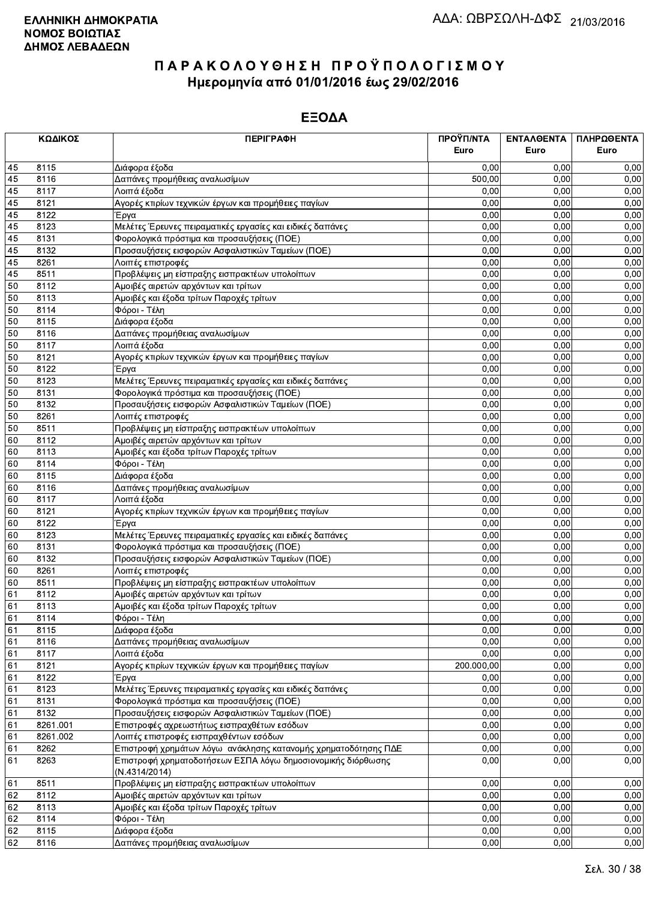**ΕΛΛΗΝΙΚΗ ΔΗΜΟΚΡΑΤΙΑ**
**ΝΟΜΟΣ ΒΟΙΩΤΙΑΣ**
**ΔΗΜΟΣ ΛΕΒΑΔΕΩΝ**

ΑΔΑ: ΩΒΡΣΩΛΗ-ΔΦΣ 21/03/2016

# ΠΑΡΑΚΟΛΟΥΘΗΣΗ ΠΡΟΫΠΟΛΟΓΙΣΜΟΥ
## Ημερομηνία από 01/01/2016 έως 29/02/2016

## ΕΞΟΔΑ

| ΚΩΔΙΚΟΣ | | ΠΕΡΙΓΡΑΦΗ | ΠΡΟΫΠ/ΝΤΑ Euro | ΕΝΤΑΛΘΕΝΤΑ Euro | ΠΛΗΡΩΘΕΝΤΑ Euro |
|---|---|---|---|---|---|
| 45 | 8115 | Διάφορα έξοδα | 0,00 | 0,00 | 0,00 |
| 45 | 8116 | Δαπάνες προμήθειας αναλωσίμων | 500,00 | 0,00 | 0,00 |
| 45 | 8117 | Λοιπά έξοδα | 0,00 | 0,00 | 0,00 |
| 45 | 8121 | Αγορές κτιρίων τεχνικών έργων και προμήθειες παγίων | 0,00 | 0,00 | 0,00 |
| 45 | 8122 | Έργα | 0,00 | 0,00 | 0,00 |
| 45 | 8123 | Μελέτες Έρευνες πειραματικές εργασίες και ειδικές δαπάνες | 0,00 | 0,00 | 0,00 |
| 45 | 8131 | Φορολογικά πρόστιμα και προσαυξήσεις (ΠΟΕ) | 0,00 | 0,00 | 0,00 |
| 45 | 8132 | Προσαυξήσεις εισφορών Ασφαλιστικών Ταμείων (ΠΟΕ) | 0,00 | 0,00 | 0,00 |
| 45 | 8261 | Λοιπές επιστροφές | 0,00 | 0,00 | 0,00 |
| 45 | 8511 | Προβλέψεις μη είσπραξης εισπρακτέων υπολοίπων | 0,00 | 0,00 | 0,00 |
| 50 | 8112 | Αμοιβές αιρετών αρχόντων και τρίτων | 0,00 | 0,00 | 0,00 |
| 50 | 8113 | Αμοιβές και έξοδα τρίτων Παροχές τρίτων | 0,00 | 0,00 | 0,00 |
| 50 | 8114 | Φόροι - Τέλη | 0,00 | 0,00 | 0,00 |
| 50 | 8115 | Διάφορα έξοδα | 0,00 | 0,00 | 0,00 |
| 50 | 8116 | Δαπάνες προμήθειας αναλωσίμων | 0,00 | 0,00 | 0,00 |
| 50 | 8117 | Λοιπά έξοδα | 0,00 | 0,00 | 0,00 |
| 50 | 8121 | Αγορές κτιρίων τεχνικών έργων και προμήθειες παγίων | 0,00 | 0,00 | 0,00 |
| 50 | 8122 | Έργα | 0,00 | 0,00 | 0,00 |
| 50 | 8123 | Μελέτες Έρευνες πειραματικές εργασίες και ειδικές δαπάνες | 0,00 | 0,00 | 0,00 |
| 50 | 8131 | Φορολογικά πρόστιμα και προσαυξήσεις (ΠΟΕ) | 0,00 | 0,00 | 0,00 |
| 50 | 8132 | Προσαυξήσεις εισφορών Ασφαλιστικών Ταμείων (ΠΟΕ) | 0,00 | 0,00 | 0,00 |
| 50 | 8261 | Λοιπές επιστροφές | 0,00 | 0,00 | 0,00 |
| 50 | 8511 | Προβλέψεις μη είσπραξης εισπρακτέων υπολοίπων | 0,00 | 0,00 | 0,00 |
| 60 | 8112 | Αμοιβές αιρετών αρχόντων και τρίτων | 0,00 | 0,00 | 0,00 |
| 60 | 8113 | Αμοιβές και έξοδα τρίτων Παροχές τρίτων | 0,00 | 0,00 | 0,00 |
| 60 | 8114 | Φόροι - Τέλη | 0,00 | 0,00 | 0,00 |
| 60 | 8115 | Διάφορα έξοδα | 0,00 | 0,00 | 0,00 |
| 60 | 8116 | Δαπάνες προμήθειας αναλωσίμων | 0,00 | 0,00 | 0,00 |
| 60 | 8117 | Λοιπά έξοδα | 0,00 | 0,00 | 0,00 |
| 60 | 8121 | Αγορές κτιρίων τεχνικών έργων και προμήθειες παγίων | 0,00 | 0,00 | 0,00 |
| 60 | 8122 | Έργα | 0,00 | 0,00 | 0,00 |
| 60 | 8123 | Μελέτες Έρευνες πειραματικές εργασίες και ειδικές δαπάνες | 0,00 | 0,00 | 0,00 |
| 60 | 8131 | Φορολογικά πρόστιμα και προσαυξήσεις (ΠΟΕ) | 0,00 | 0,00 | 0,00 |
| 60 | 8132 | Προσαυξήσεις εισφορών Ασφαλιστικών Ταμείων (ΠΟΕ) | 0,00 | 0,00 | 0,00 |
| 60 | 8261 | Λοιπές επιστροφές | 0,00 | 0,00 | 0,00 |
| 60 | 8511 | Προβλέψεις μη είσπραξης εισπρακτέων υπολοίπων | 0,00 | 0,00 | 0,00 |
| 61 | 8112 | Αμοιβές αιρετών αρχόντων και τρίτων | 0,00 | 0,00 | 0,00 |
| 61 | 8113 | Αμοιβές και έξοδα τρίτων Παροχές τρίτων | 0,00 | 0,00 | 0,00 |
| 61 | 8114 | Φόροι - Τέλη | 0,00 | 0,00 | 0,00 |
| 61 | 8115 | Διάφορα έξοδα | 0,00 | 0,00 | 0,00 |
| 61 | 8116 | Δαπάνες προμήθειας αναλωσίμων | 0,00 | 0,00 | 0,00 |
| 61 | 8117 | Λοιπά έξοδα | 0,00 | 0,00 | 0,00 |
| 61 | 8121 | Αγορές κτιρίων τεχνικών έργων και προμήθειες παγίων | 200.000,00 | 0,00 | 0,00 |
| 61 | 8122 | Έργα | 0,00 | 0,00 | 0,00 |
| 61 | 8123 | Μελέτες Έρευνες πειραματικές εργασίες και ειδικές δαπάνες | 0,00 | 0,00 | 0,00 |
| 61 | 8131 | Φορολογικά πρόστιμα και προσαυξήσεις (ΠΟΕ) | 0,00 | 0,00 | 0,00 |
| 61 | 8132 | Προσαυξήσεις εισφορών Ασφαλιστικών Ταμείων (ΠΟΕ) | 0,00 | 0,00 | 0,00 |
| 61 | 8261.001 | Επιστροφές αχρεωστήτως εισπραχθέτων εσόδων | 0,00 | 0,00 | 0,00 |
| 61 | 8261.002 | Λοιπές επιστροφές εισπραχθέντων εσόδων | 0,00 | 0,00 | 0,00 |
| 61 | 8262 | Επιστροφή χρημάτων λόγω ανάκλησης κατανομής χρηματοδότησης ΠΔΕ | 0,00 | 0,00 | 0,00 |
| 61 | 8263 | Επιστροφή χρηματοδοτήσεων ΕΣΠΑ λόγω δημοσιονομικής διόρθωσης (Ν.4314/2014) | 0,00 | 0,00 | 0,00 |
| 61 | 8511 | Προβλέψεις μη είσπραξης εισπρακτέων υπολοίπων | 0,00 | 0,00 | 0,00 |
| 62 | 8112 | Αμοιβές αιρετών αρχόντων και τρίτων | 0,00 | 0,00 | 0,00 |
| 62 | 8113 | Αμοιβές και έξοδα τρίτων Παροχές τρίτων | 0,00 | 0,00 | 0,00 |
| 62 | 8114 | Φόροι - Τέλη | 0,00 | 0,00 | 0,00 |
| 62 | 8115 | Διάφορα έξοδα | 0,00 | 0,00 | 0,00 |
| 62 | 8116 | Δαπάνες προμήθειας αναλωσίμων | 0,00 | 0,00 | 0,00 |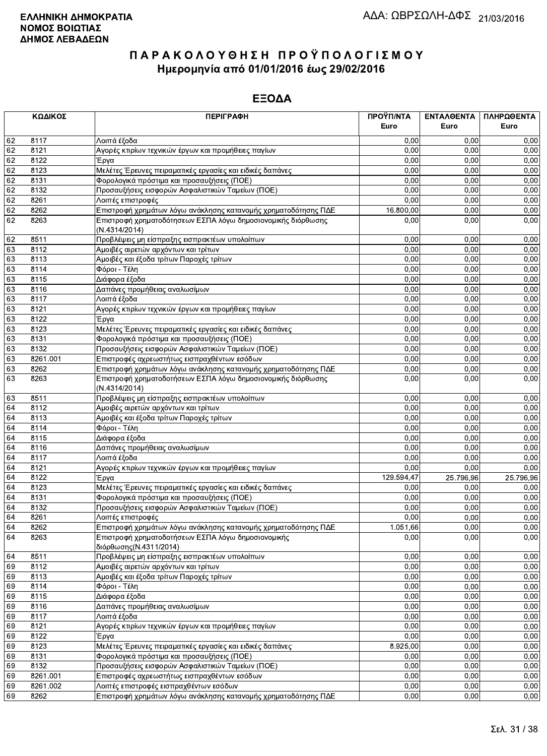**ΕΛΛΗΝΙΚΗ ΔΗΜΟΚΡΑΤΙΑ**
**ΝΟΜΟΣ ΒΟΙΩΤΙΑΣ**
**ΔΗΜΟΣ ΛΕΒΑΔΕΩΝ**

ΑΔΑ: ΩΒΡΣΩΛΗ-ΔΦΣ 21/03/2016

# ΠΑΡΑΚΟΛΟΥΘΗΣΗ ΠΡΟΫΠΟΛΟΓΙΣΜΟΥ
## Ημερομηνία από 01/01/2016 έως 29/02/2016

## ΕΞΟΔΑ

| ΚΩΔΙΚΟΣ | | ΠΕΡΙΓΡΑΦΗ | ΠΡΟΫΠ/ΝΤΑ Euro | ΕΝΤΑΛΘΕΝΤΑ Euro | ΠΛΗΡΩΘΕΝΤΑ Euro |
|---|---|---|---|---|---|
| 62 | 8117 | Λοιπά έξοδα | 0,00 | 0,00 | 0,00 |
| 62 | 8121 | Αγορές κτιρίων τεχνικών έργων και προμήθειες παγίων | 0,00 | 0,00 | 0,00 |
| 62 | 8122 | Έργα | 0,00 | 0,00 | 0,00 |
| 62 | 8123 | Μελέτες Έρευνες πειραματικές εργασίες και ειδικές δαπάνες | 0,00 | 0,00 | 0,00 |
| 62 | 8131 | Φορολογικά πρόστιμα και προσαυξήσεις (ΠΟΕ) | 0,00 | 0,00 | 0,00 |
| 62 | 8132 | Προσαυξήσεις εισφορών Ασφαλιστικών Ταμείων (ΠΟΕ) | 0,00 | 0,00 | 0,00 |
| 62 | 8261 | Λοιπές επιστροφές | 0,00 | 0,00 | 0,00 |
| 62 | 8262 | Επιστροφή χρημάτων λόγω ανάκλησης κατανομής χρηματοδότησης ΠΔΕ | 16.800,00 | 0,00 | 0,00 |
| 62 | 8263 | Επιστροφή χρηματοδότησεων ΕΣΠΑ λόγω δημοσιονομικής διόρθωσης (Ν.4314/2014) | 0,00 | 0,00 | 0,00 |
| 62 | 8511 | Προβλέψεις μη είσπραξης εισπρακτέων υπολοίπων | 0,00 | 0,00 | 0,00 |
| 63 | 8112 | Αμοιβές αιρετών αρχόντων και τρίτων | 0,00 | 0,00 | 0,00 |
| 63 | 8113 | Αμοιβές και έξοδα τρίτων Παροχές τρίτων | 0,00 | 0,00 | 0,00 |
| 63 | 8114 | Φόροι - Τέλη | 0,00 | 0,00 | 0,00 |
| 63 | 8115 | Διάφορα έξοδα | 0,00 | 0,00 | 0,00 |
| 63 | 8116 | Δαπάνες προμήθειας αναλωσίμων | 0,00 | 0,00 | 0,00 |
| 63 | 8117 | Λοιπά έξοδα | 0,00 | 0,00 | 0,00 |
| 63 | 8121 | Αγορές κτιρίων τεχνικών έργων και προμήθειες παγίων | 0,00 | 0,00 | 0,00 |
| 63 | 8122 | Έργα | 0,00 | 0,00 | 0,00 |
| 63 | 8123 | Μελέτες Έρευνες πειραματικές εργασίες και ειδικές δαπάνες | 0,00 | 0,00 | 0,00 |
| 63 | 8131 | Φορολογικά πρόστιμα και προσαυξήσεις (ΠΟΕ) | 0,00 | 0,00 | 0,00 |
| 63 | 8132 | Προσαυξήσεις εισφορών Ασφαλιστικών Ταμείων (ΠΟΕ) | 0,00 | 0,00 | 0,00 |
| 63 | 8261.001 | Επιστροφές αχρεωστήτως εισπραχθέντων εσόδων | 0,00 | 0,00 | 0,00 |
| 63 | 8262 | Επιστροφή χρημάτων λόγω ανάκλησης κατανομής χρηματοδότησης ΠΔΕ | 0,00 | 0,00 | 0,00 |
| 63 | 8263 | Επιστροφή χρηματοδοτήσεων ΕΣΠΑ λόγω δημοσιονομικής διόρθωσης (Ν.4314/2014) | 0,00 | 0,00 | 0,00 |
| 63 | 8511 | Προβλέψεις μη είσπραξης εισπρακτέων υπολοίπων | 0,00 | 0,00 | 0,00 |
| 64 | 8112 | Αμοιβές αιρετών αρχόντων και τρίτων | 0,00 | 0,00 | 0,00 |
| 64 | 8113 | Αμοιβές και έξοδα τρίτων Παροχές τρίτων | 0,00 | 0,00 | 0,00 |
| 64 | 8114 | Φόροι - Τέλη | 0,00 | 0,00 | 0,00 |
| 64 | 8115 | Διάφορα έξοδα | 0,00 | 0,00 | 0,00 |
| 64 | 8116 | Δαπάνες προμήθειας αναλωσίμων | 0,00 | 0,00 | 0,00 |
| 64 | 8117 | Λοιπά έξοδα | 0,00 | 0,00 | 0,00 |
| 64 | 8121 | Αγορές κτιρίων τεχνικών έργων και προμήθειες παγίων | 0,00 | 0,00 | 0,00 |
| 64 | 8122 | Έργα | 129.594,47 | 25.796,96 | 25.796,96 |
| 64 | 8123 | Μελέτες Έρευνες πειραματικές εργασίες και ειδικές δαπάνες | 0,00 | 0,00 | 0,00 |
| 64 | 8131 | Φορολογικά πρόστιμα και προσαυξήσεις (ΠΟΕ) | 0,00 | 0,00 | 0,00 |
| 64 | 8132 | Προσαυξήσεις εισφορών Ασφαλιστικών Ταμείων (ΠΟΕ) | 0,00 | 0,00 | 0,00 |
| 64 | 8261 | Λοιπές επιστροφές | 0,00 | 0,00 | 0,00 |
| 64 | 8262 | Επιστροφή χρημάτων λόγω ανάκλησης κατανομής χρηματοδότησης ΠΔΕ | 1.051,66 | 0,00 | 0,00 |
| 64 | 8263 | Επιστροφή χρηματοδοτήσεων ΕΣΠΑ λόγω δημοσιονομικής διόρθωσης(Ν.4311/2014) | 0,00 | 0,00 | 0,00 |
| 64 | 8511 | Προβλέψεις μη είσπραξης εισπρακτέων υπολοίπων | 0,00 | 0,00 | 0,00 |
| 69 | 8112 | Αμοιβές αιρετών αρχόντων και τρίτων | 0,00 | 0,00 | 0,00 |
| 69 | 8113 | Αμοιβές και έξοδα τρίτων Παροχές τρίτων | 0,00 | 0,00 | 0,00 |
| 69 | 8114 | Φόροι - Τέλη | 0,00 | 0,00 | 0,00 |
| 69 | 8115 | Διάφορα έξοδα | 0,00 | 0,00 | 0,00 |
| 69 | 8116 | Δαπάνες προμήθειας αναλωσίμων | 0,00 | 0,00 | 0,00 |
| 69 | 8117 | Λοιπά έξοδα | 0,00 | 0,00 | 0,00 |
| 69 | 8121 | Αγορές κτιρίων τεχνικών έργων και προμήθειες παγίων | 0,00 | 0,00 | 0,00 |
| 69 | 8122 | Έργα | 0,00 | 0,00 | 0,00 |
| 69 | 8123 | Μελέτες Έρευνες πειραματικές εργασίες και ειδικές δαπάνες | 8.925,00 | 0,00 | 0,00 |
| 69 | 8131 | Φορολογικά πρόστιμα και προσαυξήσεις (ΠΟΕ) | 0,00 | 0,00 | 0,00 |
| 69 | 8132 | Προσαυξήσεις εισφορών Ασφαλιστικών Ταμείων (ΠΟΕ) | 0,00 | 0,00 | 0,00 |
| 69 | 8261.001 | Επιστροφές αχρεωστήτως εισπραχθέντων εσόδων | 0,00 | 0,00 | 0,00 |
| 69 | 8261.002 | Λοιπές επιστροφές εισπραχθέντων εσόδων | 0,00 | 0,00 | 0,00 |
| 69 | 8262 | Επιστροφή χρημάτων λόγω ανάκλησης κατανομής χρηματοδότησης ΠΔΕ | 0,00 | 0,00 | 0,00 |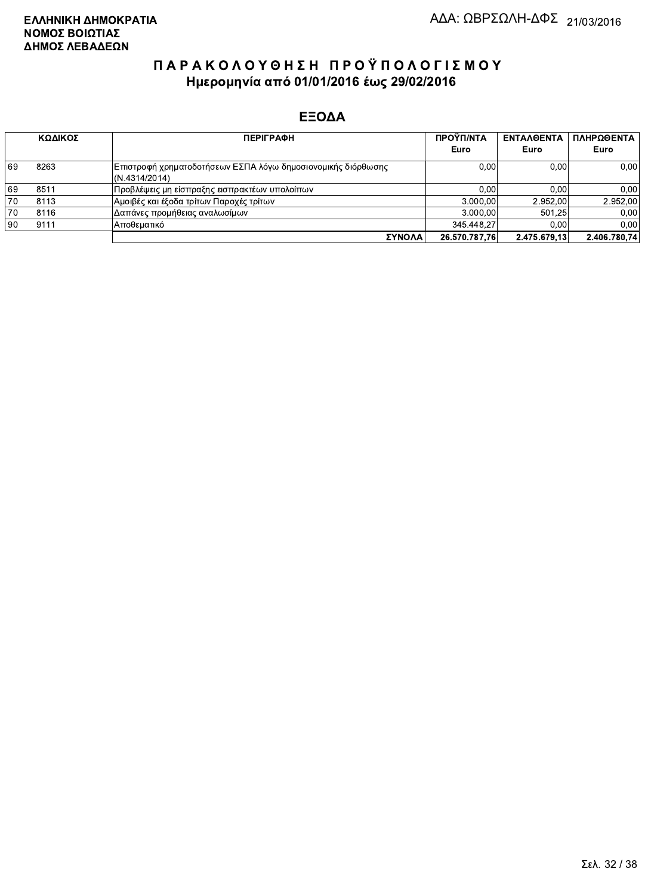**ΕΛΛΗΝΙΚΗ ΔΗΜΟΚΡΑΤΙΑ**
**ΝΟΜΟΣ ΒΟΙΩΤΙΑΣ**
**ΔΗΜΟΣ ΛΕΒΑΔΕΩΝ**

ΑΔΑ: ΩΒΡΣΩΛΗ-ΔΦΣ 21/03/2016

# ΠΑΡΑΚΟΛΟΥΘΗΣΗ ΠΡΟΫΠΟΛΟΓΙΣΜΟΥ

## Ημερομηνία από 01/01/2016 έως 29/02/2016

## ΕΞΟΔΑ

| ΚΩΔΙΚΟΣ | | ΠΕΡΙΓΡΑΦΗ | ΠΡΟΫΠ/ΝΤΑ Euro | ΕΝΤΑΛΘΕΝΤΑ Euro | ΠΛΗΡΩΘΕΝΤΑ Euro |
|---|---|---|---|---|---|
| 69 | 8263 | Επιστροφή χρηματοδοτήσεων ΕΣΠΑ λόγω δημοσιονομικής διόρθωσης (Ν.4314/2014) | 0,00 | 0,00 | 0,00 |
| 69 | 8511 | Προβλέψεις μη είσπραξης εισπρακτέων υπολοίπων | 0,00 | 0,00 | 0,00 |
| 70 | 8113 | Αμοιβές και έξοδα τρίτων Παροχές τρίτων | 3.000,00 | 2.952,00 | 2.952,00 |
| 70 | 8116 | Δαπάνες προμήθειας αναλωσίμων | 3.000,00 | 501,25 | 0,00 |
| 90 | 9111 | Αποθεματικό | 345.448,27 | 0,00 | 0,00 |
| | | **ΣΥΝΟΛΑ** | **26.570.787,76** | **2.475.679,13** | **2.406.780,74** |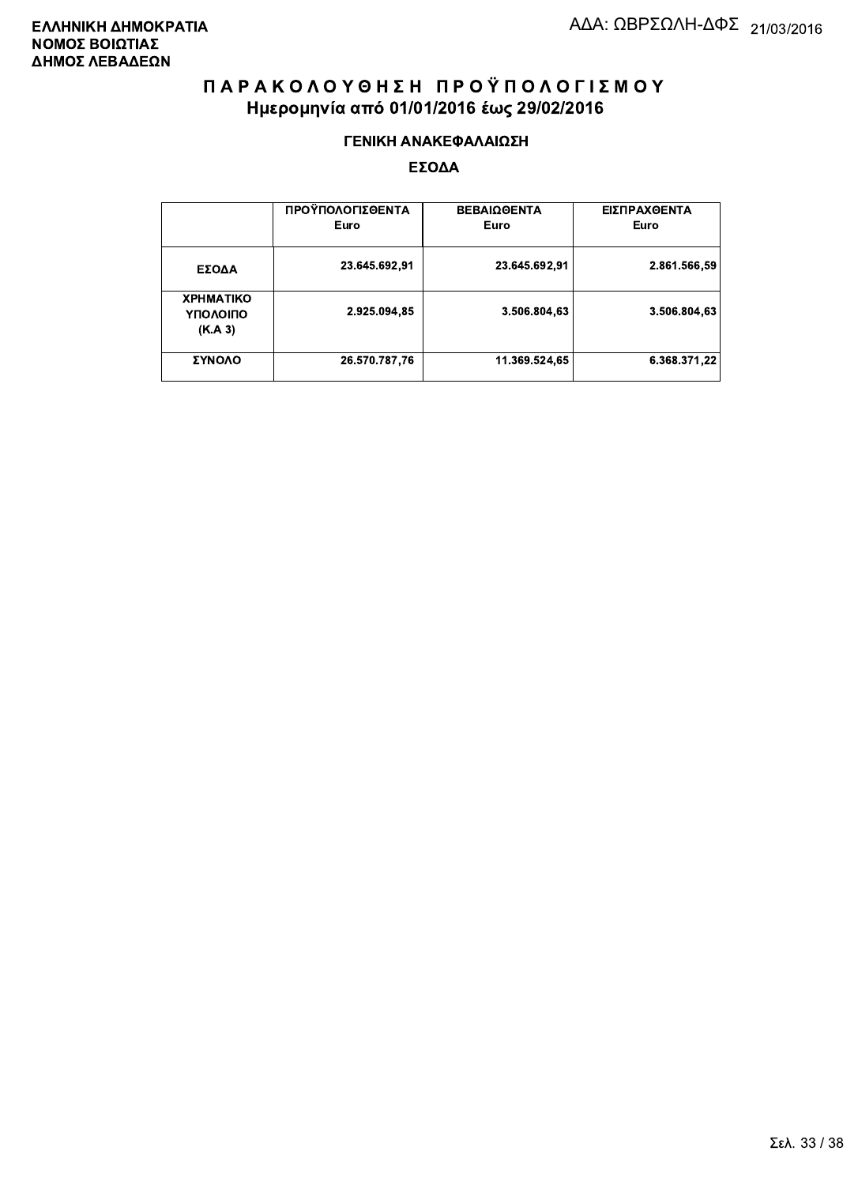**ΕΛΛΗΝΙΚΗ ΔΗΜΟΚΡΑΤΙΑ**
**ΝΟΜΟΣ ΒΟΙΩΤΙΑΣ**
**ΔΗΜΟΣ ΛΕΒΑΔΕΩΝ**

ΑΔΑ: ΩΒΡΣΩΛΗ-ΔΦΣ 21/03/2016

# ΠΑΡΑΚΟΛΟΥΘΗΣΗ ΠΡΟΫΠΟΛΟΓΙΣΜΟΥ

## Ημερομηνία από 01/01/2016 έως 29/02/2016

### ΓΕΝΙΚΗ ΑΝΑΚΕΦΑΛΑΙΩΣΗ

### ΕΣΟΔΑ

| | ΠΡΟΫΠΟΛΟΓΙΣΘΕΝΤΑ Euro | ΒΕΒΑΙΩΘΕΝΤΑ Euro | ΕΙΣΠΡΑΧΘΕΝΤΑ Euro |
|---|---|---|---|
| ΕΣΟΔΑ | 23.645.692,91 | 23.645.692,91 | 2.861.566,59 |
| ΧΡΗΜΑΤΙΚΟ ΥΠΟΛΟΙΠΟ (Κ.Α 3) | 2.925.094,85 | 3.506.804,63 | 3.506.804,63 |
| ΣΥΝΟΛΟ | 26.570.787,76 | 11.369.524,65 | 6.368.371,22 |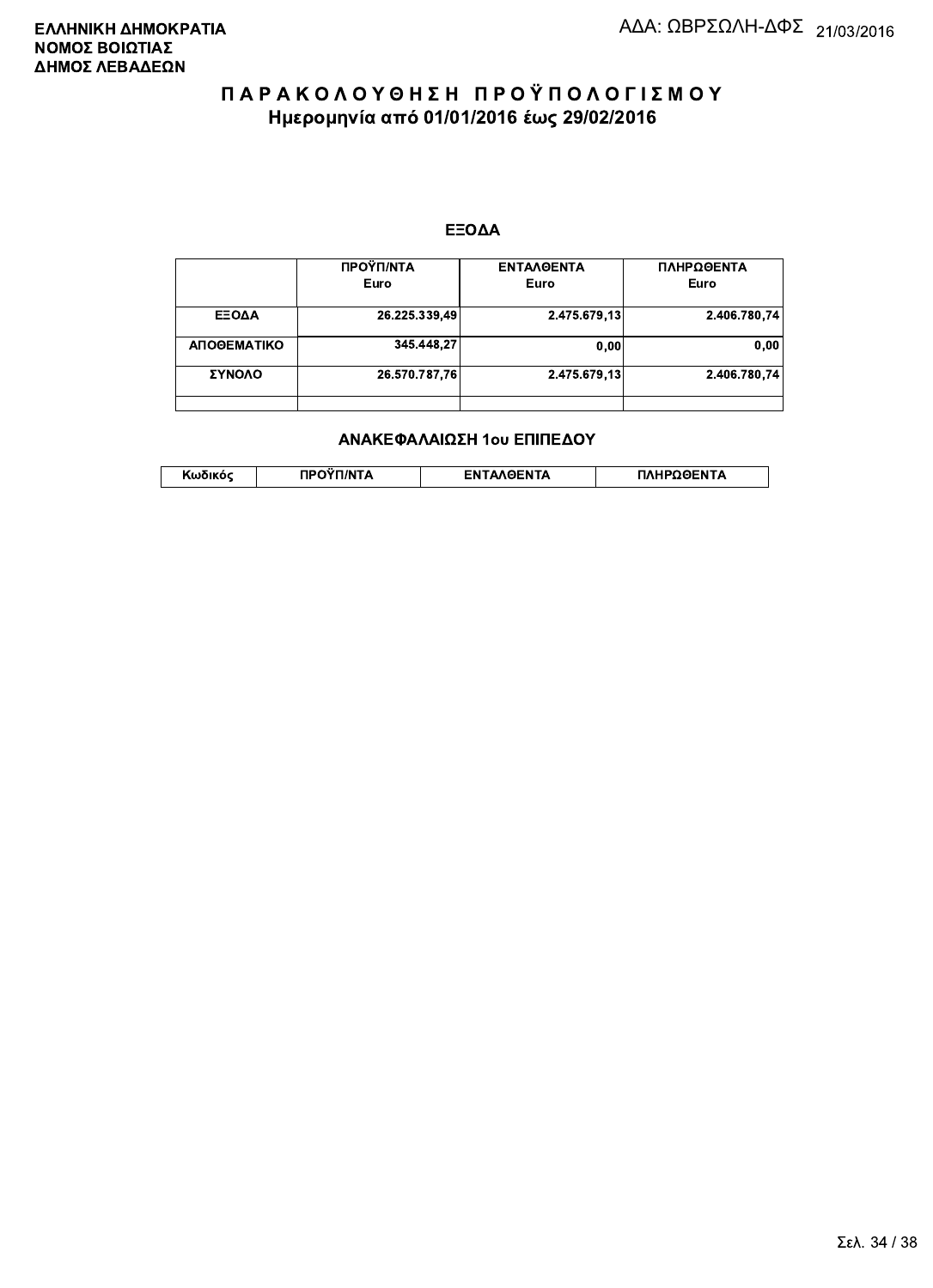**ΕΛΛΗΝΙΚΗ ΔΗΜΟΚΡΑΤΙΑ**
**ΝΟΜΟΣ ΒΟΙΩΤΙΑΣ**
**ΔΗΜΟΣ ΛΕΒΑΔΕΩΝ**

ΑΔΑ: ΩΒΡΣΩΛΗ-ΔΦΣ 21/03/2016

# ΠΑΡΑΚΟΛΟΥΘΗΣΗ ΠΡΟΫΠΟΛΟΓΙΣΜΟΥ
## Ημερομηνία από 01/01/2016 έως 29/02/2016

### ΕΞΟΔΑ

| | ΠΡΟΫΠ/ΝΤΑ Euro | ΕΝΤΑΛΘΕΝΤΑ Euro | ΠΛΗΡΩΘΕΝΤΑ Euro |
|---|---|---|---|
| ΕΞΟΔΑ | 26.225.339,49 | 2.475.679,13 | 2.406.780,74 |
| ΑΠΟΘΕΜΑΤΙΚΟ | 345.448,27 | 0,00 | 0,00 |
| ΣΥΝΟΛΟ | 26.570.787,76 | 2.475.679,13 | 2.406.780,74 |
| | | | |

### ΑΝΑΚΕΦΑΛΑΙΩΣΗ 1ου ΕΠΙΠΕΔΟΥ

| Κωδικός | ΠΡΟΫΠ/ΝΤΑ | ΕΝΤΑΛΘΕΝΤΑ | ΠΛΗΡΩΘΕΝΤΑ |
|---|---|---|---|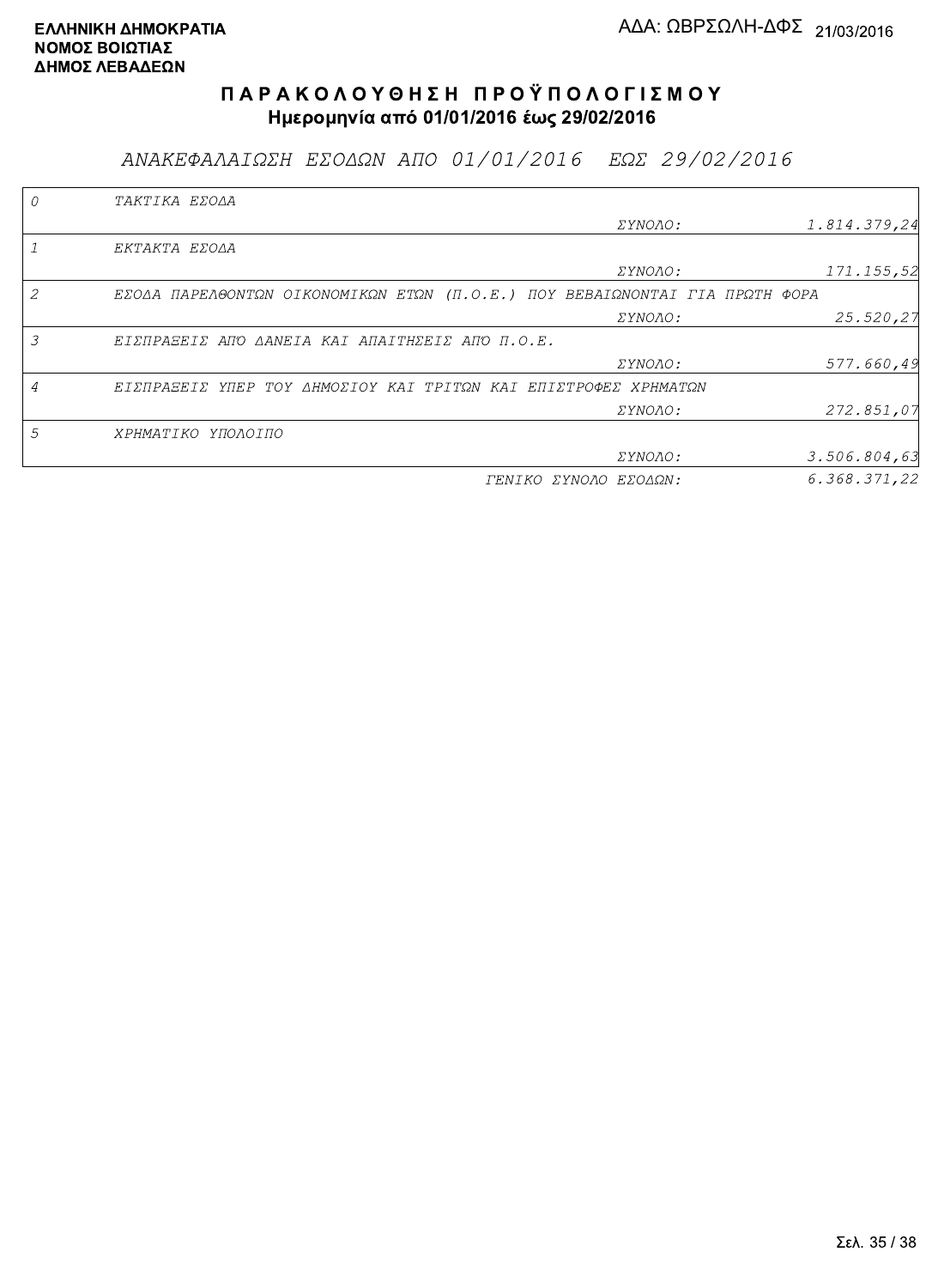**ΕΛΛΗΝΙΚΗ ΔΗΜΟΚΡΑΤΙΑ**
**ΝΟΜΟΣ ΒΟΙΩΤΙΑΣ**
**ΔΗΜΟΣ ΛΕΒΑΔΕΩΝ**

ΑΔΑ: ΩΒΡΣΩΛΗ-ΔΦΣ 21/03/2016

# Π Α Ρ Α Κ Ο Λ Ο Υ Θ Η Σ Η Π Ρ Ο Ϋ Π Ο Λ Ο Γ Ι Σ Μ Ο Υ

**Ημερομηνία από 01/01/2016 έως 29/02/2016**

## *ΑΝΑΚΕΦΑΛΑΙΩΣΗ ΕΣΟΔΩΝ ΑΠΟ 01/01/2016 ΕΩΣ 29/02/2016*

| Κωδ. | Περιγραφή | | Ποσό |
|---|---|---|---|
| 0 | ΤΑΚΤΙΚΑ ΕΣΟΔΑ | ΣΥΝΟΛΟ: | 1.814.379,24 |
| 1 | ΕΚΤΑΚΤΑ ΕΣΟΔΑ | ΣΥΝΟΛΟ: | 171.155,52 |
| 2 | ΕΣΟΔΑ ΠΑΡΕΛΘΟΝΤΩΝ ΟΙΚΟΝΟΜΙΚΩΝ ΕΤΩΝ (Π.Ο.Ε.) ΠΟΥ ΒΕΒΑΙΩΝΟΝΤΑΙ ΓΙΑ ΠΡΩΤΗ ΦΟΡΑ | ΣΥΝΟΛΟ: | 25.520,27 |
| 3 | ΕΙΣΠΡΑΞΕΙΣ ΑΠΟ ΔΑΝΕΙΑ ΚΑΙ ΑΠΑΙΤΗΣΕΙΣ ΑΠΟ Π.Ο.Ε. | ΣΥΝΟΛΟ: | 577.660,49 |
| 4 | ΕΙΣΠΡΑΞΕΙΣ ΥΠΕΡ ΤΟΥ ΔΗΜΟΣΙΟΥ ΚΑΙ ΤΡΙΤΩΝ ΚΑΙ ΕΠΙΣΤΡΟΦΕΣ ΧΡΗΜΑΤΩΝ | ΣΥΝΟΛΟ: | 272.851,07 |
| 5 | ΧΡΗΜΑΤΙΚΟ ΥΠΟΛΟΙΠΟ | ΣΥΝΟΛΟ: | 3.506.804,63 |
| | | ΓΕΝΙΚΟ ΣΥΝΟΛΟ ΕΣΟΔΩΝ: | 6.368.371,22 |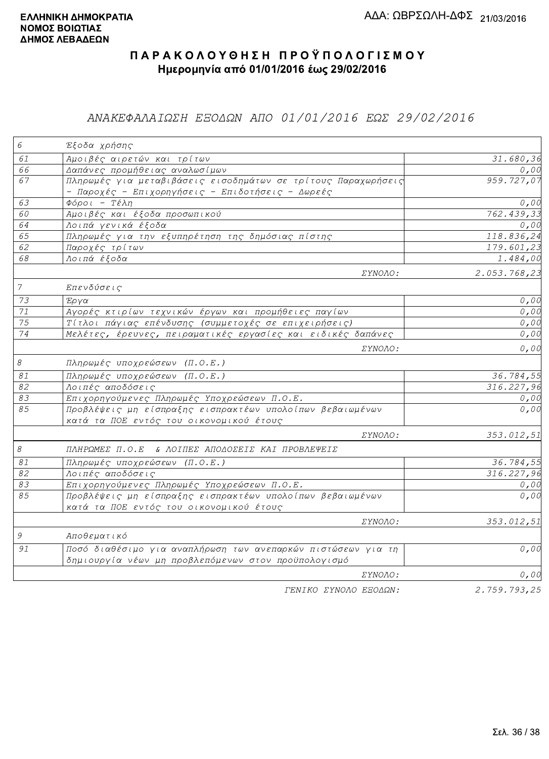**ΕΛΛΗΝΙΚΗ ΔΗΜΟΚΡΑΤΙΑ**
**ΝΟΜΟΣ ΒΟΙΩΤΙΑΣ**
**ΔΗΜΟΣ ΛΕΒΑΔΕΩΝ**

ΑΔΑ: ΩΒΡΣΩΛΗ-ΔΦΣ 21/03/2016

# ΠΑΡΑΚΟΛΟΥΘΗΣΗ ΠΡΟΫΠΟΛΟΓΙΣΜΟΥ

**Ημερομηνία από 01/01/2016 έως 29/02/2016**

## ΑΝΑΚΕΦΑΛΑΙΩΣΗ ΕΞΟΔΩΝ ΑΠΟ 01/01/2016 ΕΩΣ 29/02/2016

| | | |
|---|---|---|
| 6 | Έξοδα χρήσης | |
| 61 | Αμοιβές αιρετών και τρίτων | 31.680,36 |
| 66 | Δαπάνες προμήθειας αναλωσίμων | 0,00 |
| 67 | Πληρωμές για μεταβιβάσεις εισοδημάτων σε τρίτους Παραχωρήσεις - Παροχές - Επιχορηγήσεις - Επιδοτήσεις - Δωρεές | 959.727,07 |
| 63 | Φόροι - Τέλη | 0,00 |
| 60 | Αμοιβές και έξοδα προσωπικού | 762.439,33 |
| 64 | Λοιπά γενικά έξοδα | 0,00 |
| 65 | Πληρωμές για την εξυπηρέτηση της δημόσιας πίστης | 118.836,24 |
| 62 | Παροχές τρίτων | 179.601,23 |
| 68 | Λοιπά έξοδα | 1.484,00 |
| | ΣΥΝΟΛΟ: | 2.053.768,23 |
| 7 | Επενδύσεις | |
| 73 | Έργα | 0,00 |
| 71 | Αγορές κτιρίων τεχνικών έργων και προμήθειες παγίων | 0,00 |
| 75 | Τίτλοι πάγιας επένδυσης (συμμετοχές σε επιχειρήσεις) | 0,00 |
| 74 | Μελέτες, έρευνες, πειραματικές εργασίες και ειδικές δαπάνες | 0,00 |
| | ΣΥΝΟΛΟ: | 0,00 |
| 8 | Πληρωμές υποχρεώσεων (Π.Ο.Ε.) | |
| 81 | Πληρωμές υποχρεώσεων (Π.Ο.Ε.) | 36.784,55 |
| 82 | Λοιπές αποδόσεις | 316.227,96 |
| 83 | Επιχορηγούμενες Πληρωμές Υποχρεώσεων Π.Ο.Ε. | 0,00 |
| 85 | Προβλέψεις μη είσπραξης εισπρακτέων υπολοίπων βεβαιωμένων κατά τα ΠΟΕ εντός του οικονομικού έτους | 0,00 |
| | ΣΥΝΟΛΟ: | 353.012,51 |
| 8 | ΠΛΗΡΩΜΕΣ Π.Ο.Ε & ΛΟΙΠΕΣ ΑΠΟΔΟΣΕΙΣ ΚΑΙ ΠΡΟΒΛΕΨΕΙΣ | |
| 81 | Πληρωμές υποχρεώσεων (Π.Ο.Ε.) | 36.784,55 |
| 82 | Λοιπές αποδόσεις | 316.227,96 |
| 83 | Επιχορηγούμενες Πληρωμές Υποχρεώσεων Π.Ο.Ε. | 0,00 |
| 85 | Προβλέψεις μη είσπραξης εισπρακτέων υπολοίπων βεβαιωμένων κατά τα ΠΟΕ εντός του οικονομικού έτους | 0,00 |
| | ΣΥΝΟΛΟ: | 353.012,51 |
| 9 | Αποθεματικό | |
| 91 | Ποσό διαθέσιμο για αναπλήρωση των ανεπαρκών πιστώσεων για τη δημιουργία νέων μη προβλεπόμενων στον προϋπολογισμό | 0,00 |
| | ΣΥΝΟΛΟ: | 0,00 |
| | ΓΕΝΙΚΟ ΣΥΝΟΛΟ ΕΞΟΔΩΝ: | 2.759.793,25 |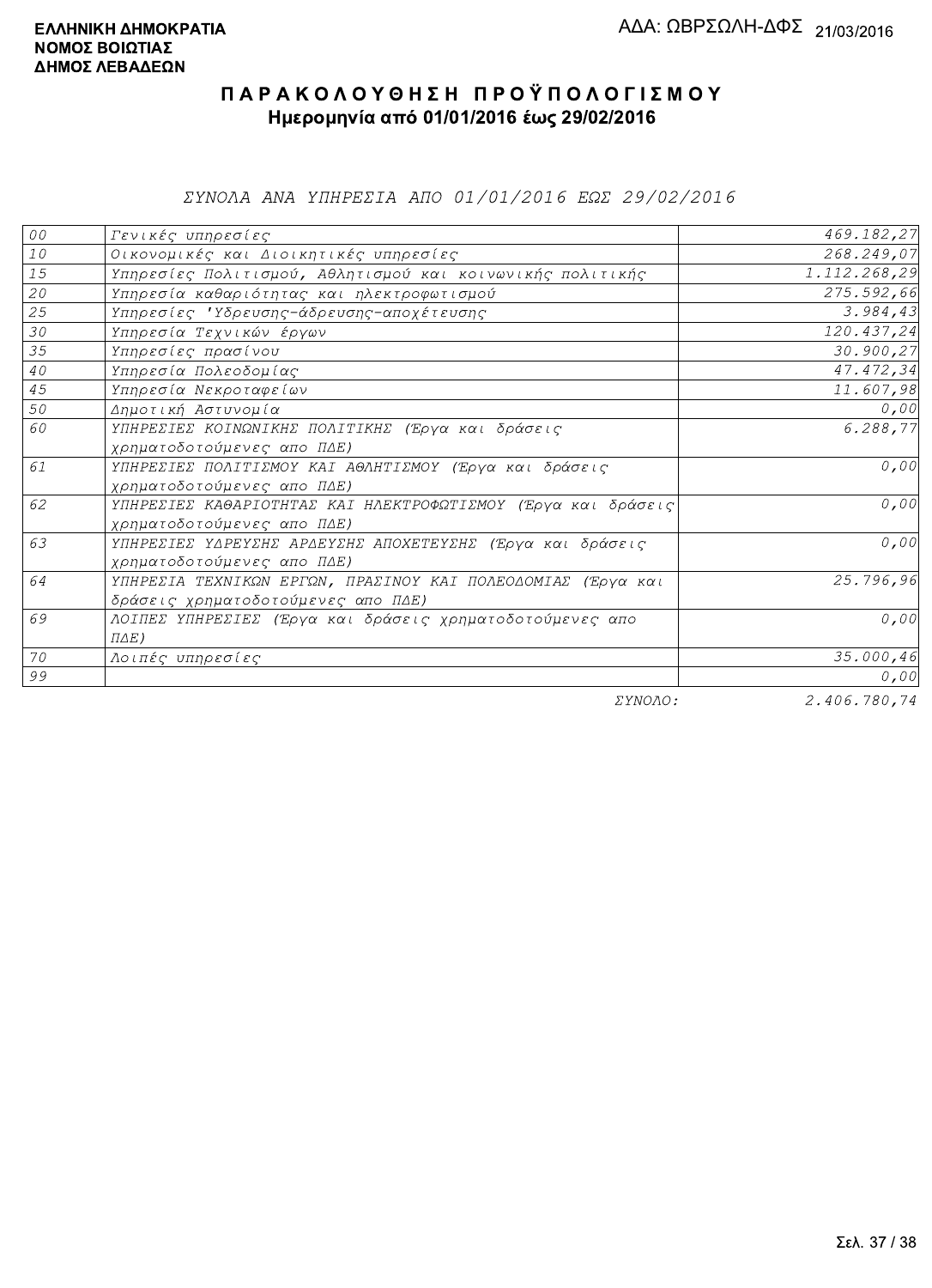ΕΛΛΗΝΙΚΗ ΔΗΜΟΚΡΑΤΙΑ
ΝΟΜΟΣ ΒΟΙΩΤΙΑΣ
ΔΗΜΟΣ ΛΕΒΑΔΕΩΝ

ΑΔΑ: ΩΒΡΣΩΛΗ-ΔΦΣ 21/03/2016

# ΠΑΡΑΚΟΛΟΥΘΗΣΗ ΠΡΟΫΠΟΛΟΓΙΣΜΟΥ
## Ημερομηνία από 01/01/2016 έως 29/02/2016

*ΣΥΝΟΛΑ ΑΝΑ ΥΠΗΡΕΣΙΑ ΑΠΟ 01/01/2016 ΕΩΣ 29/02/2016*

| | | |
|---|---|---|
| 00 | Γενικές υπηρεσίες | 469.182,27 |
| 10 | Οικονομικές και Διοικητικές υπηρεσίες | 268.249,07 |
| 15 | Υπηρεσίες Πολιτισμού, Αθλητισμού και κοινωνικής πολιτικής | 1.112.268,29 |
| 20 | Υπηρεσία καθαριότητας και ηλεκτροφωτισμού | 275.592,66 |
| 25 | Υπηρεσίες 'Υδρευσης-άδρευσης-αποχέτευσης | 3.984,43 |
| 30 | Υπηρεσία Τεχνικών έργων | 120.437,24 |
| 35 | Υπηρεσίες πρασίνου | 30.900,27 |
| 40 | Υπηρεσία Πολεοδομίας | 47.472,34 |
| 45 | Υπηρεσία Νεκροταφείων | 11.607,98 |
| 50 | Δημοτική Αστυνομία | 0,00 |
| 60 | ΥΠΗΡΕΣΙΕΣ ΚΟΙΝΩΝΙΚΗΣ ΠΟΛΙΤΙΚΗΣ (Έργα και δράσεις χρηματοδοτούμενες απο ΠΔΕ) | 6.288,77 |
| 61 | ΥΠΗΡΕΣΙΕΣ ΠΟΛΙΤΙΣΜΟΥ ΚΑΙ ΑΘΛΗΤΙΣΜΟΥ (Έργα και δράσεις χρηματοδοτούμενες απο ΠΔΕ) | 0,00 |
| 62 | ΥΠΗΡΕΣΙΕΣ ΚΑΘΑΡΙΟΤΗΤΑΣ ΚΑΙ ΗΛΕΚΤΡΟΦΩΤΙΣΜΟΥ (Έργα και δράσεις χρηματοδοτούμενες απο ΠΔΕ) | 0,00 |
| 63 | ΥΠΗΡΕΣΙΕΣ ΥΔΡΕΥΣΗΣ ΑΡΔΕΥΣΗΣ ΑΠΟΧΕΤΕΥΣΗΣ (Έργα και δράσεις χρηματοδοτούμενες απο ΠΔΕ) | 0,00 |
| 64 | ΥΠΗΡΕΣΙΑ ΤΕΧΝΙΚΩΝ ΕΡΓΩΝ, ΠΡΑΣΙΝΟΥ ΚΑΙ ΠΟΛΕΟΔΟΜΙΑΣ (Έργα και δράσεις χρηματοδοτούμενες απο ΠΔΕ) | 25.796,96 |
| 69 | ΛΟΙΠΕΣ ΥΠΗΡΕΣΙΕΣ (Έργα και δράσεις χρηματοδοτούμενες απο ΠΔΕ) | 0,00 |
| 70 | Λοιπές υπηρεσίες | 35.000,46 |
| 99 | | 0,00 |
| | ΣΥΝΟΛΟ: | 2.406.780,74 |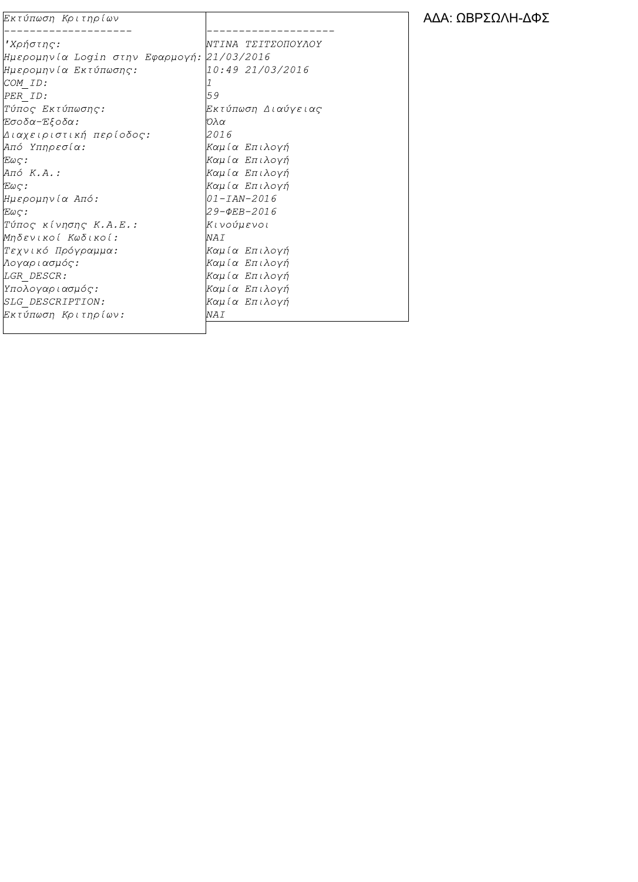ΑΔΑ: ΩΒΡΣΩΛΗ-ΔΦΣ

| Εκτύπωση Κριτηρίων | |
|---|---|
| 'Χρήστης: | ΝΤΙΝΑ ΤΣΙΤΣΟΠΟΥΛΟΥ |
| Ημερομηνία Login στην Εφαρμογή: | 21/03/2016 |
| Ημερομηνία Εκτύπωσης: | 10:49 21/03/2016 |
| COM_ID: | 1 |
| PER_ID: | 59 |
| Τύπος Εκτύπωσης: | Εκτύπωση Διαύγειας |
| Έσοδα-Έξοδα: | Όλα |
| Διαχειριστική περίοδος: | 2016 |
| Από Υπηρεσία: | Καμία Επιλογή |
| Έως: | Καμία Επιλογή |
| Από Κ.Α.: | Καμία Επιλογή |
| Έως: | Καμία Επιλογή |
| Ημερομηνία Από: | 01-ΙΑΝ-2016 |
| Έως: | 29-ΦΕΒ-2016 |
| Τύπος κίνησης Κ.Α.Ε.: | Κινούμενοι |
| Μηδενικοί Κωδικοί: | ΝΑΙ |
| Τεχνικό Πρόγραμμα: | Καμία Επιλογή |
| Λογαριασμός: | Καμία Επιλογή |
| LGR_DESCR: | Καμία Επιλογή |
| Υπολογαριασμός: | Καμία Επιλογή |
| SLG_DESCRIPTION: | Καμία Επιλογή |
| Εκτύπωση Κριτηρίων: | ΝΑΙ |